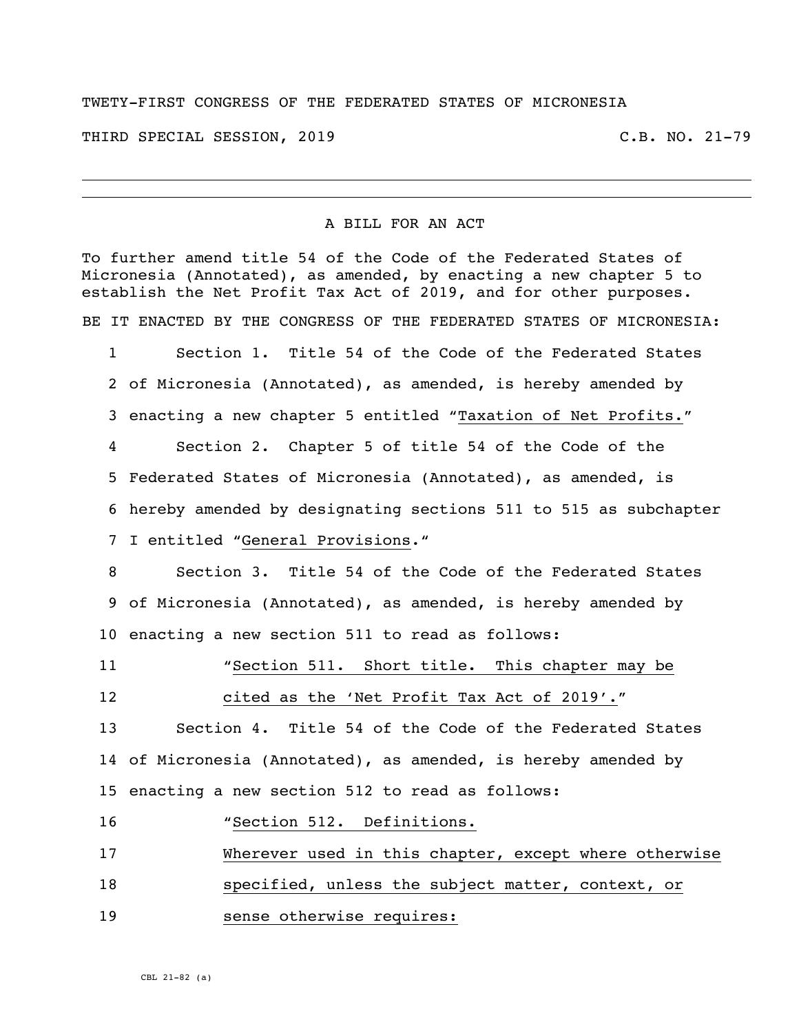TWETY-FIRST CONGRESS OF THE FEDERATED STATES OF MICRONESIA

THIRD SPECIAL SESSION, 2019 C.B. NO. 21-79

A BILL FOR AN ACT

To further amend title 54 of the Code of the Federated States of Micronesia (Annotated), as amended, by enacting a new chapter 5 to establish the Net Profit Tax Act of 2019, and for other purposes.

BE IT ENACTED BY THE CONGRESS OF THE FEDERATED STATES OF MICRONESIA:

1 Section 1. Title 54 of the Code of the Federated States
2 of Micronesia (Annotated), as amended, is hereby amended by
3 enacting a new chapter 5 entitled "Taxation of Net Profits."
4 Section 2. Chapter 5 of title 54 of the Code of the
5 Federated States of Micronesia (Annotated), as amended, is
6 hereby amended by designating sections 511 to 515 as subchapter
7 I entitled "General Provisions."
8 Section 3. Title 54 of the Code of the Federated States
9 of Micronesia (Annotated), as amended, is hereby amended by
10 enacting a new section 511 to read as follows:
11 "Section 511. Short title. This chapter may be
12 cited as the 'Net Profit Tax Act of 2019'."
13 Section 4. Title 54 of the Code of the Federated States
14 of Micronesia (Annotated), as amended, is hereby amended by
15 enacting a new section 512 to read as follows:
16 "Section 512. Definitions.
17 Wherever used in this chapter, except where otherwise
18 specified, unless the subject matter, context, or
19 sense otherwise requires:

CBL 21-82 (a)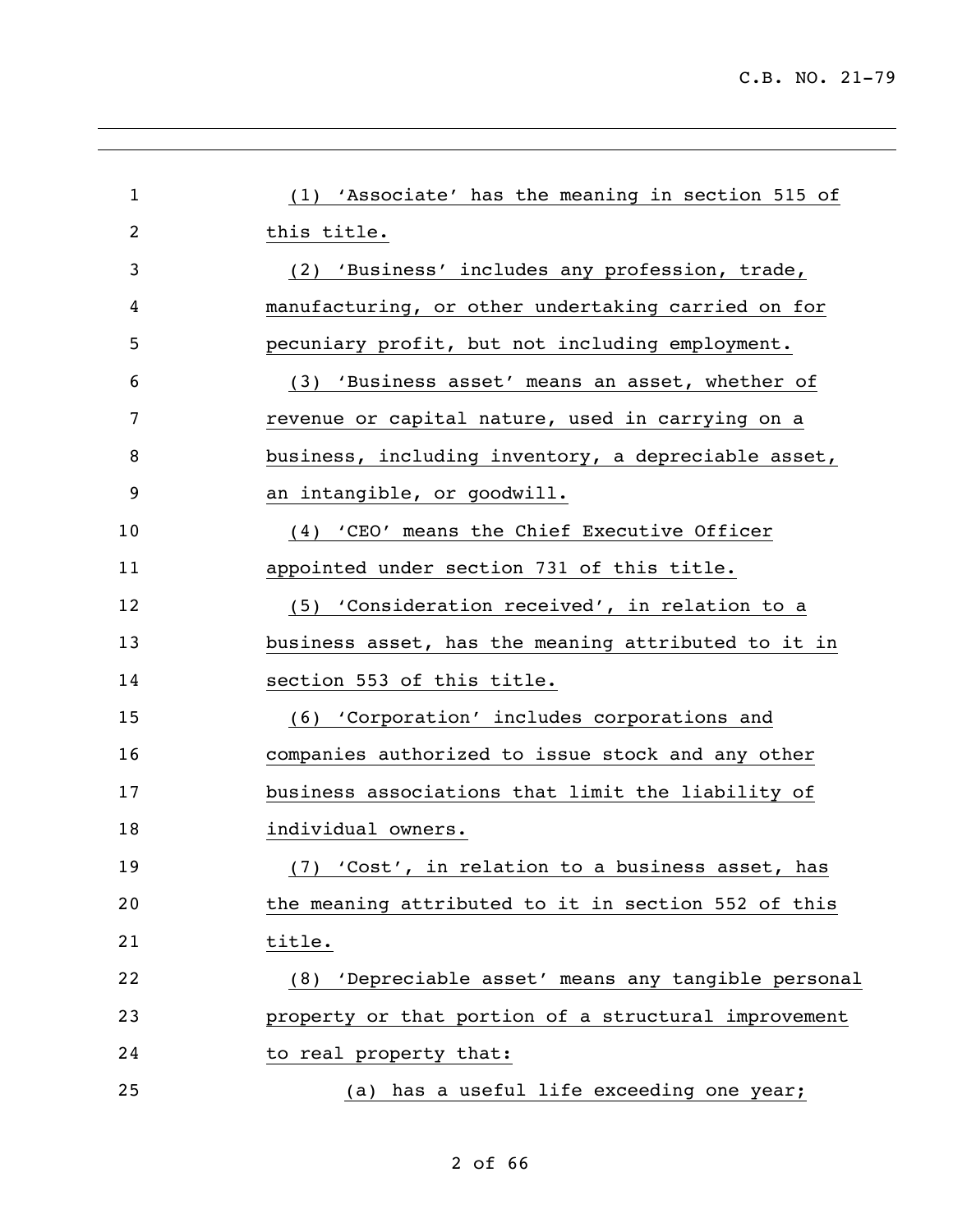(1) 'Associate' has the meaning in section 515 of this title.

(2) 'Business' includes any profession, trade, manufacturing, or other undertaking carried on for pecuniary profit, but not including employment.

(3) 'Business asset' means an asset, whether of revenue or capital nature, used in carrying on a business, including inventory, a depreciable asset, an intangible, or goodwill.

(4) 'CEO' means the Chief Executive Officer appointed under section 731 of this title.

(5) 'Consideration received', in relation to a business asset, has the meaning attributed to it in section 553 of this title.

(6) 'Corporation' includes corporations and companies authorized to issue stock and any other business associations that limit the liability of individual owners.

(7) 'Cost', in relation to a business asset, has the meaning attributed to it in section 552 of this title.

(8) 'Depreciable asset' means any tangible personal property or that portion of a structural improvement to real property that:

(a) has a useful life exceeding one year;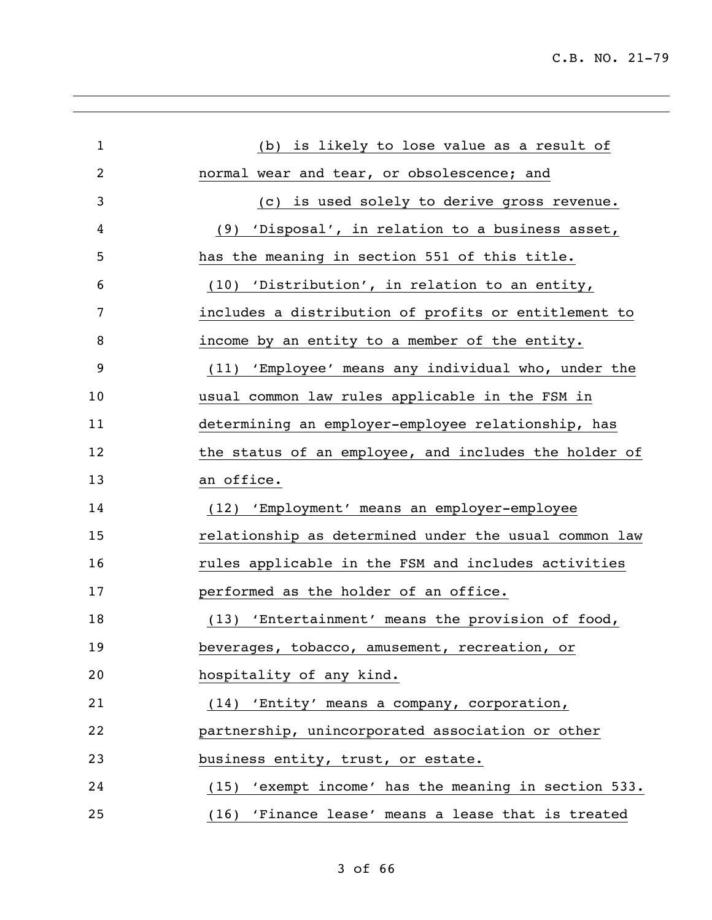(b) is likely to lose value as a result of normal wear and tear, or obsolescence; and

(c) is used solely to derive gross revenue.

(9) 'Disposal', in relation to a business asset, has the meaning in section 551 of this title.

(10) 'Distribution', in relation to an entity, includes a distribution of profits or entitlement to income by an entity to a member of the entity.

(11) 'Employee' means any individual who, under the usual common law rules applicable in the FSM in determining an employer-employee relationship, has the status of an employee, and includes the holder of an office.

(12) 'Employment' means an employer-employee relationship as determined under the usual common law rules applicable in the FSM and includes activities performed as the holder of an office.

(13) 'Entertainment' means the provision of food, beverages, tobacco, amusement, recreation, or hospitality of any kind.

(14) 'Entity' means a company, corporation, partnership, unincorporated association or other business entity, trust, or estate.

(15) 'exempt income' has the meaning in section 533.

(16) 'Finance lease' means a lease that is treated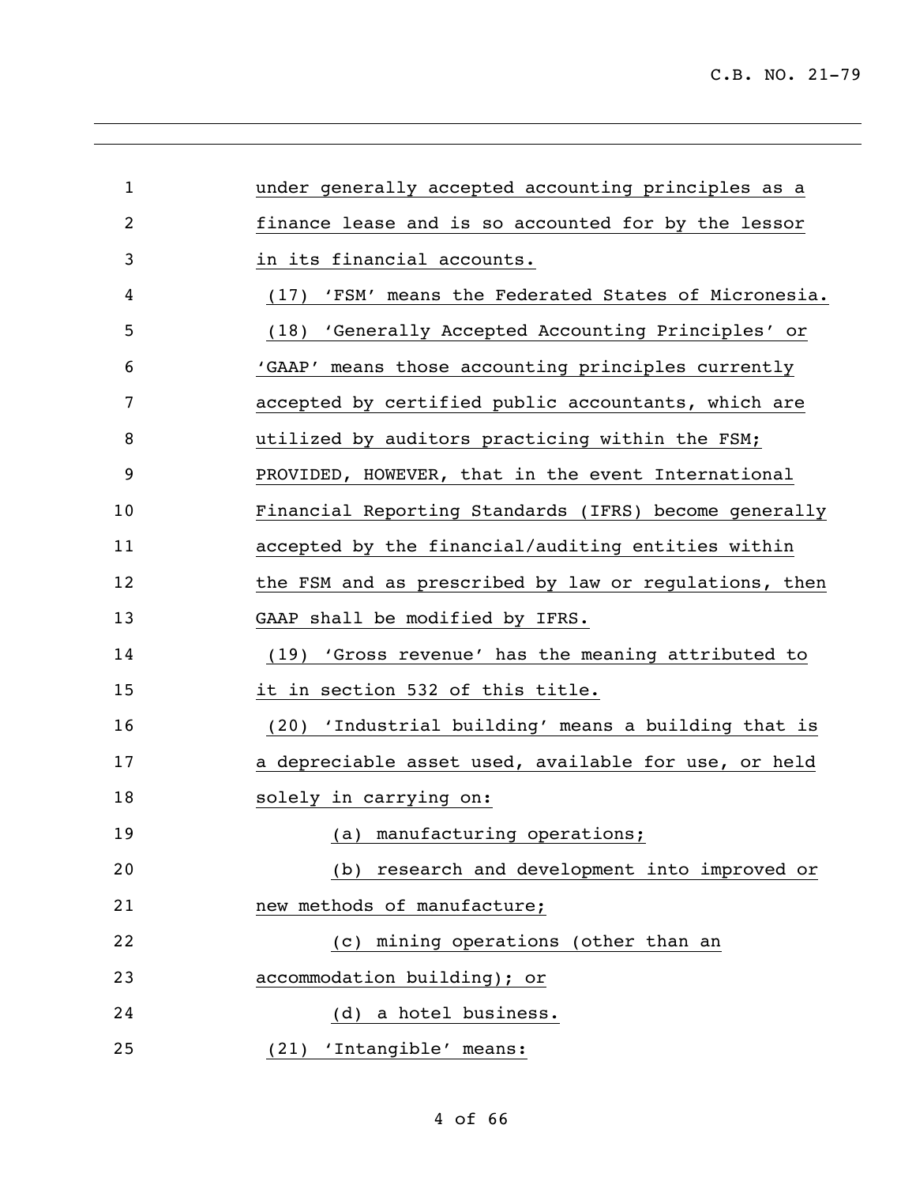under generally accepted accounting principles as a finance lease and is so accounted for by the lessor in its financial accounts.

(17) 'FSM' means the Federated States of Micronesia.

(18) 'Generally Accepted Accounting Principles' or 'GAAP' means those accounting principles currently accepted by certified public accountants, which are utilized by auditors practicing within the FSM; PROVIDED, HOWEVER, that in the event International Financial Reporting Standards (IFRS) become generally accepted by the financial/auditing entities within the FSM and as prescribed by law or regulations, then GAAP shall be modified by IFRS.

(19) 'Gross revenue' has the meaning attributed to it in section 532 of this title.

(20) 'Industrial building' means a building that is a depreciable asset used, available for use, or held solely in carrying on:

(a) manufacturing operations;

(b) research and development into improved or new methods of manufacture;

(c) mining operations (other than an accommodation building); or

(d) a hotel business.

(21) 'Intangible' means: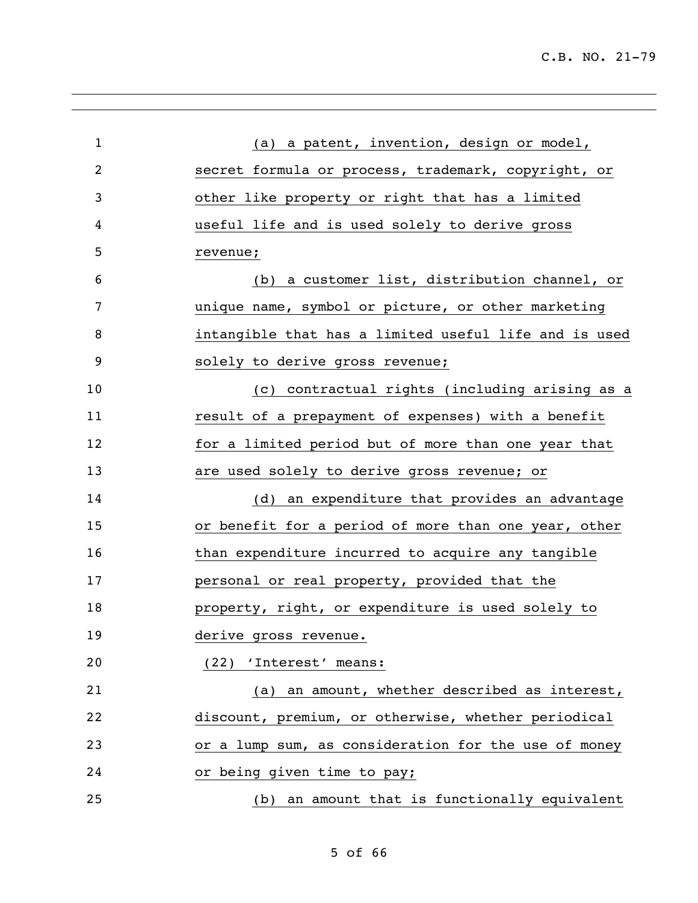(a) a patent, invention, design or model, secret formula or process, trademark, copyright, or other like property or right that has a limited useful life and is used solely to derive gross revenue;

(b) a customer list, distribution channel, or unique name, symbol or picture, or other marketing intangible that has a limited useful life and is used solely to derive gross revenue;

(c) contractual rights (including arising as a result of a prepayment of expenses) with a benefit for a limited period but of more than one year that are used solely to derive gross revenue; or

(d) an expenditure that provides an advantage or benefit for a period of more than one year, other than expenditure incurred to acquire any tangible personal or real property, provided that the property, right, or expenditure is used solely to derive gross revenue.

(22) 'Interest' means:

(a) an amount, whether described as interest, discount, premium, or otherwise, whether periodical or a lump sum, as consideration for the use of money or being given time to pay;

(b) an amount that is functionally equivalent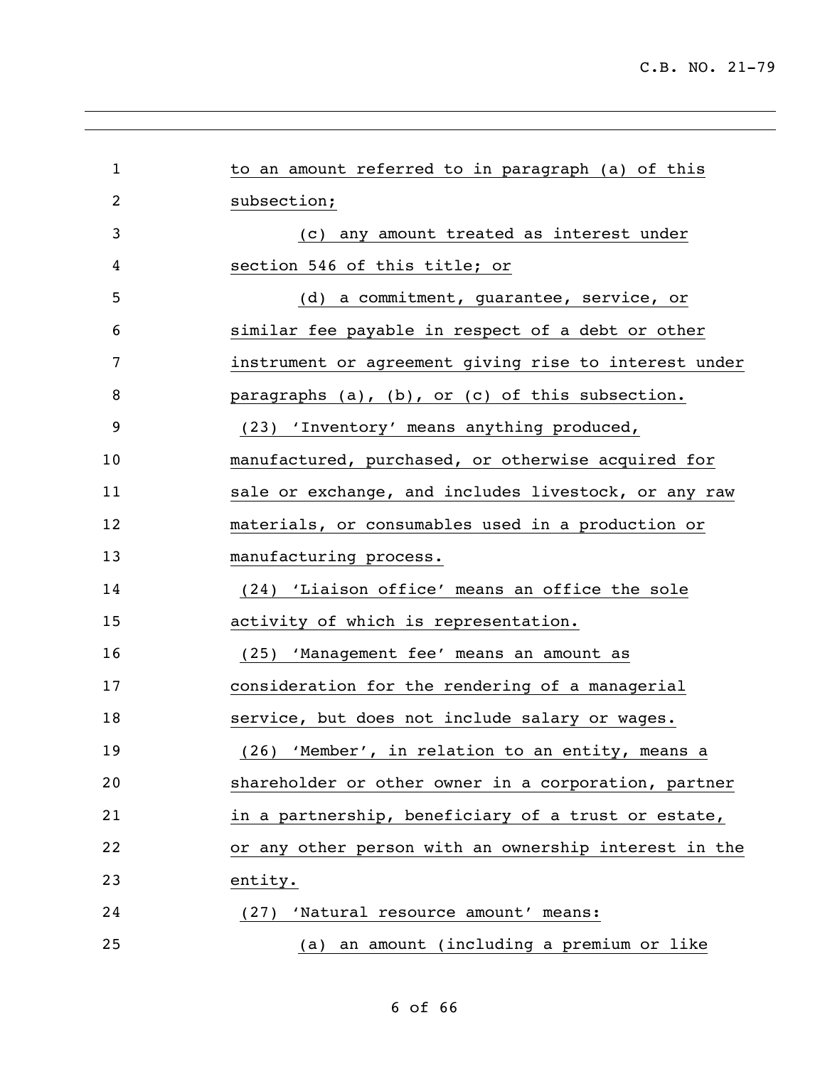to an amount referred to in paragraph (a) of this subsection;

(c) any amount treated as interest under section 546 of this title; or

(d) a commitment, guarantee, service, or similar fee payable in respect of a debt or other instrument or agreement giving rise to interest under paragraphs (a), (b), or (c) of this subsection.

(23) 'Inventory' means anything produced, manufactured, purchased, or otherwise acquired for sale or exchange, and includes livestock, or any raw materials, or consumables used in a production or manufacturing process.

(24) 'Liaison office' means an office the sole activity of which is representation.

(25) 'Management fee' means an amount as consideration for the rendering of a managerial service, but does not include salary or wages.

(26) 'Member', in relation to an entity, means a shareholder or other owner in a corporation, partner in a partnership, beneficiary of a trust or estate, or any other person with an ownership interest in the entity.

(27) 'Natural resource amount' means:

(a) an amount (including a premium or like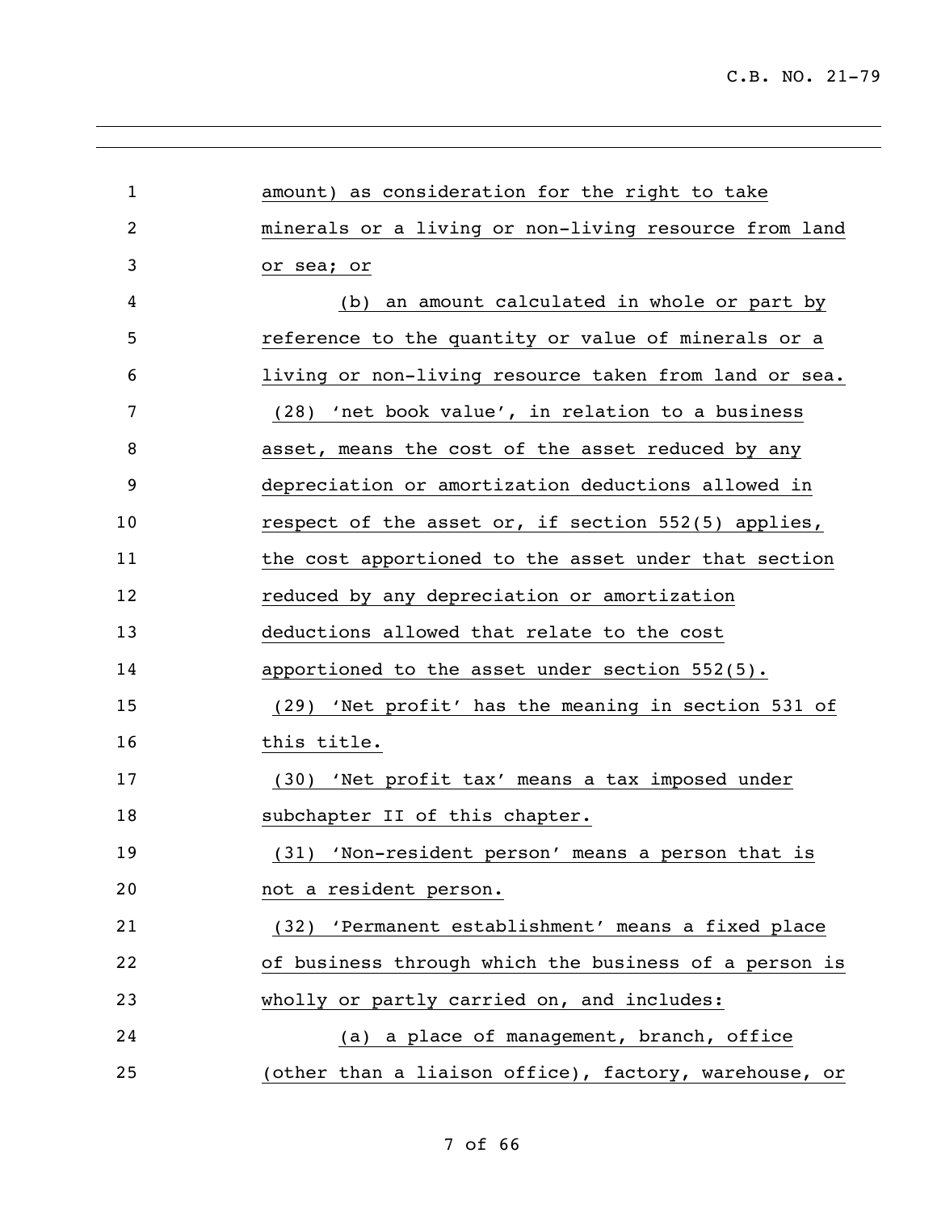amount) as consideration for the right to take minerals or a living or non-living resource from land or sea; or

(b) an amount calculated in whole or part by reference to the quantity or value of minerals or a living or non-living resource taken from land or sea.

(28) 'net book value', in relation to a business asset, means the cost of the asset reduced by any depreciation or amortization deductions allowed in respect of the asset or, if section 552(5) applies, the cost apportioned to the asset under that section reduced by any depreciation or amortization deductions allowed that relate to the cost apportioned to the asset under section 552(5).

(29) 'Net profit' has the meaning in section 531 of this title.

(30) 'Net profit tax' means a tax imposed under subchapter II of this chapter.

(31) 'Non-resident person' means a person that is not a resident person.

(32) 'Permanent establishment' means a fixed place of business through which the business of a person is wholly or partly carried on, and includes:

(a) a place of management, branch, office (other than a liaison office), factory, warehouse, or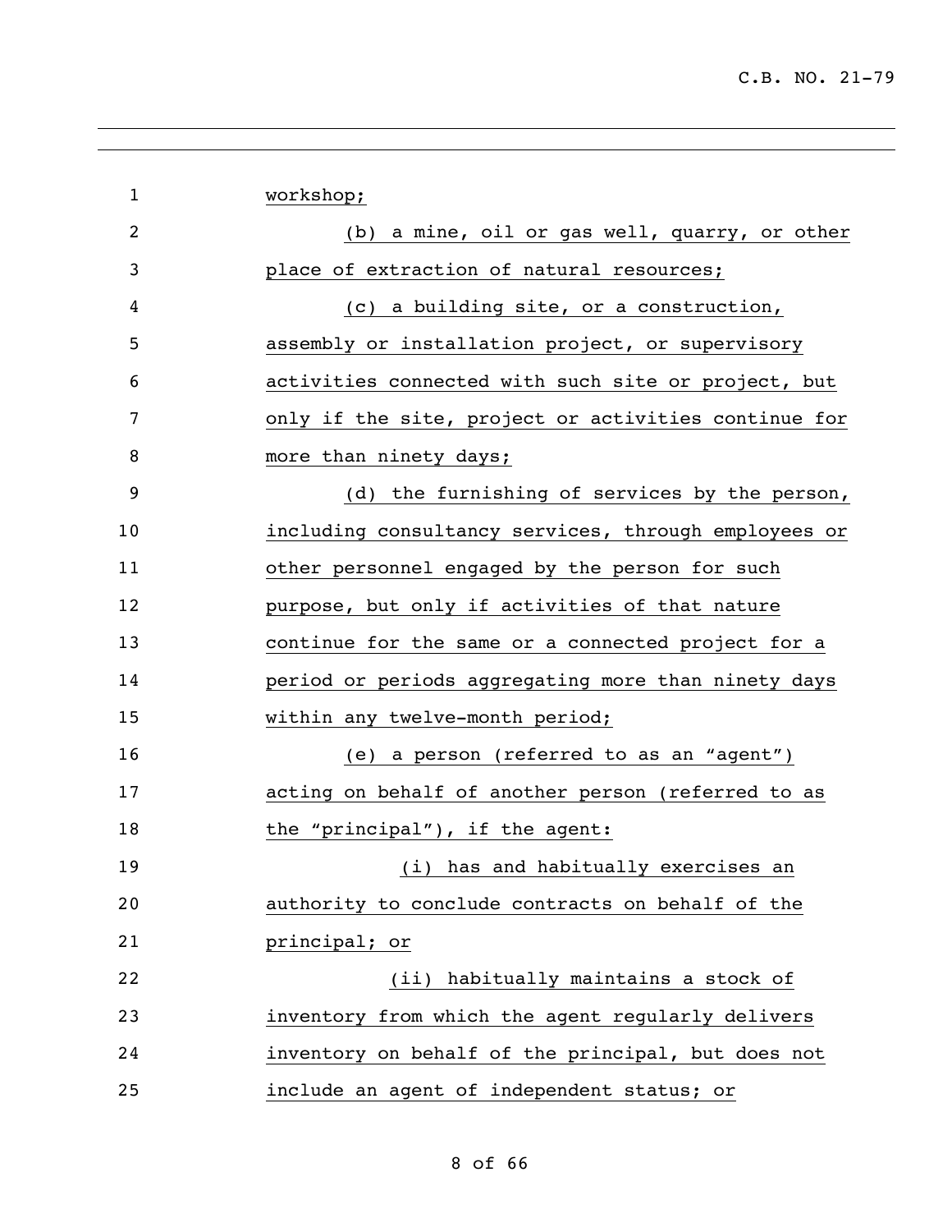workshop;

(b) a mine, oil or gas well, quarry, or other place of extraction of natural resources;

(c) a building site, or a construction, assembly or installation project, or supervisory activities connected with such site or project, but only if the site, project or activities continue for more than ninety days;

(d) the furnishing of services by the person, including consultancy services, through employees or other personnel engaged by the person for such purpose, but only if activities of that nature continue for the same or a connected project for a period or periods aggregating more than ninety days within any twelve-month period;

(e) a person (referred to as an "agent") acting on behalf of another person (referred to as the "principal"), if the agent:

(i) has and habitually exercises an authority to conclude contracts on behalf of the principal; or

(ii) habitually maintains a stock of inventory from which the agent regularly delivers inventory on behalf of the principal, but does not include an agent of independent status; or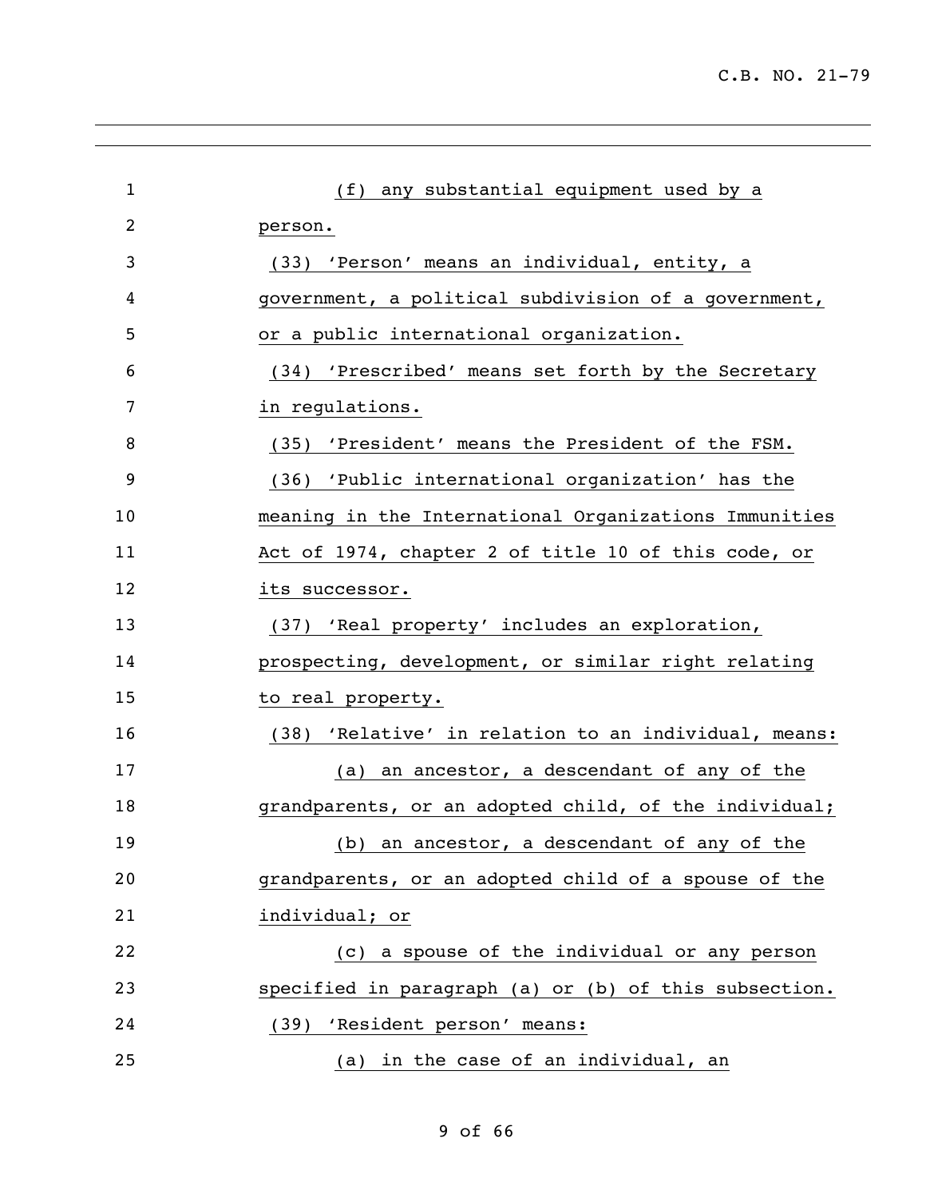(f) any substantial equipment used by a person.

(33) 'Person' means an individual, entity, a government, a political subdivision of a government, or a public international organization.

(34) 'Prescribed' means set forth by the Secretary in regulations.

(35) 'President' means the President of the FSM.

(36) 'Public international organization' has the meaning in the International Organizations Immunities Act of 1974, chapter 2 of title 10 of this code, or its successor.

(37) 'Real property' includes an exploration, prospecting, development, or similar right relating to real property.

(38) 'Relative' in relation to an individual, means:

(a) an ancestor, a descendant of any of the grandparents, or an adopted child, of the individual;

(b) an ancestor, a descendant of any of the grandparents, or an adopted child of a spouse of the individual; or

(c) a spouse of the individual or any person specified in paragraph (a) or (b) of this subsection.

(39) 'Resident person' means:

(a) in the case of an individual, an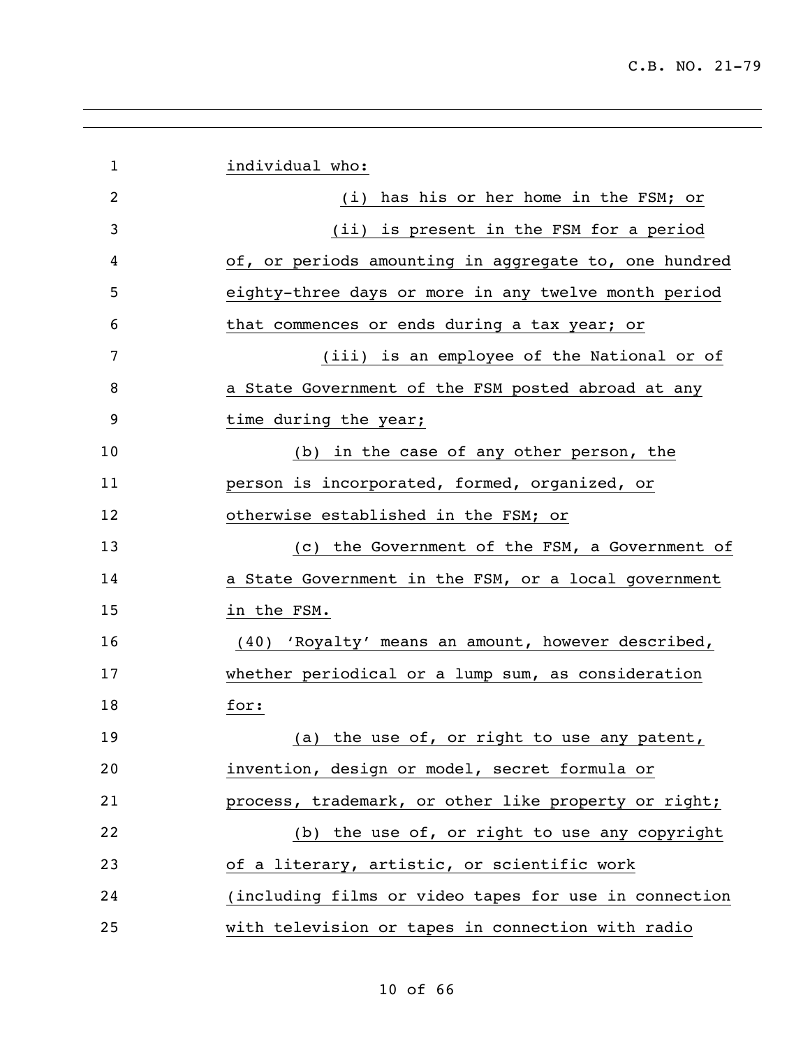individual who:

(i) has his or her home in the FSM; or

(ii) is present in the FSM for a period of, or periods amounting in aggregate to, one hundred eighty-three days or more in any twelve month period that commences or ends during a tax year; or

(iii) is an employee of the National or of a State Government of the FSM posted abroad at any time during the year;

(b) in the case of any other person, the person is incorporated, formed, organized, or otherwise established in the FSM; or

(c) the Government of the FSM, a Government of a State Government in the FSM, or a local government in the FSM.

(40) 'Royalty' means an amount, however described, whether periodical or a lump sum, as consideration for:

(a) the use of, or right to use any patent, invention, design or model, secret formula or process, trademark, or other like property or right;

(b) the use of, or right to use any copyright of a literary, artistic, or scientific work (including films or video tapes for use in connection with television or tapes in connection with radio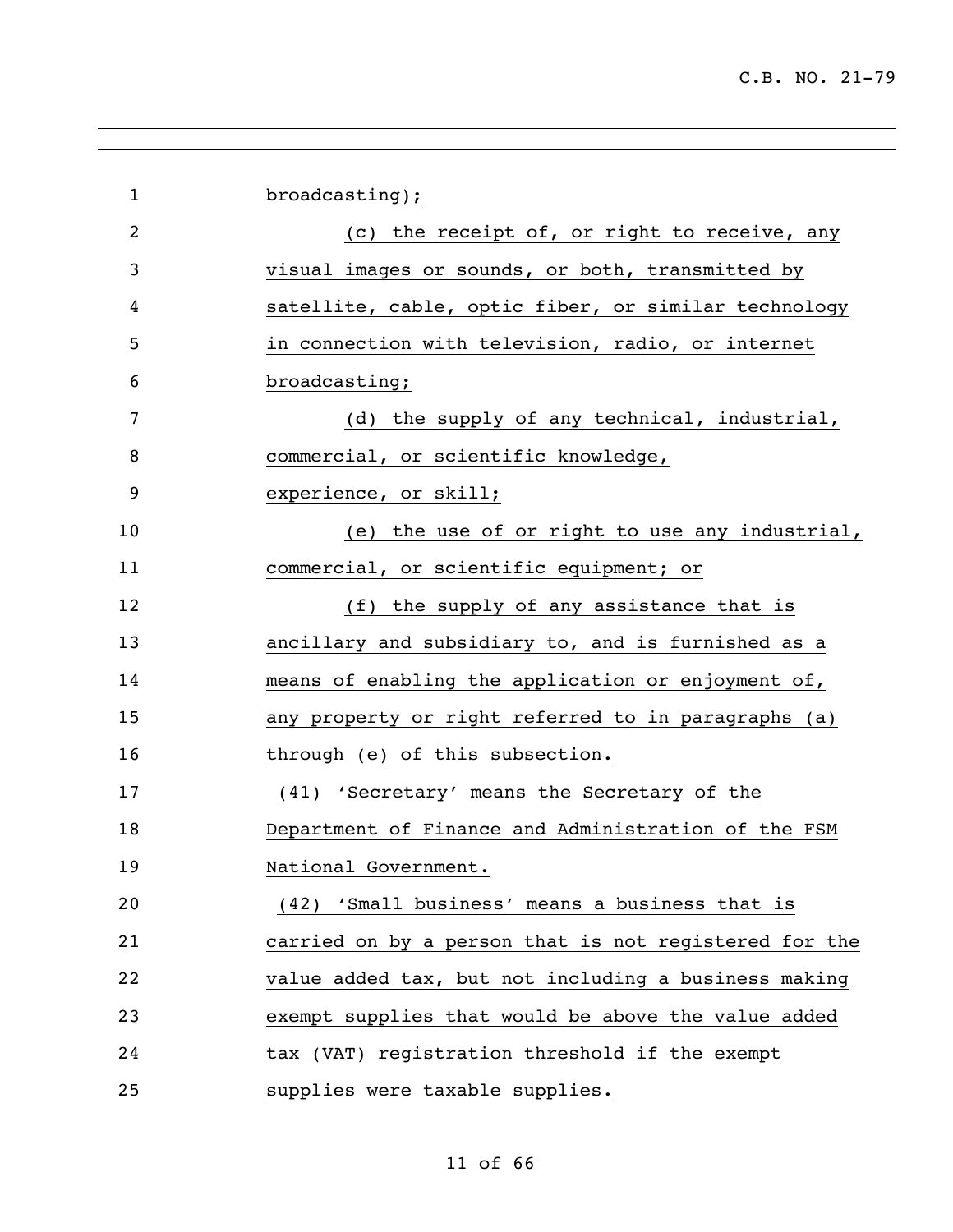broadcasting);

(c) the receipt of, or right to receive, any visual images or sounds, or both, transmitted by satellite, cable, optic fiber, or similar technology in connection with television, radio, or internet broadcasting;

(d) the supply of any technical, industrial, commercial, or scientific knowledge, experience, or skill;

(e) the use of or right to use any industrial, commercial, or scientific equipment; or

(f) the supply of any assistance that is ancillary and subsidiary to, and is furnished as a means of enabling the application or enjoyment of, any property or right referred to in paragraphs (a) through (e) of this subsection.

(41) 'Secretary' means the Secretary of the Department of Finance and Administration of the FSM National Government.

(42) 'Small business' means a business that is carried on by a person that is not registered for the value added tax, but not including a business making exempt supplies that would be above the value added tax (VAT) registration threshold if the exempt supplies were taxable supplies.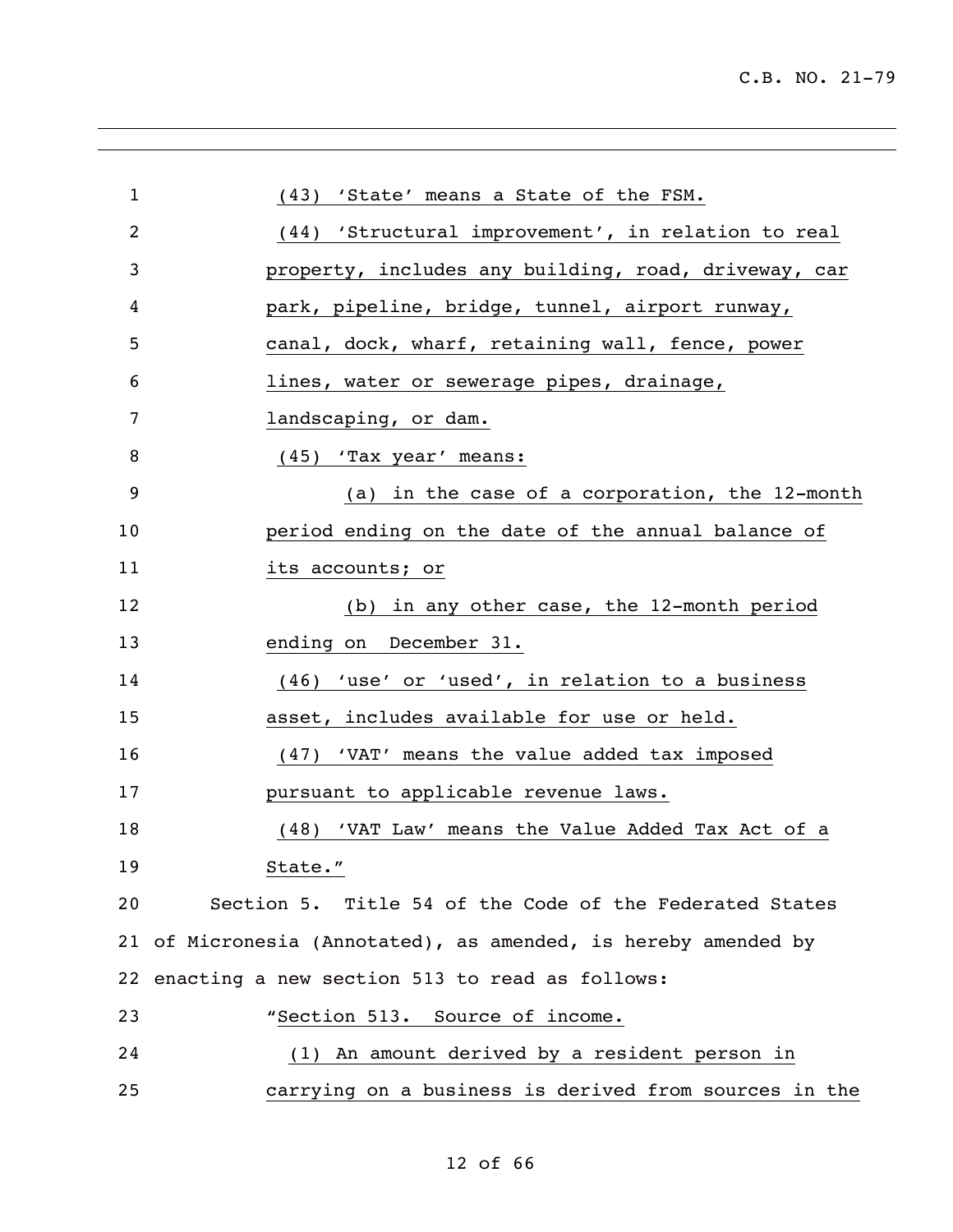(43) 'State' means a State of the FSM.

(44) 'Structural improvement', in relation to real property, includes any building, road, driveway, car park, pipeline, bridge, tunnel, airport runway, canal, dock, wharf, retaining wall, fence, power lines, water or sewerage pipes, drainage, landscaping, or dam.

(45) 'Tax year' means:

(a) in the case of a corporation, the 12-month period ending on the date of the annual balance of its accounts; or

(b) in any other case, the 12-month period ending on December 31.

(46) 'use' or 'used', in relation to a business asset, includes available for use or held.

(47) 'VAT' means the value added tax imposed pursuant to applicable revenue laws.

(48) 'VAT Law' means the Value Added Tax Act of a State."

Section 5. Title 54 of the Code of the Federated States of Micronesia (Annotated), as amended, is hereby amended by enacting a new section 513 to read as follows:

"Section 513. Source of income.

(1) An amount derived by a resident person in carrying on a business is derived from sources in the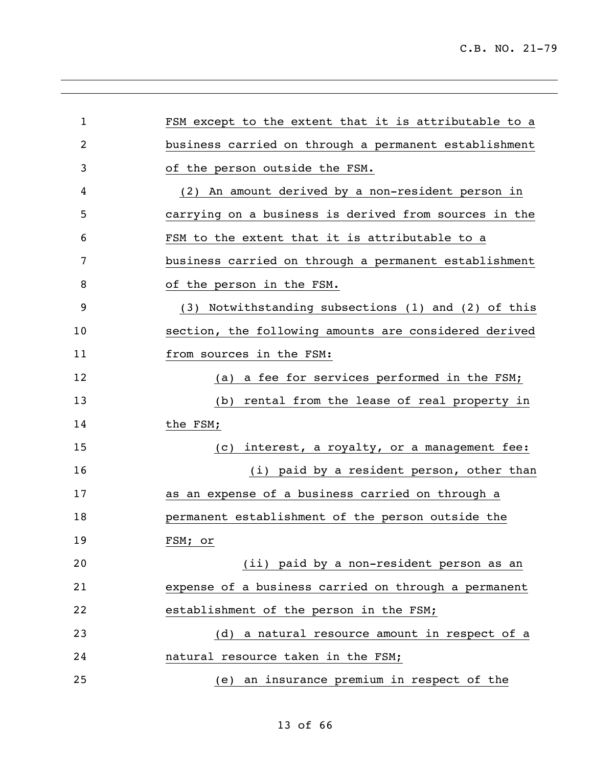FSM except to the extent that it is attributable to a business carried on through a permanent establishment of the person outside the FSM.

(2) An amount derived by a non-resident person in carrying on a business is derived from sources in the FSM to the extent that it is attributable to a business carried on through a permanent establishment of the person in the FSM.

(3) Notwithstanding subsections (1) and (2) of this section, the following amounts are considered derived from sources in the FSM:

(a) a fee for services performed in the FSM;

(b) rental from the lease of real property in the FSM;

(c) interest, a royalty, or a management fee:

(i) paid by a resident person, other than as an expense of a business carried on through a permanent establishment of the person outside the FSM; or

(ii) paid by a non-resident person as an expense of a business carried on through a permanent establishment of the person in the FSM;

(d) a natural resource amount in respect of a natural resource taken in the FSM;

(e) an insurance premium in respect of the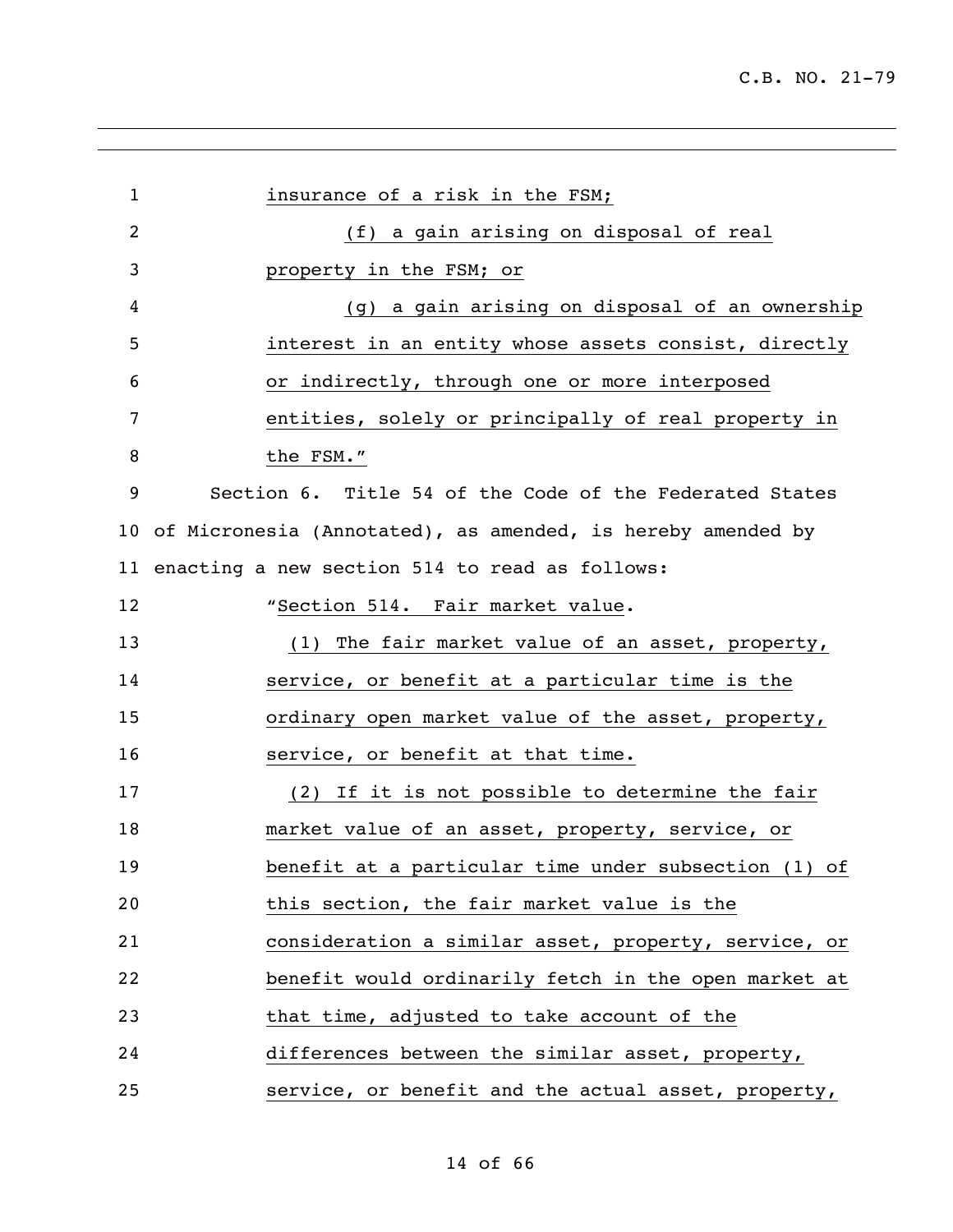insurance of a risk in the FSM;

(f) a gain arising on disposal of real property in the FSM; or

(g) a gain arising on disposal of an ownership interest in an entity whose assets consist, directly or indirectly, through one or more interposed entities, solely or principally of real property in the FSM."

Section 6. Title 54 of the Code of the Federated States of Micronesia (Annotated), as amended, is hereby amended by enacting a new section 514 to read as follows:

"Section 514. Fair market value.

(1) The fair market value of an asset, property, service, or benefit at a particular time is the ordinary open market value of the asset, property, service, or benefit at that time.

(2) If it is not possible to determine the fair market value of an asset, property, service, or benefit at a particular time under subsection (1) of this section, the fair market value is the consideration a similar asset, property, service, or benefit would ordinarily fetch in the open market at that time, adjusted to take account of the differences between the similar asset, property, service, or benefit and the actual asset, property,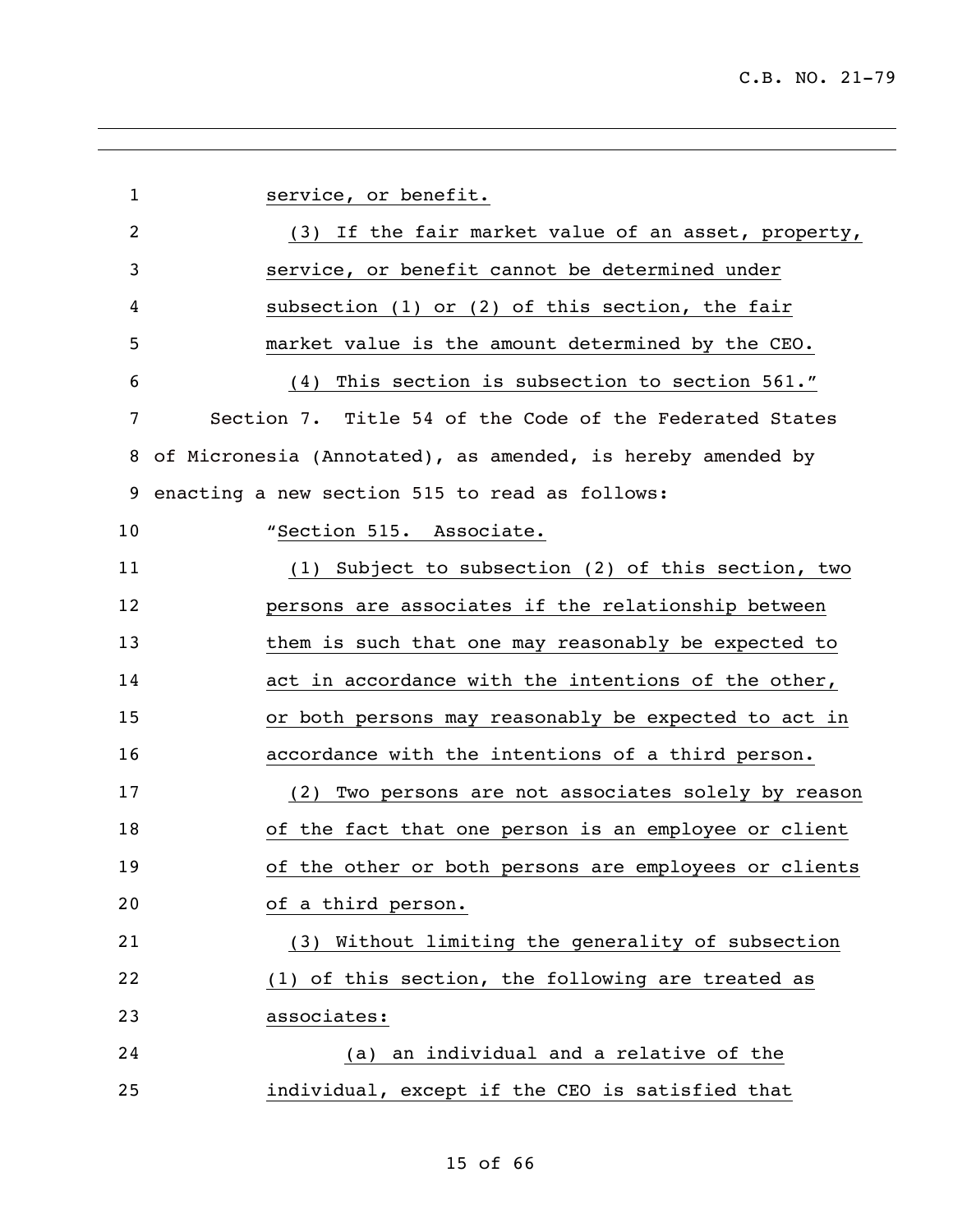service, or benefit.

(3) If the fair market value of an asset, property, service, or benefit cannot be determined under subsection (1) or (2) of this section, the fair market value is the amount determined by the CEO.

(4) This section is subsection to section 561."

Section 7. Title 54 of the Code of the Federated States of Micronesia (Annotated), as amended, is hereby amended by enacting a new section 515 to read as follows:

"Section 515. Associate.

(1) Subject to subsection (2) of this section, two persons are associates if the relationship between them is such that one may reasonably be expected to act in accordance with the intentions of the other, or both persons may reasonably be expected to act in accordance with the intentions of a third person.

(2) Two persons are not associates solely by reason of the fact that one person is an employee or client of the other or both persons are employees or clients of a third person.

(3) Without limiting the generality of subsection (1) of this section, the following are treated as associates:

(a) an individual and a relative of the individual, except if the CEO is satisfied that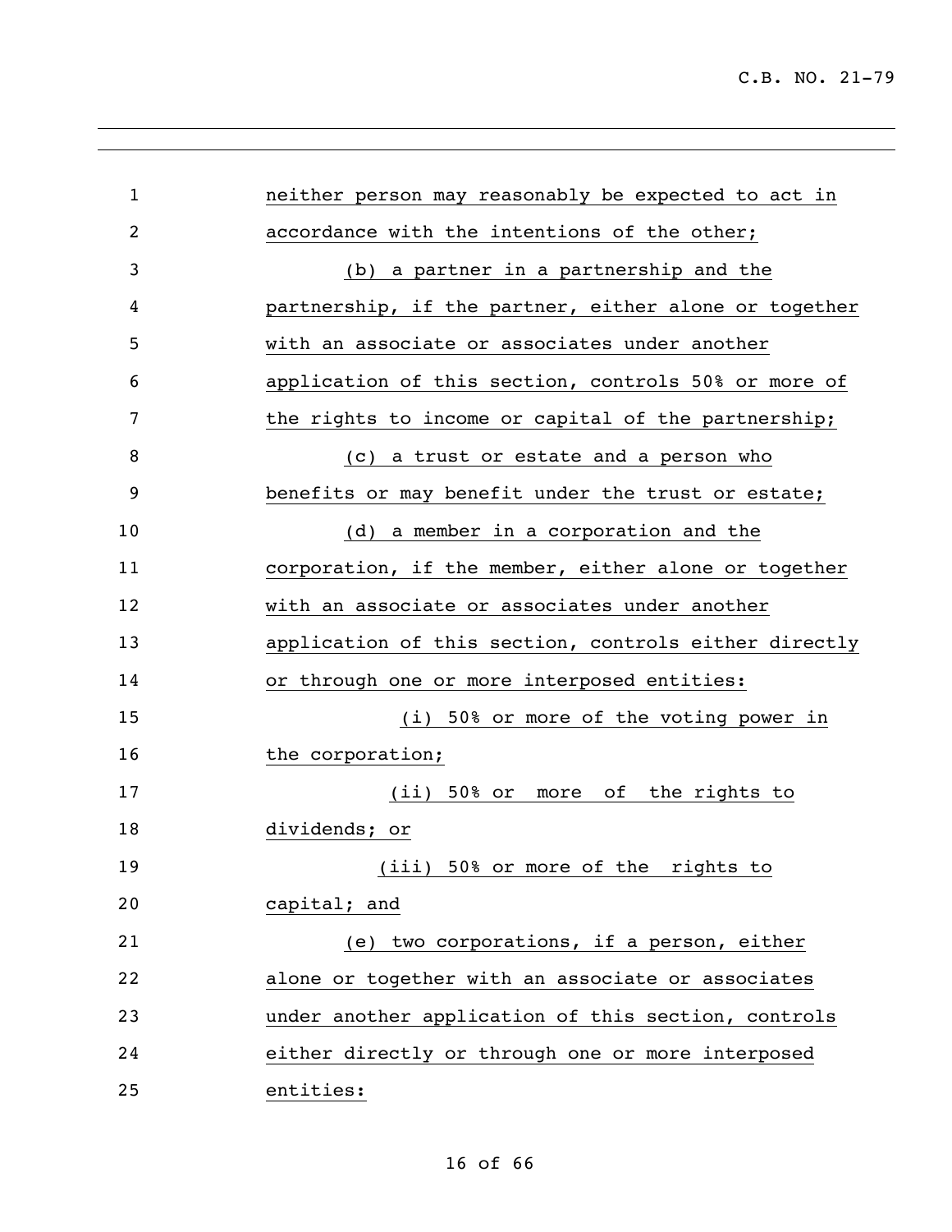neither person may reasonably be expected to act in accordance with the intentions of the other;

(b) a partner in a partnership and the partnership, if the partner, either alone or together with an associate or associates under another application of this section, controls 50% or more of the rights to income or capital of the partnership;

(c) a trust or estate and a person who benefits or may benefit under the trust or estate;

(d) a member in a corporation and the corporation, if the member, either alone or together with an associate or associates under another application of this section, controls either directly or through one or more interposed entities:

(i) 50% or more of the voting power in the corporation;

(ii) 50% or more of the rights to dividends; or

(iii) 50% or more of the rights to capital; and

(e) two corporations, if a person, either alone or together with an associate or associates under another application of this section, controls either directly or through one or more interposed entities: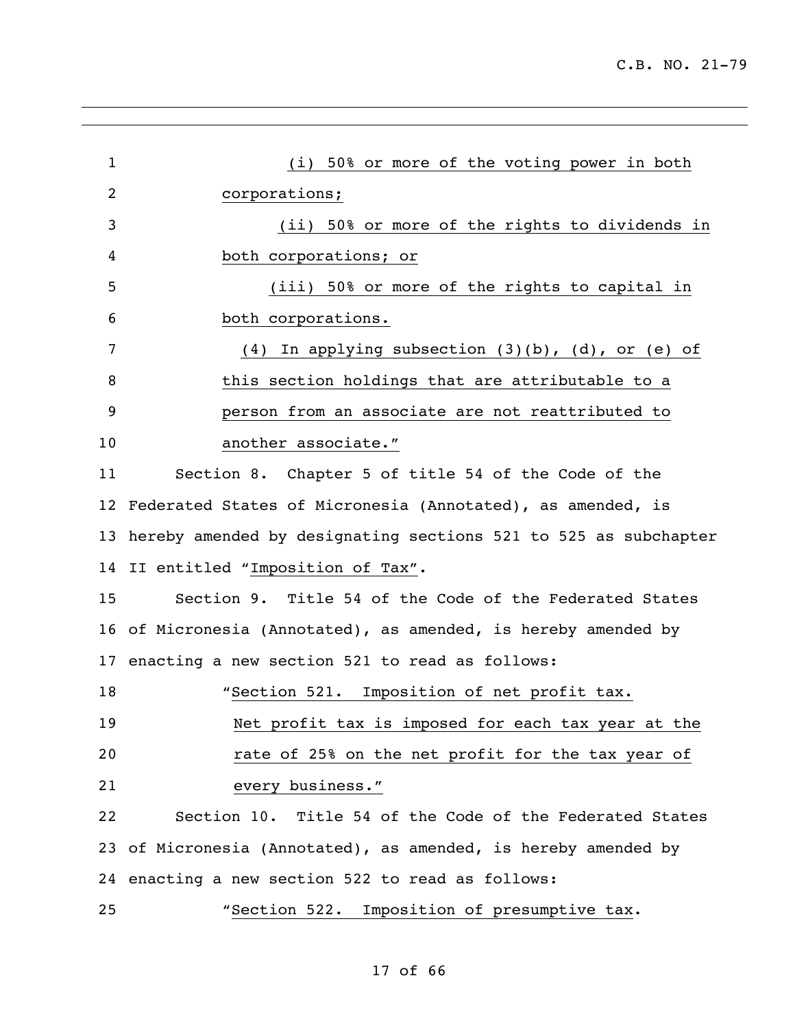(i) 50% or more of the voting power in both corporations;

(ii) 50% or more of the rights to dividends in both corporations; or

(iii) 50% or more of the rights to capital in both corporations.

(4) In applying subsection (3)(b), (d), or (e) of this section holdings that are attributable to a person from an associate are not reattributed to another associate."

Section 8. Chapter 5 of title 54 of the Code of the Federated States of Micronesia (Annotated), as amended, is hereby amended by designating sections 521 to 525 as subchapter II entitled "Imposition of Tax".

Section 9. Title 54 of the Code of the Federated States of Micronesia (Annotated), as amended, is hereby amended by enacting a new section 521 to read as follows:

"Section 521. Imposition of net profit tax.

Net profit tax is imposed for each tax year at the rate of 25% on the net profit for the tax year of every business."

Section 10. Title 54 of the Code of the Federated States of Micronesia (Annotated), as amended, is hereby amended by enacting a new section 522 to read as follows:

"Section 522. Imposition of presumptive tax.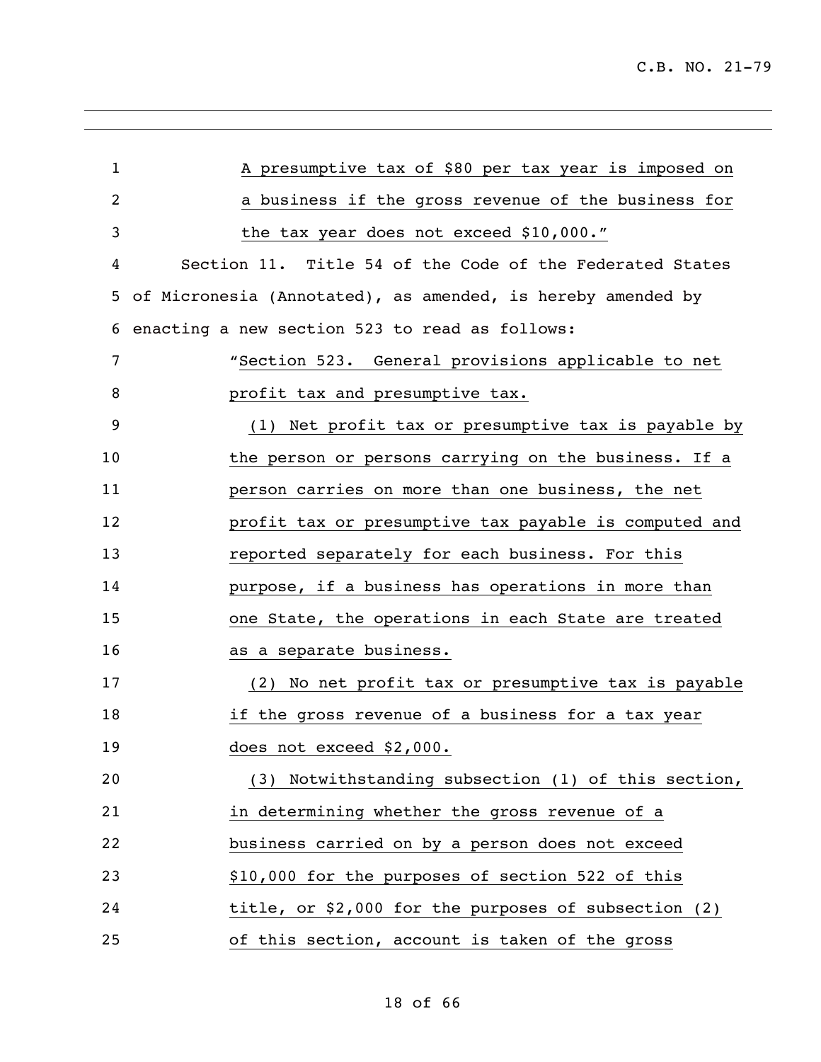A presumptive tax of $80 per tax year is imposed on a business if the gross revenue of the business for the tax year does not exceed $10,000."

Section 11. Title 54 of the Code of the Federated States of Micronesia (Annotated), as amended, is hereby amended by enacting a new section 523 to read as follows:

"Section 523. General provisions applicable to net profit tax and presumptive tax.

(1) Net profit tax or presumptive tax is payable by the person or persons carrying on the business. If a person carries on more than one business, the net profit tax or presumptive tax payable is computed and reported separately for each business. For this purpose, if a business has operations in more than one State, the operations in each State are treated as a separate business.

(2) No net profit tax or presumptive tax is payable if the gross revenue of a business for a tax year does not exceed $2,000.

(3) Notwithstanding subsection (1) of this section, in determining whether the gross revenue of a business carried on by a person does not exceed $10,000 for the purposes of section 522 of this title, or $2,000 for the purposes of subsection (2) of this section, account is taken of the gross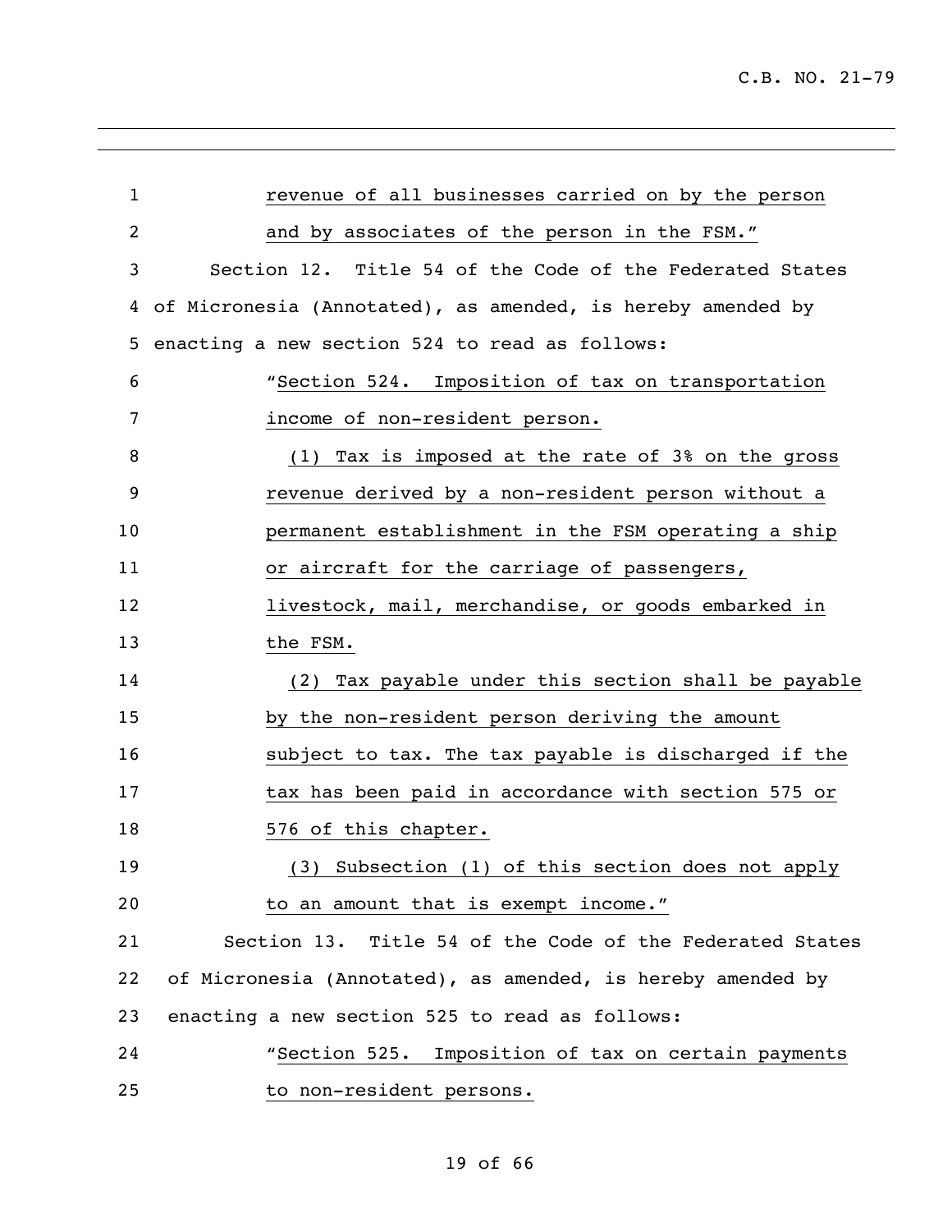revenue of all businesses carried on by the person and by associates of the person in the FSM."

Section 12. Title 54 of the Code of the Federated States of Micronesia (Annotated), as amended, is hereby amended by enacting a new section 524 to read as follows:

"Section 524. Imposition of tax on transportation income of non-resident person.

(1) Tax is imposed at the rate of 3% on the gross revenue derived by a non-resident person without a permanent establishment in the FSM operating a ship or aircraft for the carriage of passengers, livestock, mail, merchandise, or goods embarked in the FSM.

(2) Tax payable under this section shall be payable by the non-resident person deriving the amount subject to tax. The tax payable is discharged if the tax has been paid in accordance with section 575 or 576 of this chapter.

(3) Subsection (1) of this section does not apply to an amount that is exempt income."

Section 13. Title 54 of the Code of the Federated States of Micronesia (Annotated), as amended, is hereby amended by enacting a new section 525 to read as follows:

"Section 525. Imposition of tax on certain payments to non-resident persons.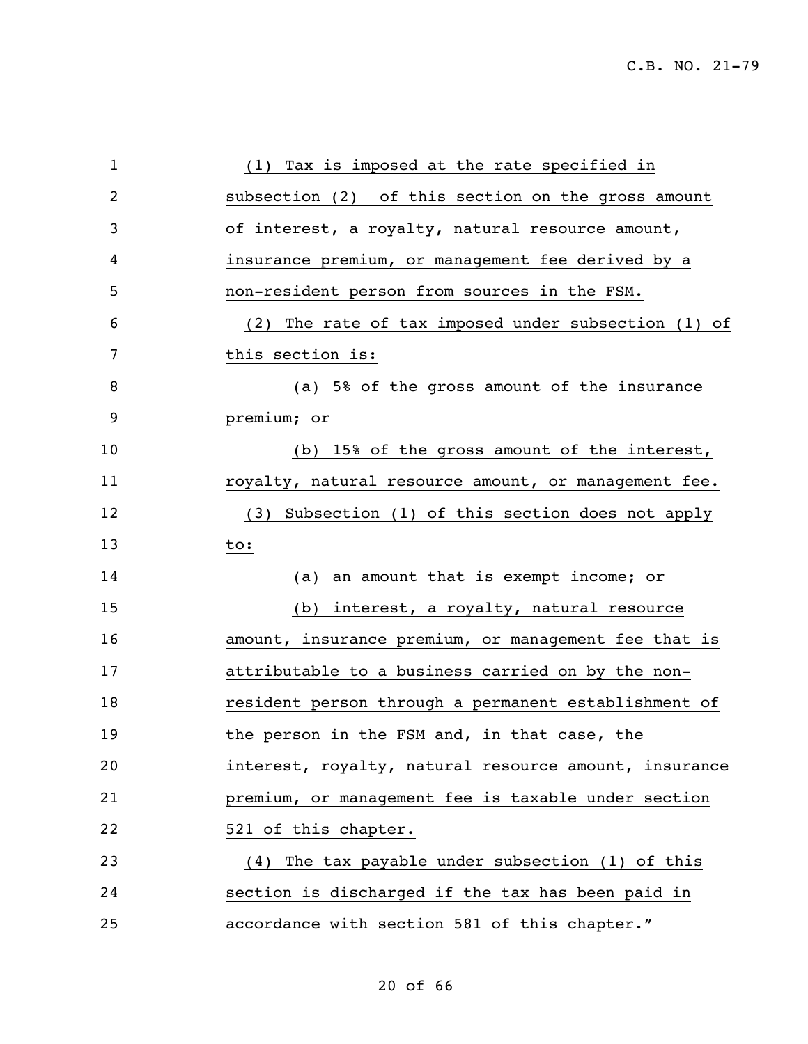(1) Tax is imposed at the rate specified in subsection (2) of this section on the gross amount of interest, a royalty, natural resource amount, insurance premium, or management fee derived by a non-resident person from sources in the FSM.

(2) The rate of tax imposed under subsection (1) of this section is:

(a) 5% of the gross amount of the insurance premium; or

(b) 15% of the gross amount of the interest, royalty, natural resource amount, or management fee.

(3) Subsection (1) of this section does not apply to:

(a) an amount that is exempt income; or

(b) interest, a royalty, natural resource amount, insurance premium, or management fee that is attributable to a business carried on by the non-resident person through a permanent establishment of the person in the FSM and, in that case, the interest, royalty, natural resource amount, insurance premium, or management fee is taxable under section 521 of this chapter.

(4) The tax payable under subsection (1) of this section is discharged if the tax has been paid in accordance with section 581 of this chapter."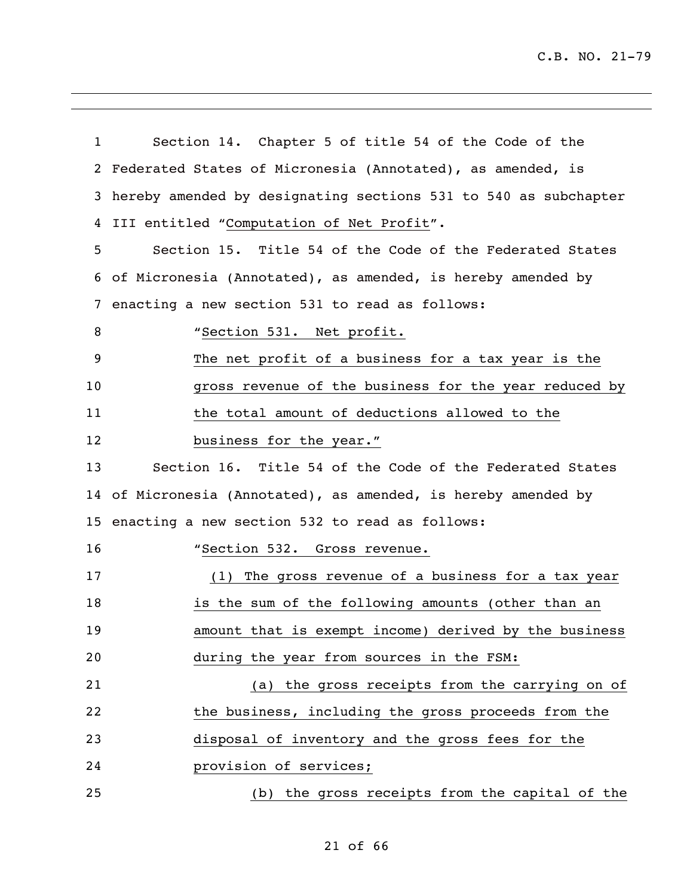Section 14. Chapter 5 of title 54 of the Code of the Federated States of Micronesia (Annotated), as amended, is hereby amended by designating sections 531 to 540 as subchapter III entitled "Computation of Net Profit".

Section 15. Title 54 of the Code of the Federated States of Micronesia (Annotated), as amended, is hereby amended by enacting a new section 531 to read as follows:

> "Section 531. Net profit.
>
> The net profit of a business for a tax year is the gross revenue of the business for the year reduced by the total amount of deductions allowed to the business for the year."

Section 16. Title 54 of the Code of the Federated States of Micronesia (Annotated), as amended, is hereby amended by enacting a new section 532 to read as follows:

> "Section 532. Gross revenue.
>
> (1) The gross revenue of a business for a tax year is the sum of the following amounts (other than an amount that is exempt income) derived by the business during the year from sources in the FSM:
>
> (a) the gross receipts from the carrying on of the business, including the gross proceeds from the disposal of inventory and the gross fees for the provision of services;
>
> (b) the gross receipts from the capital of the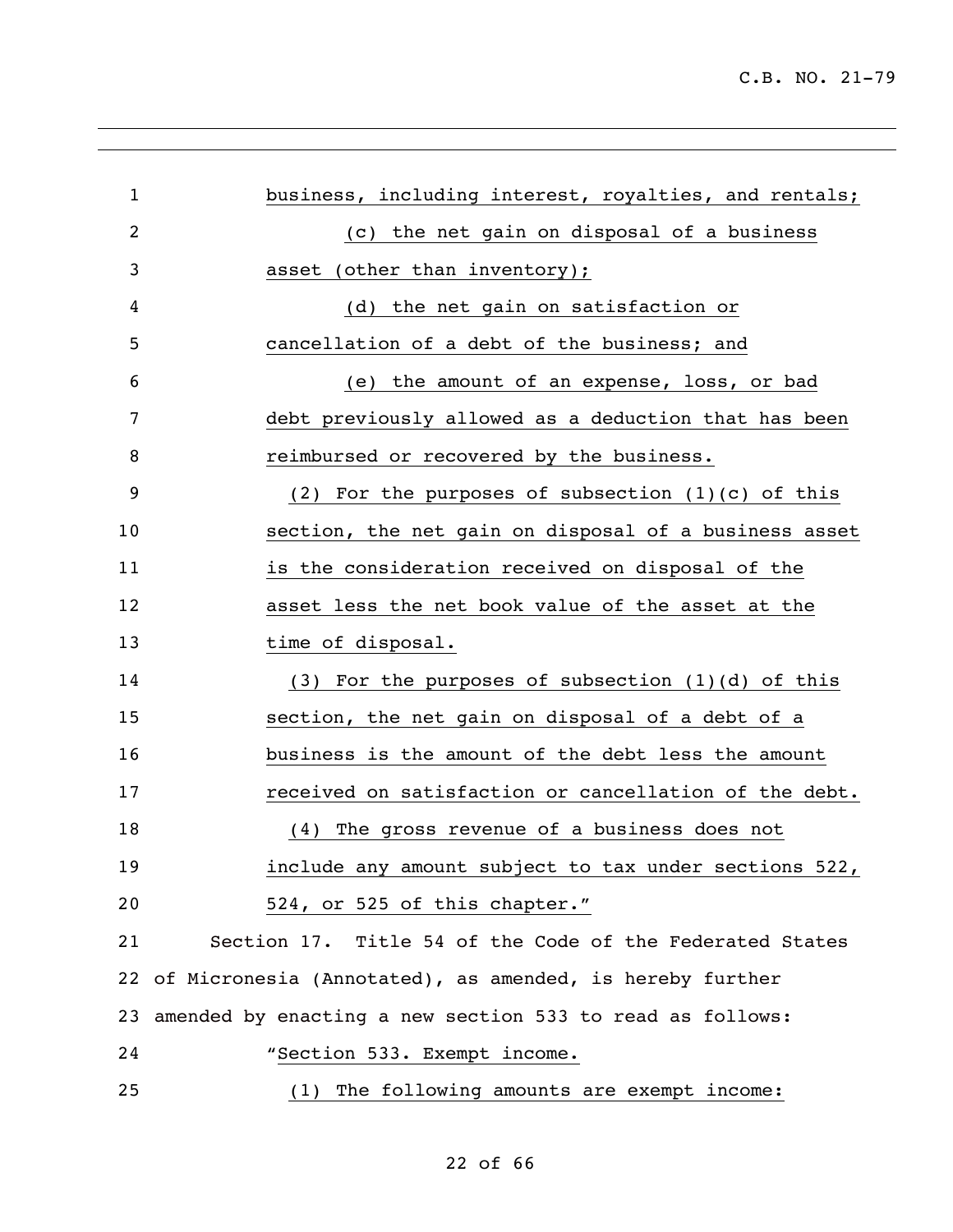business, including interest, royalties, and rentals;

(c) the net gain on disposal of a business asset (other than inventory);

(d) the net gain on satisfaction or cancellation of a debt of the business; and

(e) the amount of an expense, loss, or bad debt previously allowed as a deduction that has been reimbursed or recovered by the business.

(2) For the purposes of subsection (1)(c) of this section, the net gain on disposal of a business asset is the consideration received on disposal of the asset less the net book value of the asset at the time of disposal.

(3) For the purposes of subsection (1)(d) of this section, the net gain on disposal of a debt of a business is the amount of the debt less the amount received on satisfaction or cancellation of the debt.

(4) The gross revenue of a business does not include any amount subject to tax under sections 522, 524, or 525 of this chapter."

Section 17. Title 54 of the Code of the Federated States of Micronesia (Annotated), as amended, is hereby further amended by enacting a new section 533 to read as follows:

"Section 533. Exempt income.

(1) The following amounts are exempt income: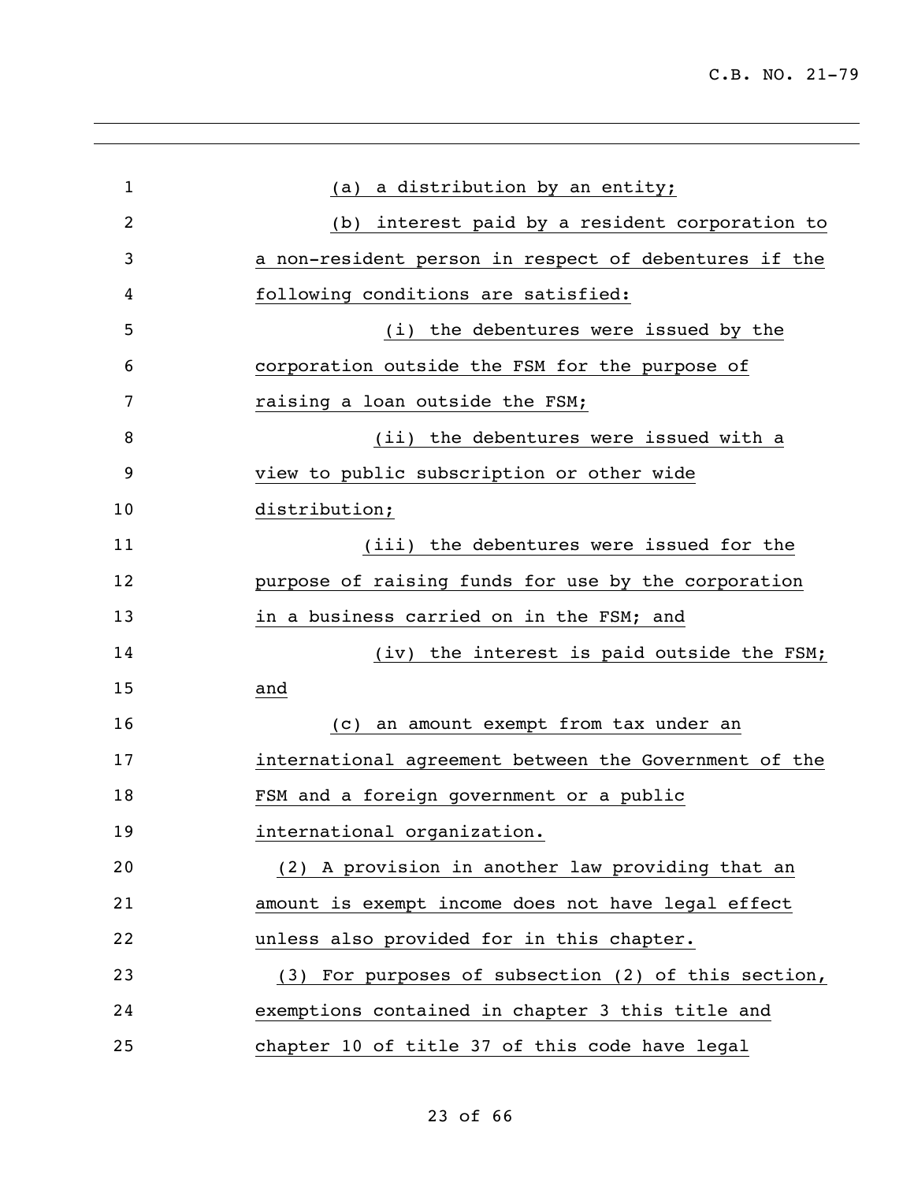(a) a distribution by an entity;

(b) interest paid by a resident corporation to a non-resident person in respect of debentures if the following conditions are satisfied:

(i) the debentures were issued by the corporation outside the FSM for the purpose of raising a loan outside the FSM;

(ii) the debentures were issued with a view to public subscription or other wide distribution;

(iii) the debentures were issued for the purpose of raising funds for use by the corporation in a business carried on in the FSM; and

(iv) the interest is paid outside the FSM; and

(c) an amount exempt from tax under an international agreement between the Government of the FSM and a foreign government or a public international organization.

(2) A provision in another law providing that an amount is exempt income does not have legal effect unless also provided for in this chapter.

(3) For purposes of subsection (2) of this section, exemptions contained in chapter 3 this title and chapter 10 of title 37 of this code have legal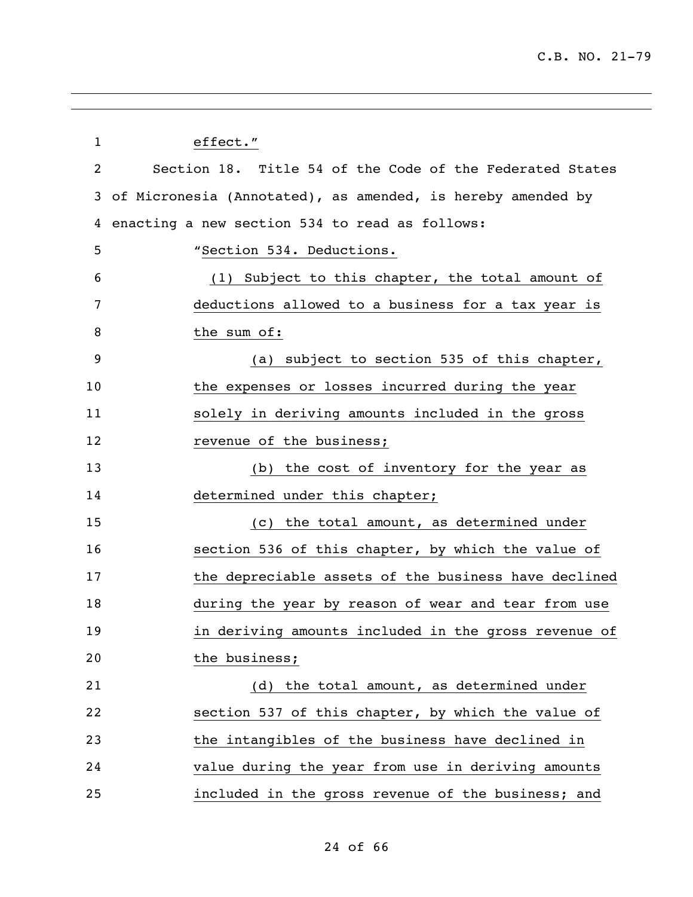effect."

Section 18. Title 54 of the Code of the Federated States of Micronesia (Annotated), as amended, is hereby amended by enacting a new section 534 to read as follows:

"Section 534. Deductions.

(1) Subject to this chapter, the total amount of deductions allowed to a business for a tax year is the sum of:

(a) subject to section 535 of this chapter, the expenses or losses incurred during the year solely in deriving amounts included in the gross revenue of the business;

(b) the cost of inventory for the year as determined under this chapter;

(c) the total amount, as determined under section 536 of this chapter, by which the value of the depreciable assets of the business have declined during the year by reason of wear and tear from use in deriving amounts included in the gross revenue of the business;

(d) the total amount, as determined under section 537 of this chapter, by which the value of the intangibles of the business have declined in value during the year from use in deriving amounts included in the gross revenue of the business; and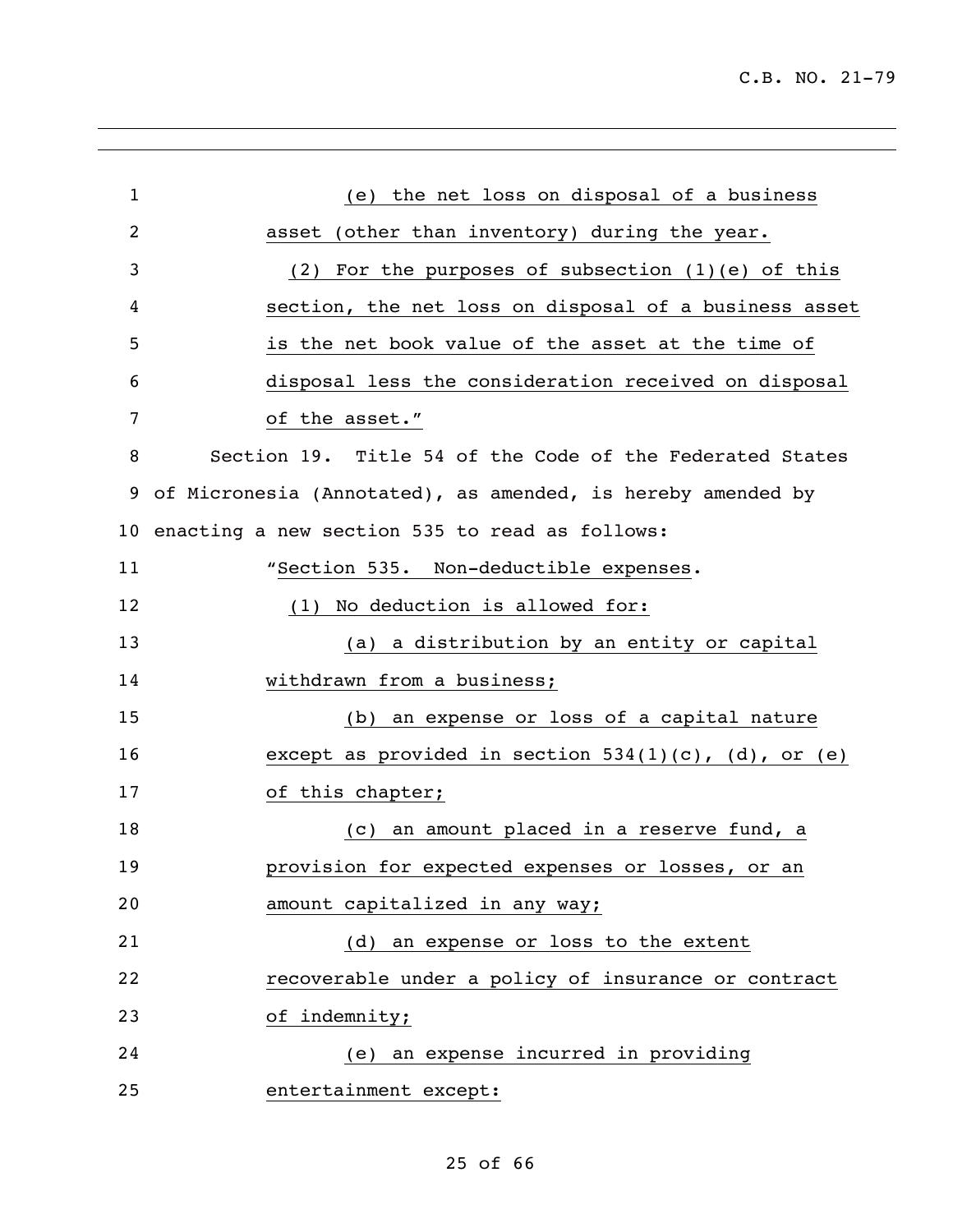(e) the net loss on disposal of a business asset (other than inventory) during the year.

(2) For the purposes of subsection (1)(e) of this section, the net loss on disposal of a business asset is the net book value of the asset at the time of disposal less the consideration received on disposal of the asset."

Section 19. Title 54 of the Code of the Federated States of Micronesia (Annotated), as amended, is hereby amended by enacting a new section 535 to read as follows:

"Section 535. Non-deductible expenses.

(1) No deduction is allowed for:

(a) a distribution by an entity or capital withdrawn from a business;

(b) an expense or loss of a capital nature except as provided in section 534(1)(c), (d), or (e) of this chapter;

(c) an amount placed in a reserve fund, a provision for expected expenses or losses, or an amount capitalized in any way;

(d) an expense or loss to the extent recoverable under a policy of insurance or contract of indemnity;

(e) an expense incurred in providing entertainment except: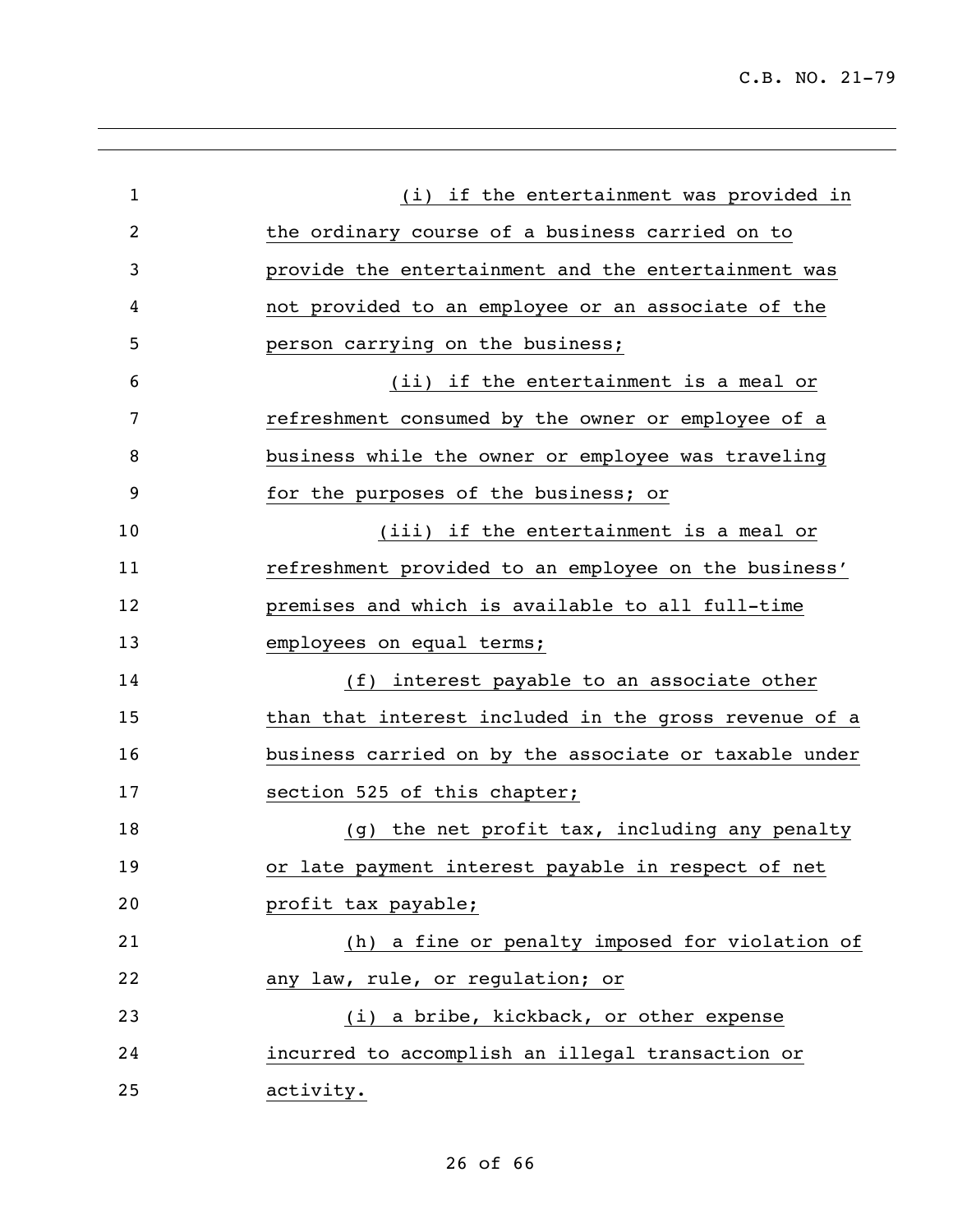(i) if the entertainment was provided in the ordinary course of a business carried on to provide the entertainment and the entertainment was not provided to an employee or an associate of the person carrying on the business;

(ii) if the entertainment is a meal or refreshment consumed by the owner or employee of a business while the owner or employee was traveling for the purposes of the business; or

(iii) if the entertainment is a meal or refreshment provided to an employee on the business' premises and which is available to all full-time employees on equal terms;

(f) interest payable to an associate other than that interest included in the gross revenue of a business carried on by the associate or taxable under section 525 of this chapter;

(g) the net profit tax, including any penalty or late payment interest payable in respect of net profit tax payable;

(h) a fine or penalty imposed for violation of any law, rule, or regulation; or

(i) a bribe, kickback, or other expense incurred to accomplish an illegal transaction or activity.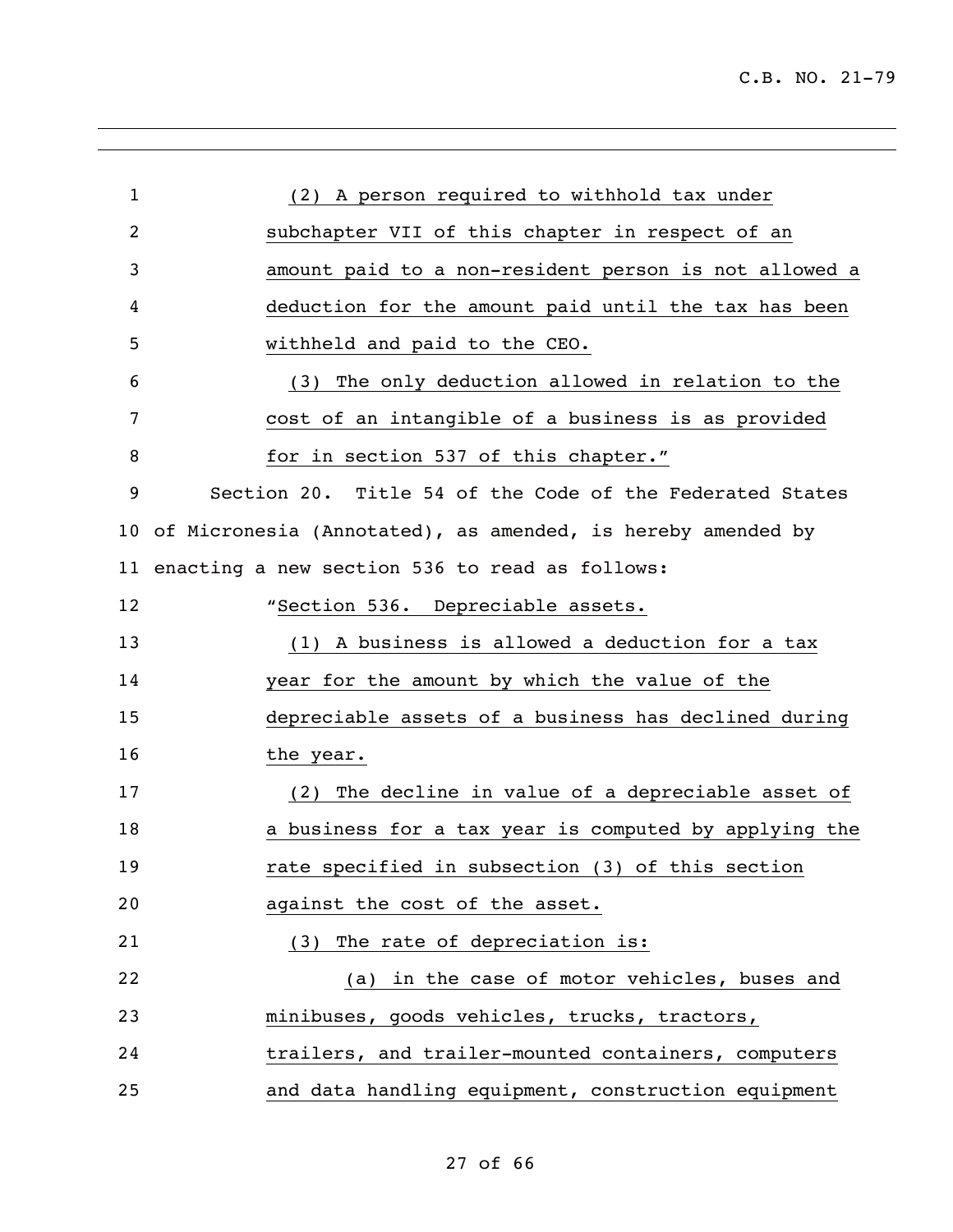(2) A person required to withhold tax under subchapter VII of this chapter in respect of an amount paid to a non-resident person is not allowed a deduction for the amount paid until the tax has been withheld and paid to the CEO.

(3) The only deduction allowed in relation to the cost of an intangible of a business is as provided for in section 537 of this chapter."

Section 20. Title 54 of the Code of the Federated States of Micronesia (Annotated), as amended, is hereby amended by enacting a new section 536 to read as follows:

"Section 536. Depreciable assets.

(1) A business is allowed a deduction for a tax year for the amount by which the value of the depreciable assets of a business has declined during the year.

(2) The decline in value of a depreciable asset of a business for a tax year is computed by applying the rate specified in subsection (3) of this section against the cost of the asset.

(3) The rate of depreciation is:

(a) in the case of motor vehicles, buses and minibuses, goods vehicles, trucks, tractors, trailers, and trailer-mounted containers, computers and data handling equipment, construction equipment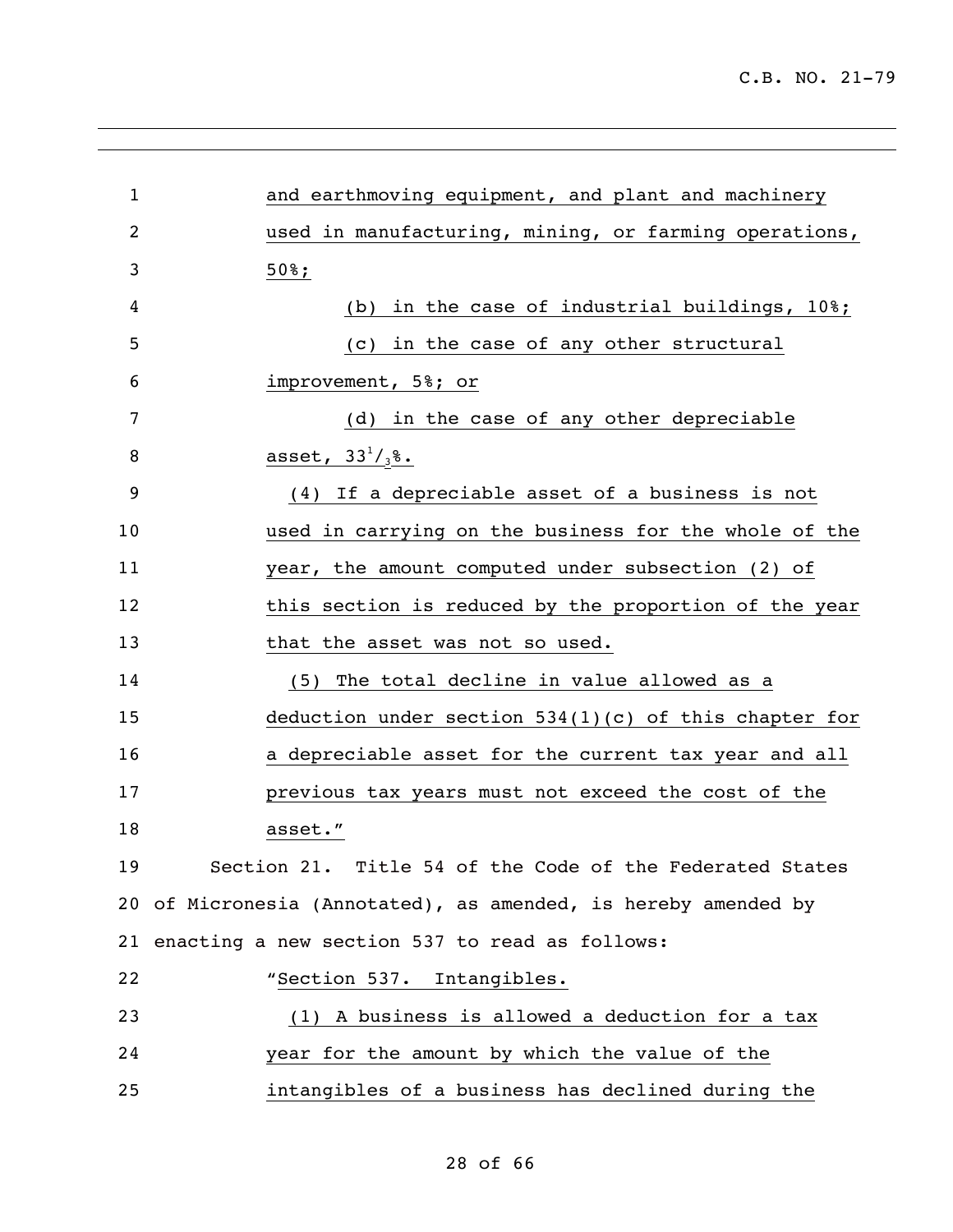and earthmoving equipment, and plant and machinery used in manufacturing, mining, or farming operations, 50%;

(b) in the case of industrial buildings, 10%;

(c) in the case of any other structural improvement, 5%; or

(d) in the case of any other depreciable asset, $33^1/_3$%.

(4) If a depreciable asset of a business is not used in carrying on the business for the whole of the year, the amount computed under subsection (2) of this section is reduced by the proportion of the year that the asset was not so used.

(5) The total decline in value allowed as a deduction under section 534(1)(c) of this chapter for a depreciable asset for the current tax year and all previous tax years must not exceed the cost of the asset."

Section 21. Title 54 of the Code of the Federated States of Micronesia (Annotated), as amended, is hereby amended by enacting a new section 537 to read as follows:

"Section 537. Intangibles.

(1) A business is allowed a deduction for a tax year for the amount by which the value of the intangibles of a business has declined during the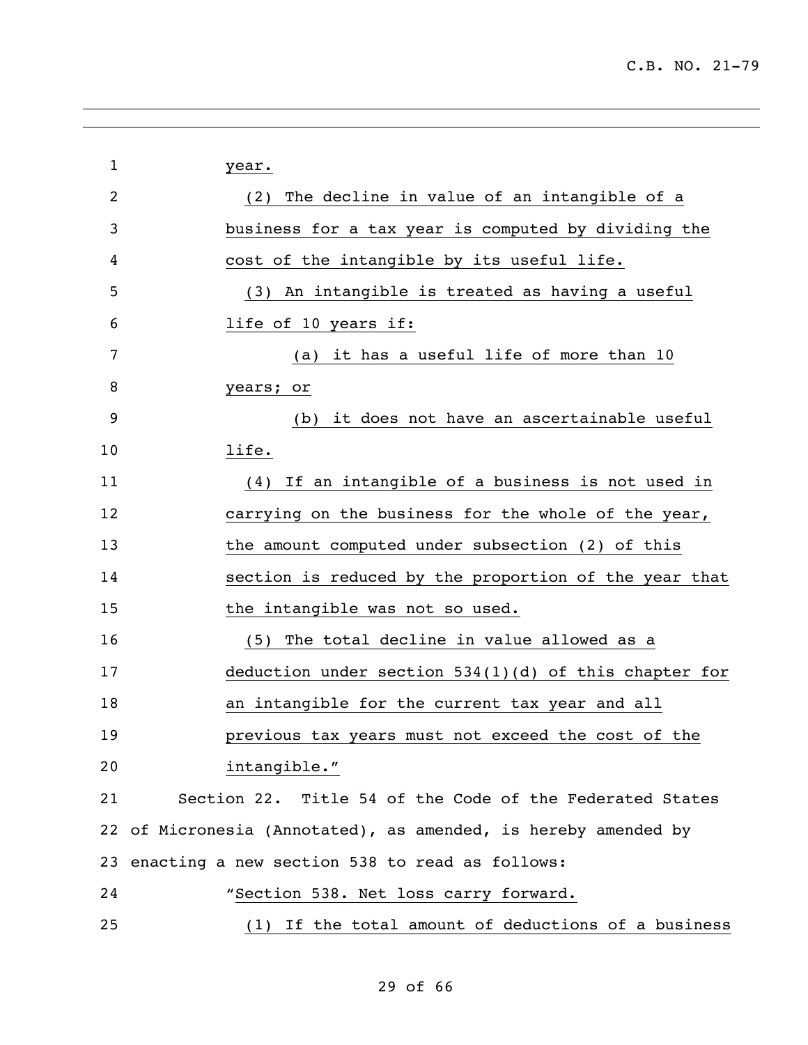year.

(2) The decline in value of an intangible of a business for a tax year is computed by dividing the cost of the intangible by its useful life.

(3) An intangible is treated as having a useful life of 10 years if:

(a) it has a useful life of more than 10 years; or

(b) it does not have an ascertainable useful life.

(4) If an intangible of a business is not used in carrying on the business for the whole of the year, the amount computed under subsection (2) of this section is reduced by the proportion of the year that the intangible was not so used.

(5) The total decline in value allowed as a deduction under section 534(1)(d) of this chapter for an intangible for the current tax year and all previous tax years must not exceed the cost of the intangible."

Section 22. Title 54 of the Code of the Federated States of Micronesia (Annotated), as amended, is hereby amended by enacting a new section 538 to read as follows:

"Section 538. Net loss carry forward.

(1) If the total amount of deductions of a business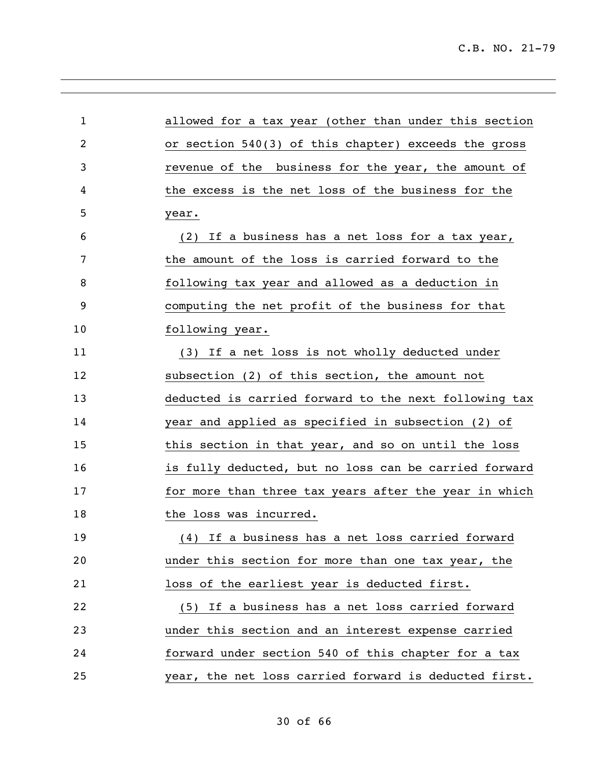allowed for a tax year (other than under this section or section 540(3) of this chapter) exceeds the gross revenue of the business for the year, the amount of the excess is the net loss of the business for the year.

(2) If a business has a net loss for a tax year, the amount of the loss is carried forward to the following tax year and allowed as a deduction in computing the net profit of the business for that following year.

(3) If a net loss is not wholly deducted under subsection (2) of this section, the amount not deducted is carried forward to the next following tax year and applied as specified in subsection (2) of this section in that year, and so on until the loss is fully deducted, but no loss can be carried forward for more than three tax years after the year in which the loss was incurred.

(4) If a business has a net loss carried forward under this section for more than one tax year, the loss of the earliest year is deducted first.

(5) If a business has a net loss carried forward under this section and an interest expense carried forward under section 540 of this chapter for a tax year, the net loss carried forward is deducted first.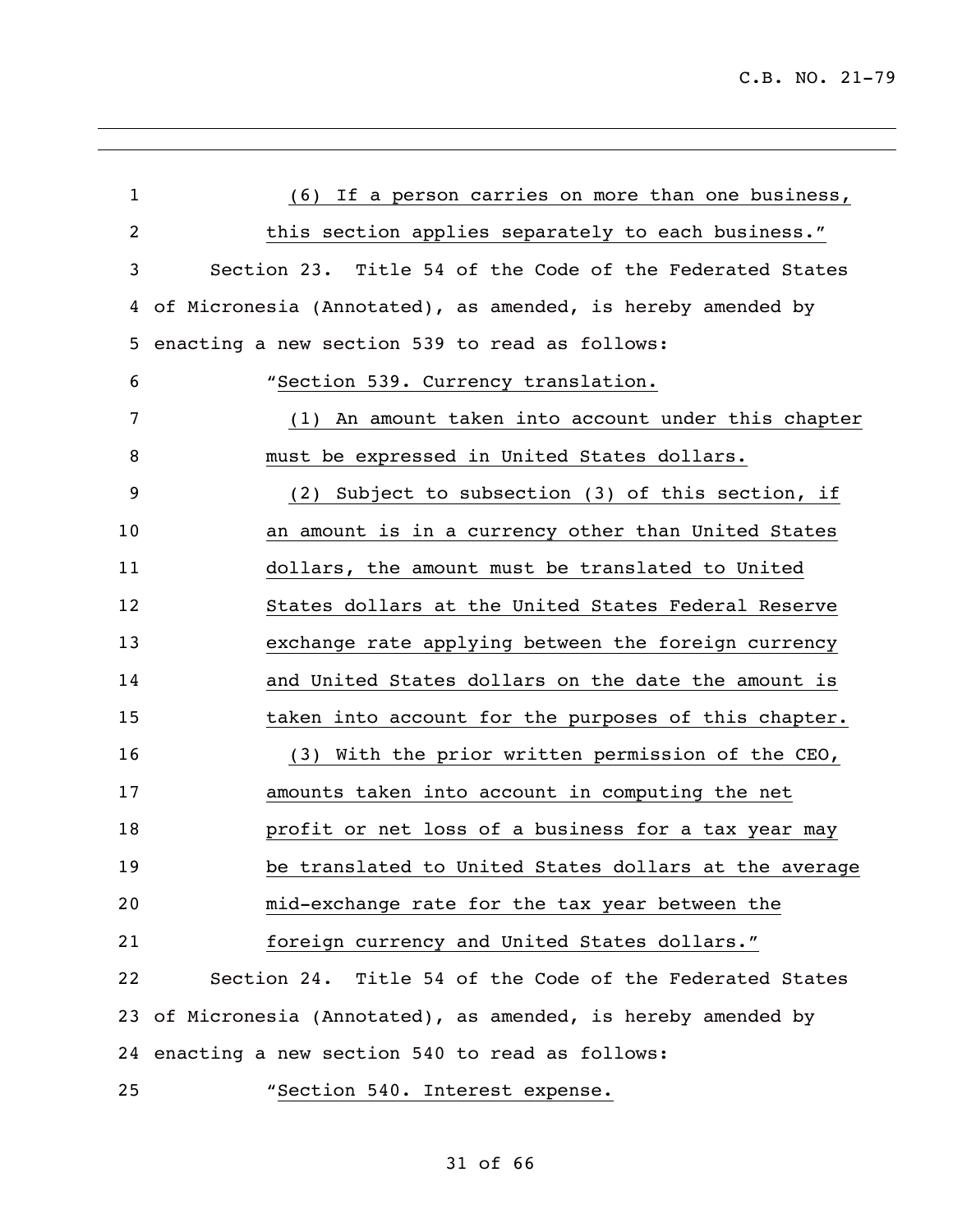(6) If a person carries on more than one business, this section applies separately to each business."

Section 23. Title 54 of the Code of the Federated States of Micronesia (Annotated), as amended, is hereby amended by enacting a new section 539 to read as follows:

"Section 539. Currency translation.

(1) An amount taken into account under this chapter must be expressed in United States dollars.

(2) Subject to subsection (3) of this section, if an amount is in a currency other than United States dollars, the amount must be translated to United States dollars at the United States Federal Reserve exchange rate applying between the foreign currency and United States dollars on the date the amount is taken into account for the purposes of this chapter.

(3) With the prior written permission of the CEO, amounts taken into account in computing the net profit or net loss of a business for a tax year may be translated to United States dollars at the average mid-exchange rate for the tax year between the foreign currency and United States dollars."

Section 24. Title 54 of the Code of the Federated States of Micronesia (Annotated), as amended, is hereby amended by enacting a new section 540 to read as follows:

"Section 540. Interest expense.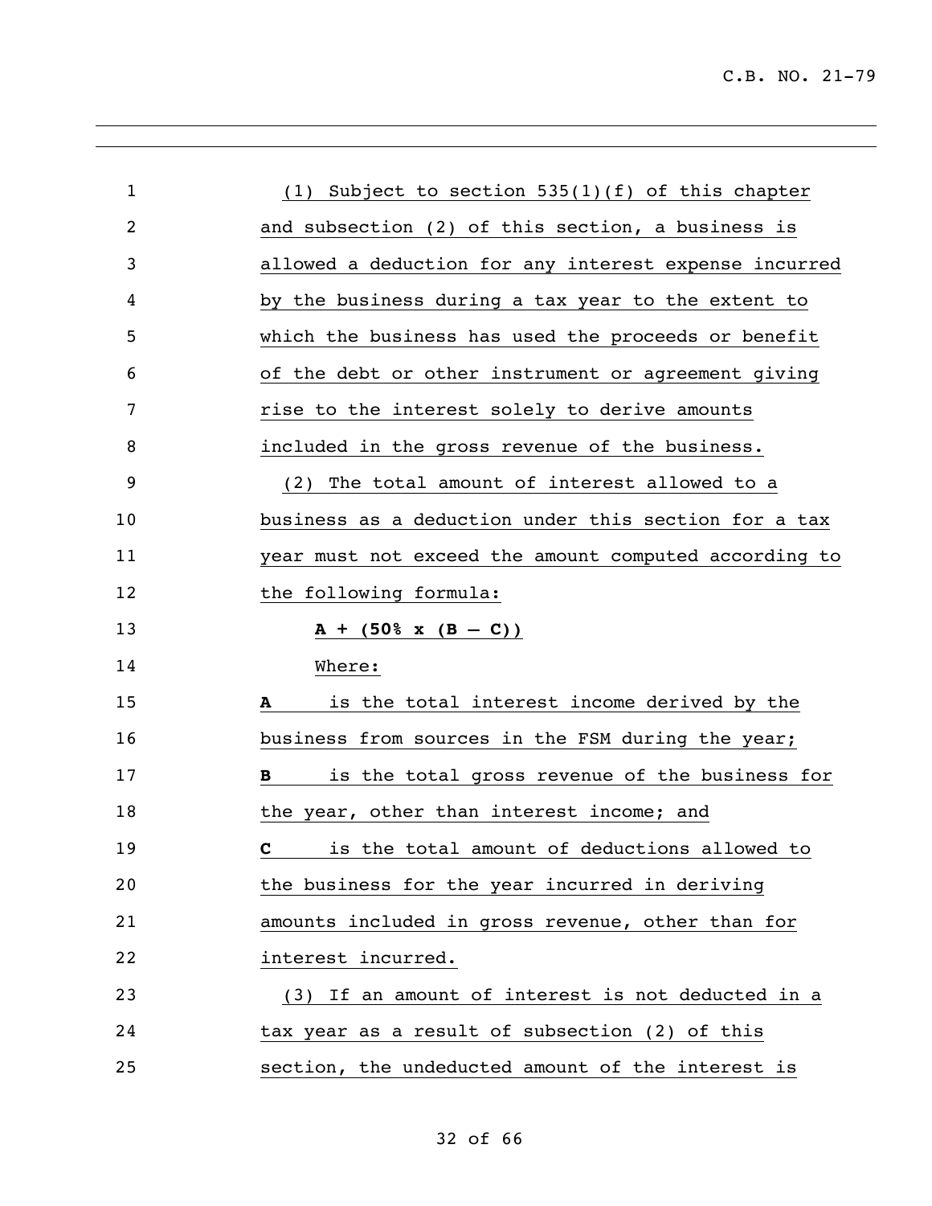(1) Subject to section 535(1)(f) of this chapter and subsection (2) of this section, a business is allowed a deduction for any interest expense incurred by the business during a tax year to the extent to which the business has used the proceeds or benefit of the debt or other instrument or agreement giving rise to the interest solely to derive amounts included in the gross revenue of the business.

(2) The total amount of interest allowed to a business as a deduction under this section for a tax year must not exceed the amount computed according to the following formula:

$$A + (50\% \times (B - C))$$

Where:

**A** is the total interest income derived by the business from sources in the FSM during the year;

**B** is the total gross revenue of the business for the year, other than interest income; and

**C** is the total amount of deductions allowed to the business for the year incurred in deriving amounts included in gross revenue, other than for interest incurred.

(3) If an amount of interest is not deducted in a tax year as a result of subsection (2) of this section, the undeducted amount of the interest is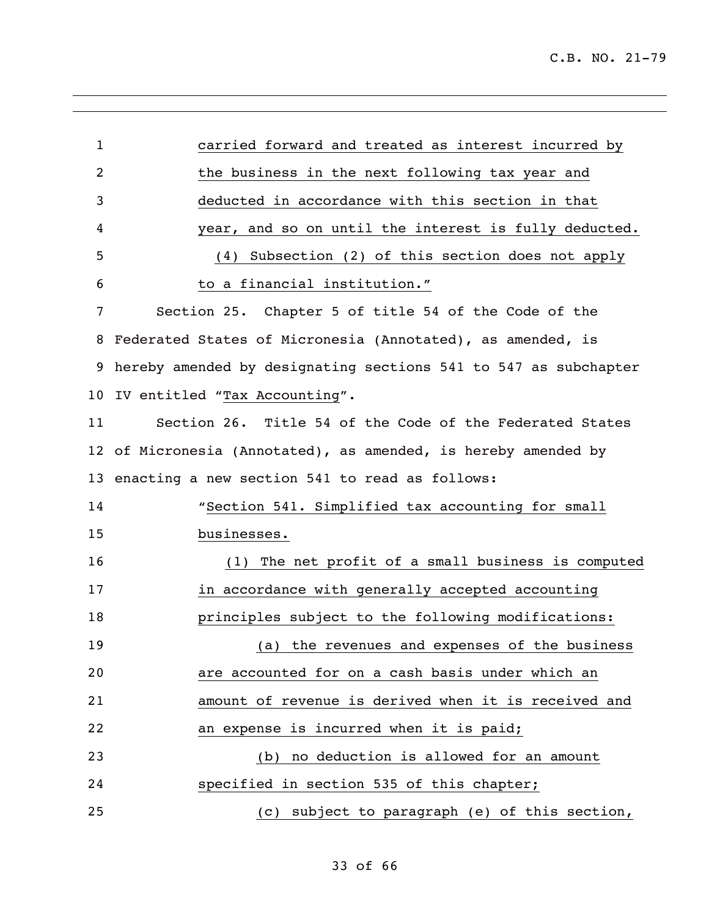carried forward and treated as interest incurred by the business in the next following tax year and deducted in accordance with this section in that year, and so on until the interest is fully deducted.

(4) Subsection (2) of this section does not apply to a financial institution."

Section 25. Chapter 5 of title 54 of the Code of the Federated States of Micronesia (Annotated), as amended, is hereby amended by designating sections 541 to 547 as subchapter IV entitled "Tax Accounting".

Section 26. Title 54 of the Code of the Federated States of Micronesia (Annotated), as amended, is hereby amended by enacting a new section 541 to read as follows:

"Section 541. Simplified tax accounting for small businesses.

(1) The net profit of a small business is computed in accordance with generally accepted accounting principles subject to the following modifications:

(a) the revenues and expenses of the business are accounted for on a cash basis under which an amount of revenue is derived when it is received and an expense is incurred when it is paid;

(b) no deduction is allowed for an amount specified in section 535 of this chapter;

(c) subject to paragraph (e) of this section,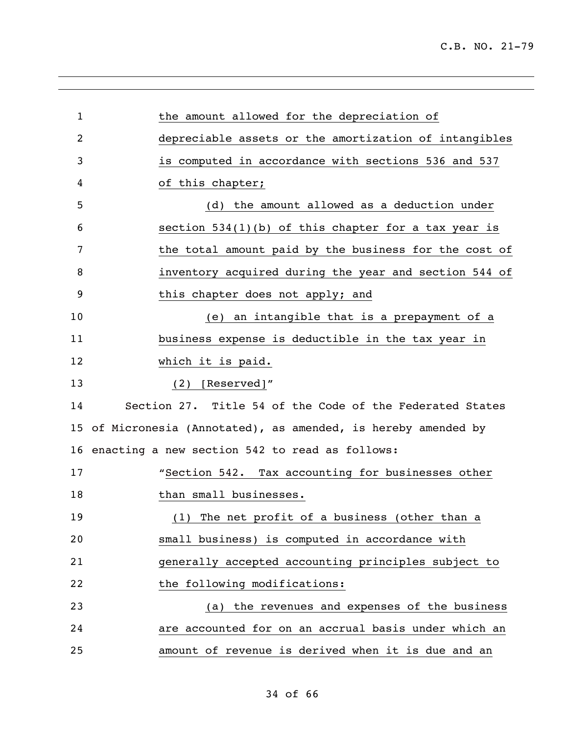the amount allowed for the depreciation of depreciable assets or the amortization of intangibles is computed in accordance with sections 536 and 537 of this chapter;

(d) the amount allowed as a deduction under section 534(1)(b) of this chapter for a tax year is the total amount paid by the business for the cost of inventory acquired during the year and section 544 of this chapter does not apply; and

(e) an intangible that is a prepayment of a business expense is deductible in the tax year in which it is paid.

(2) [Reserved]"

Section 27. Title 54 of the Code of the Federated States of Micronesia (Annotated), as amended, is hereby amended by enacting a new section 542 to read as follows:

"Section 542. Tax accounting for businesses other than small businesses.

(1) The net profit of a business (other than a small business) is computed in accordance with generally accepted accounting principles subject to the following modifications:

(a) the revenues and expenses of the business are accounted for on an accrual basis under which an amount of revenue is derived when it is due and an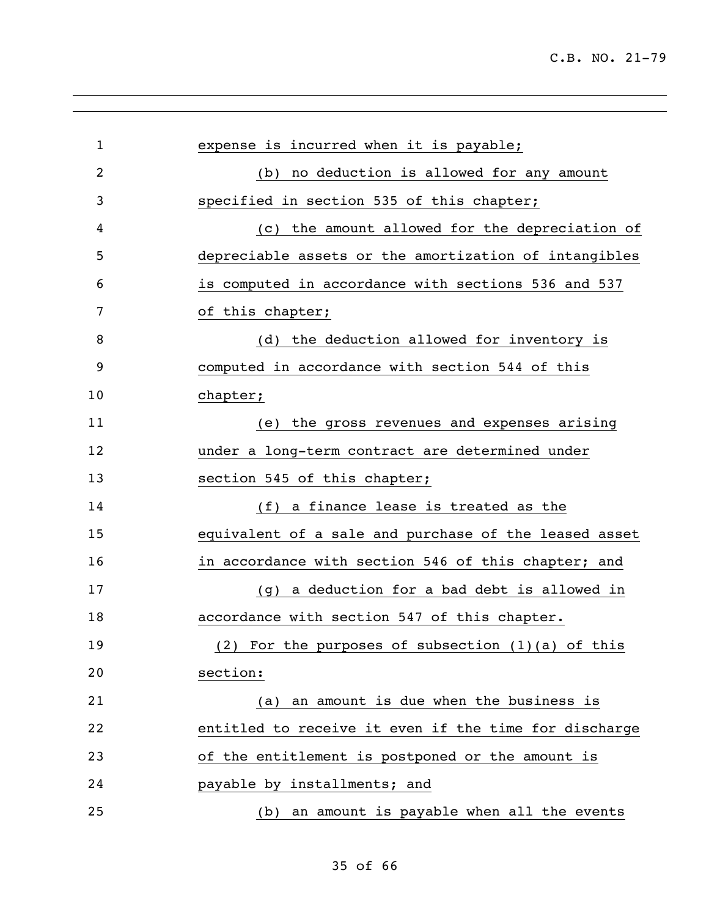expense is incurred when it is payable;

(b) no deduction is allowed for any amount specified in section 535 of this chapter;

(c) the amount allowed for the depreciation of depreciable assets or the amortization of intangibles is computed in accordance with sections 536 and 537 of this chapter;

(d) the deduction allowed for inventory is computed in accordance with section 544 of this chapter;

(e) the gross revenues and expenses arising under a long-term contract are determined under section 545 of this chapter;

(f) a finance lease is treated as the equivalent of a sale and purchase of the leased asset in accordance with section 546 of this chapter; and

(g) a deduction for a bad debt is allowed in accordance with section 547 of this chapter.

(2) For the purposes of subsection (1)(a) of this section:

(a) an amount is due when the business is entitled to receive it even if the time for discharge of the entitlement is postponed or the amount is payable by installments; and

(b) an amount is payable when all the events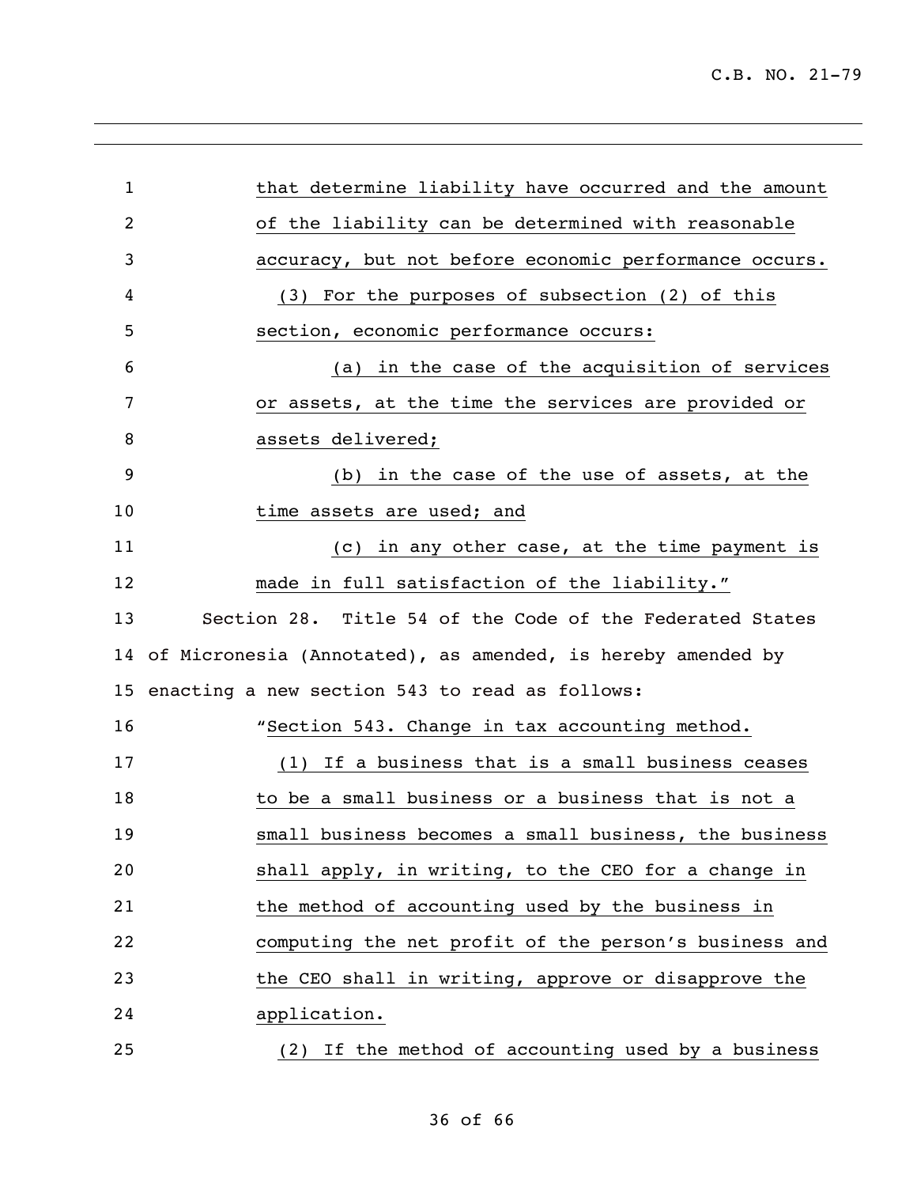that determine liability have occurred and the amount of the liability can be determined with reasonable accuracy, but not before economic performance occurs.

(3) For the purposes of subsection (2) of this section, economic performance occurs:

(a) in the case of the acquisition of services or assets, at the time the services are provided or assets delivered;

(b) in the case of the use of assets, at the time assets are used; and

(c) in any other case, at the time payment is made in full satisfaction of the liability."

Section 28. Title 54 of the Code of the Federated States of Micronesia (Annotated), as amended, is hereby amended by enacting a new section 543 to read as follows:

"Section 543. Change in tax accounting method.

(1) If a business that is a small business ceases to be a small business or a business that is not a small business becomes a small business, the business shall apply, in writing, to the CEO for a change in the method of accounting used by the business in computing the net profit of the person's business and the CEO shall in writing, approve or disapprove the application.

(2) If the method of accounting used by a business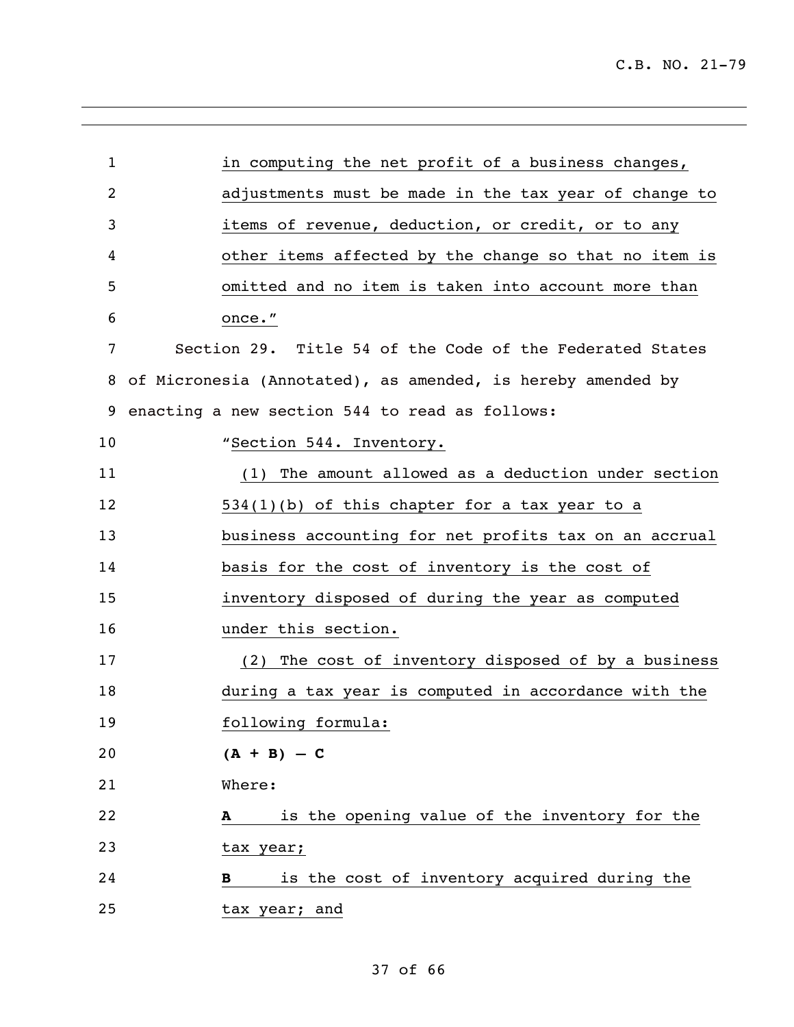in computing the net profit of a business changes, adjustments must be made in the tax year of change to items of revenue, deduction, or credit, or to any other items affected by the change so that no item is omitted and no item is taken into account more than once."

Section 29. Title 54 of the Code of the Federated States of Micronesia (Annotated), as amended, is hereby amended by enacting a new section 544 to read as follows:

"Section 544. Inventory.

(1) The amount allowed as a deduction under section 534(1)(b) of this chapter for a tax year to a business accounting for net profits tax on an accrual basis for the cost of inventory is the cost of inventory disposed of during the year as computed under this section.

(2) The cost of inventory disposed of by a business during a tax year is computed in accordance with the following formula:

**(A + B) – C**

Where:

**A** is the opening value of the inventory for the tax year;

**B** is the cost of inventory acquired during the tax year; and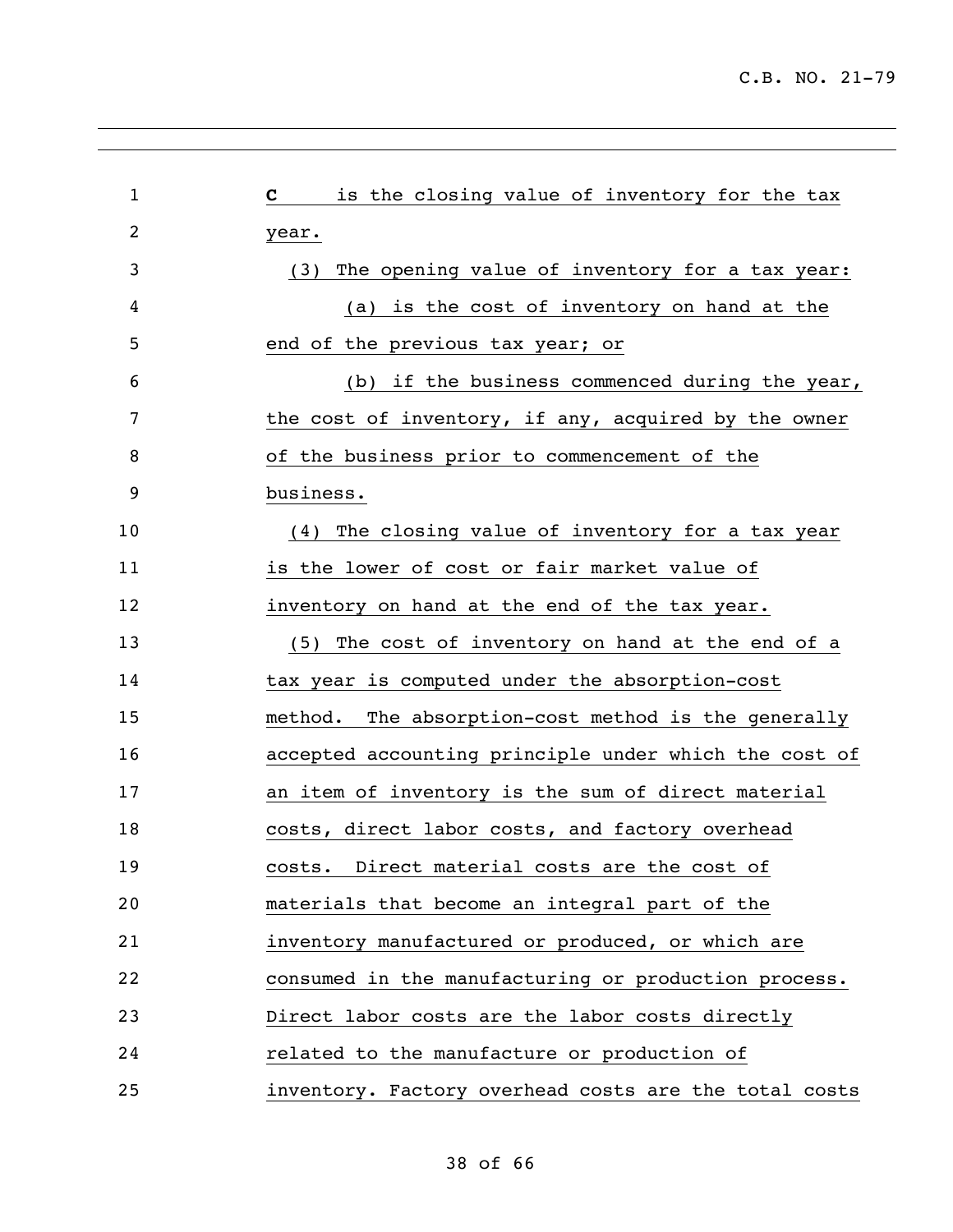**C** is the closing value of inventory for the tax year.

(3) The opening value of inventory for a tax year:

(a) is the cost of inventory on hand at the end of the previous tax year; or

(b) if the business commenced during the year, the cost of inventory, if any, acquired by the owner of the business prior to commencement of the business.

(4) The closing value of inventory for a tax year is the lower of cost or fair market value of inventory on hand at the end of the tax year.

(5) The cost of inventory on hand at the end of a tax year is computed under the absorption-cost method. The absorption-cost method is the generally accepted accounting principle under which the cost of an item of inventory is the sum of direct material costs, direct labor costs, and factory overhead costs. Direct material costs are the cost of materials that become an integral part of the inventory manufactured or produced, or which are consumed in the manufacturing or production process. Direct labor costs are the labor costs directly related to the manufacture or production of inventory. Factory overhead costs are the total costs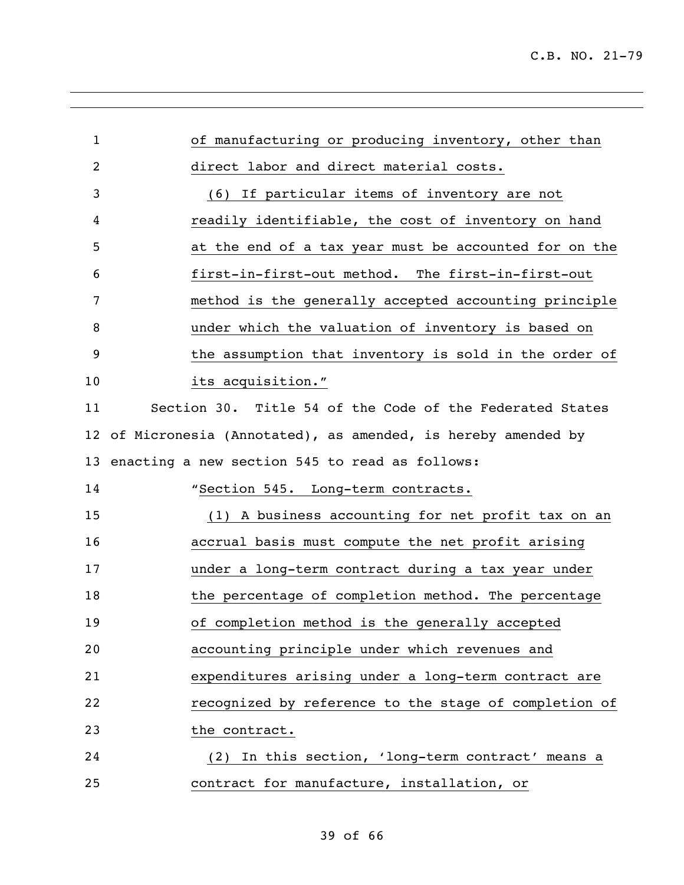of manufacturing or producing inventory, other than direct labor and direct material costs.

(6) If particular items of inventory are not readily identifiable, the cost of inventory on hand at the end of a tax year must be accounted for on the first-in-first-out method. The first-in-first-out method is the generally accepted accounting principle under which the valuation of inventory is based on the assumption that inventory is sold in the order of its acquisition."

Section 30. Title 54 of the Code of the Federated States of Micronesia (Annotated), as amended, is hereby amended by enacting a new section 545 to read as follows:

"Section 545. Long-term contracts.

(1) A business accounting for net profit tax on an accrual basis must compute the net profit arising under a long-term contract during a tax year under the percentage of completion method. The percentage of completion method is the generally accepted accounting principle under which revenues and expenditures arising under a long-term contract are recognized by reference to the stage of completion of the contract.

(2) In this section, 'long-term contract' means a contract for manufacture, installation, or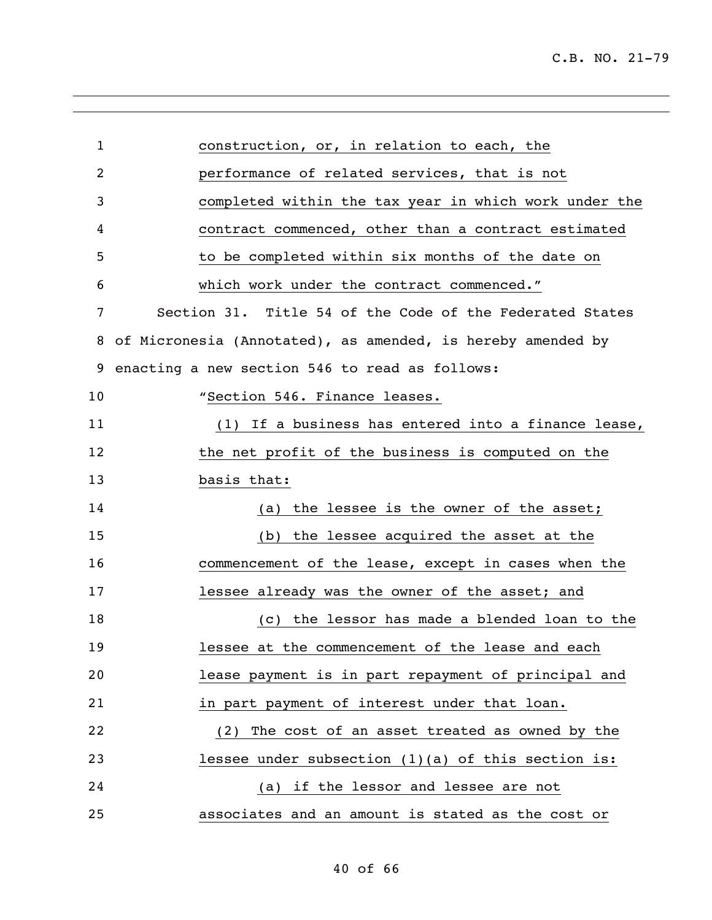construction, or, in relation to each, the performance of related services, that is not completed within the tax year in which work under the contract commenced, other than a contract estimated to be completed within six months of the date on which work under the contract commenced."

Section 31. Title 54 of the Code of the Federated States of Micronesia (Annotated), as amended, is hereby amended by enacting a new section 546 to read as follows:

"Section 546. Finance leases.

(1) If a business has entered into a finance lease, the net profit of the business is computed on the basis that:

(a) the lessee is the owner of the asset;

(b) the lessee acquired the asset at the commencement of the lease, except in cases when the lessee already was the owner of the asset; and

(c) the lessor has made a blended loan to the lessee at the commencement of the lease and each lease payment is in part repayment of principal and in part payment of interest under that loan.

(2) The cost of an asset treated as owned by the lessee under subsection (1)(a) of this section is:

(a) if the lessor and lessee are not associates and an amount is stated as the cost or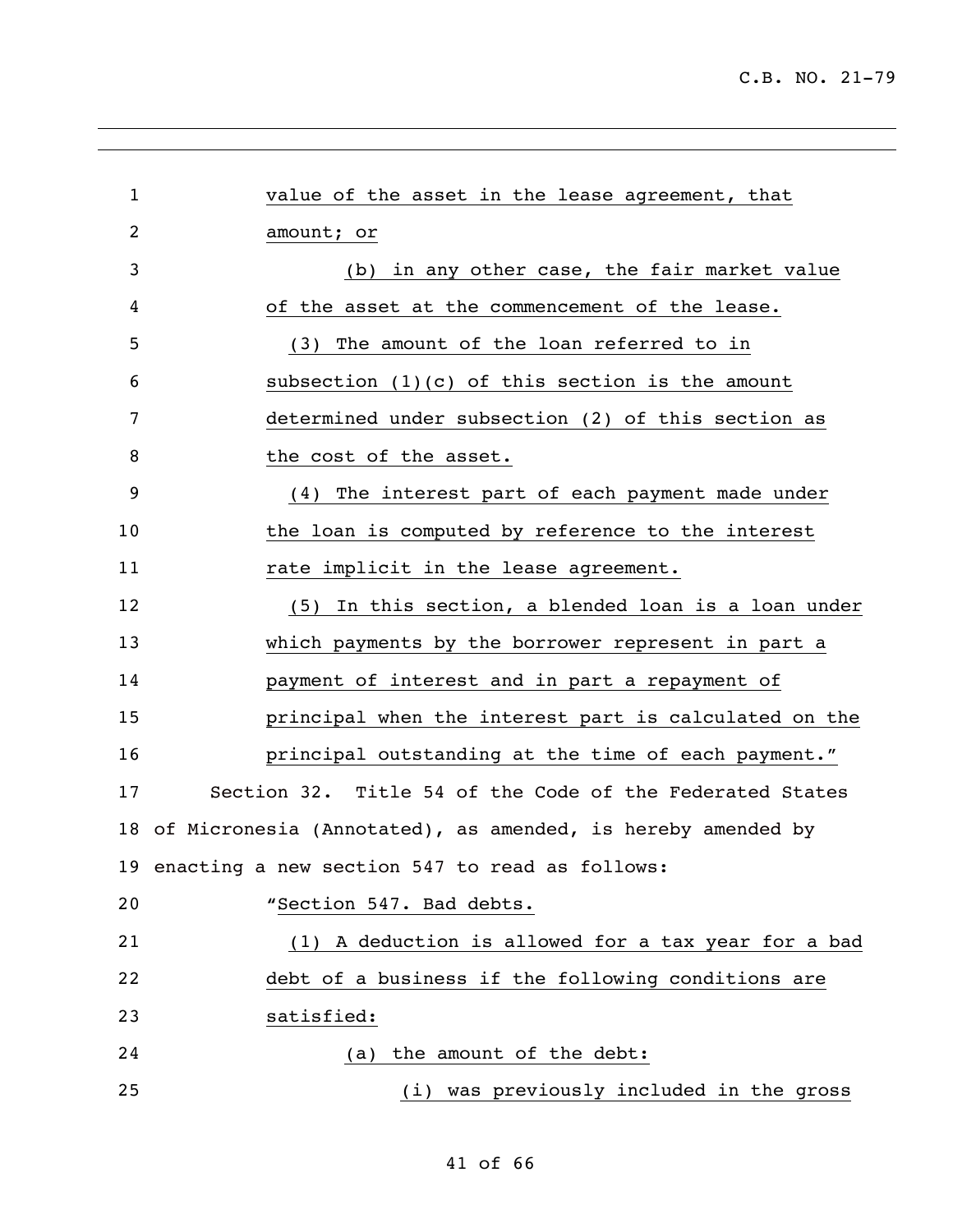value of the asset in the lease agreement, that amount; or

(b) in any other case, the fair market value of the asset at the commencement of the lease.

(3) The amount of the loan referred to in subsection (1)(c) of this section is the amount determined under subsection (2) of this section as the cost of the asset.

(4) The interest part of each payment made under the loan is computed by reference to the interest rate implicit in the lease agreement.

(5) In this section, a blended loan is a loan under which payments by the borrower represent in part a payment of interest and in part a repayment of principal when the interest part is calculated on the principal outstanding at the time of each payment."

Section 32. Title 54 of the Code of the Federated States of Micronesia (Annotated), as amended, is hereby amended by enacting a new section 547 to read as follows:

"Section 547. Bad debts.

(1) A deduction is allowed for a tax year for a bad debt of a business if the following conditions are satisfied:

(a) the amount of the debt:

(i) was previously included in the gross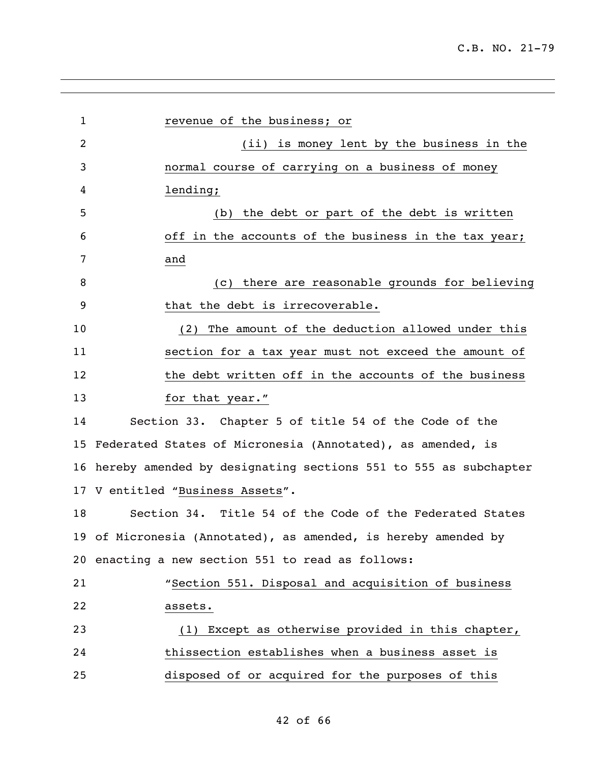revenue of the business; or

(ii) is money lent by the business in the normal course of carrying on a business of money lending;

(b) the debt or part of the debt is written off in the accounts of the business in the tax year; and

(c) there are reasonable grounds for believing that the debt is irrecoverable.

(2) The amount of the deduction allowed under this section for a tax year must not exceed the amount of the debt written off in the accounts of the business for that year."

Section 33. Chapter 5 of title 54 of the Code of the Federated States of Micronesia (Annotated), as amended, is hereby amended by designating sections 551 to 555 as subchapter V entitled "Business Assets".

Section 34. Title 54 of the Code of the Federated States of Micronesia (Annotated), as amended, is hereby amended by enacting a new section 551 to read as follows:

"Section 551. Disposal and acquisition of business assets.

(1) Except as otherwise provided in this chapter, thissection establishes when a business asset is disposed of or acquired for the purposes of this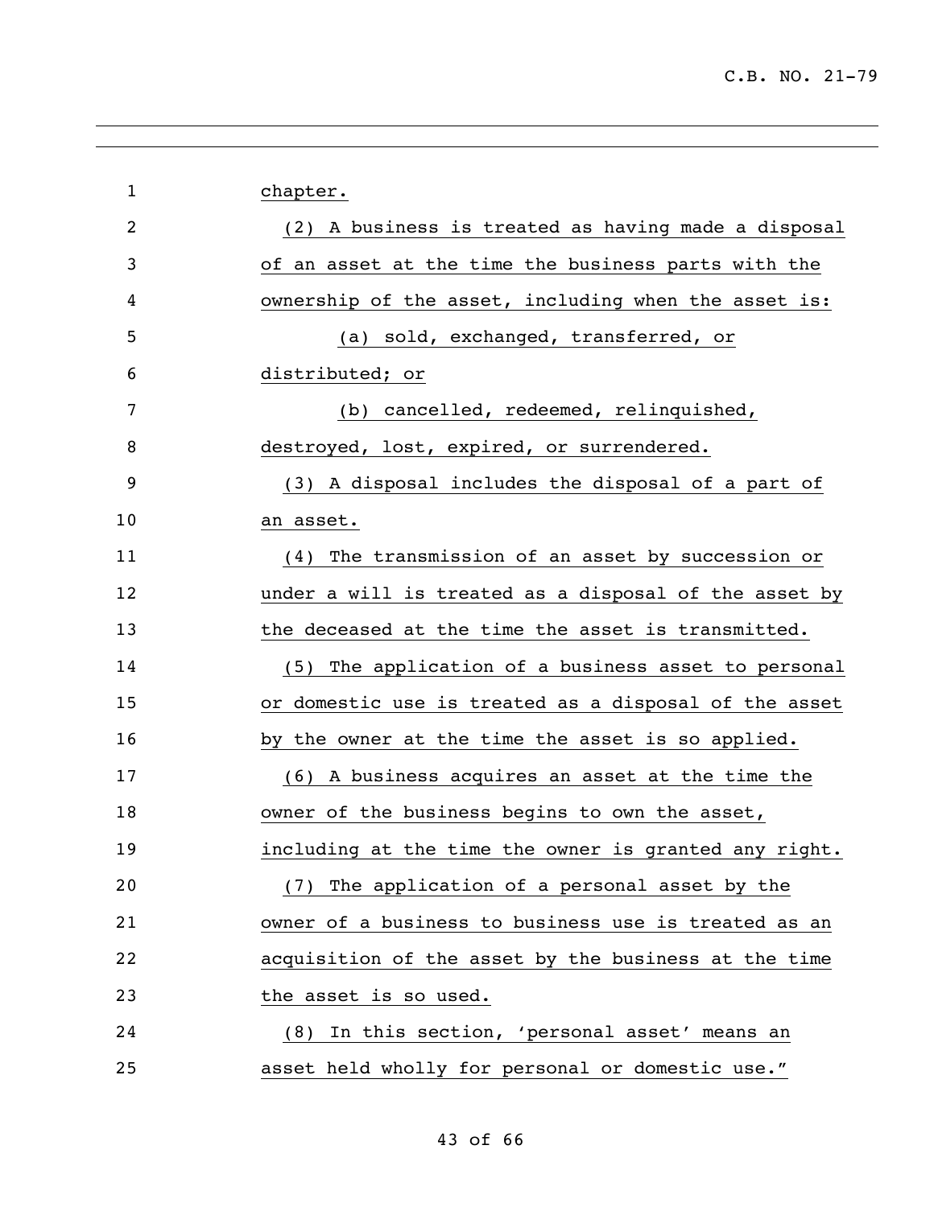chapter.

(2) A business is treated as having made a disposal of an asset at the time the business parts with the ownership of the asset, including when the asset is:

(a) sold, exchanged, transferred, or distributed; or

(b) cancelled, redeemed, relinquished, destroyed, lost, expired, or surrendered.

(3) A disposal includes the disposal of a part of an asset.

(4) The transmission of an asset by succession or under a will is treated as a disposal of the asset by the deceased at the time the asset is transmitted.

(5) The application of a business asset to personal or domestic use is treated as a disposal of the asset by the owner at the time the asset is so applied.

(6) A business acquires an asset at the time the owner of the business begins to own the asset, including at the time the owner is granted any right.

(7) The application of a personal asset by the owner of a business to business use is treated as an acquisition of the asset by the business at the time the asset is so used.

(8) In this section, 'personal asset' means an asset held wholly for personal or domestic use."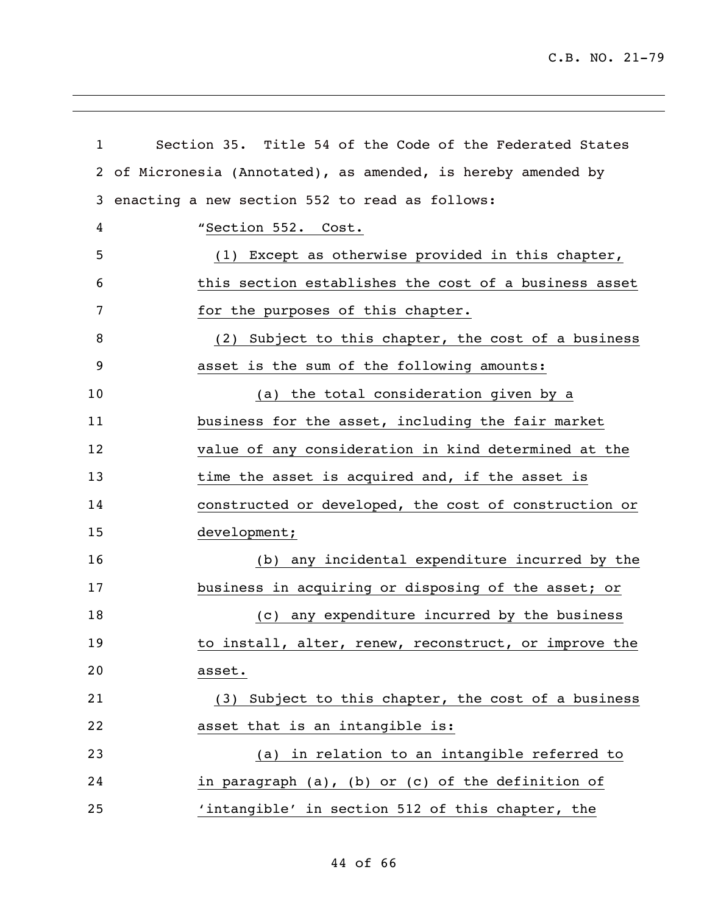Section 35. Title 54 of the Code of the Federated States of Micronesia (Annotated), as amended, is hereby amended by enacting a new section 552 to read as follows:

"Section 552. Cost.

(1) Except as otherwise provided in this chapter, this section establishes the cost of a business asset for the purposes of this chapter.

(2) Subject to this chapter, the cost of a business asset is the sum of the following amounts:

(a) the total consideration given by a business for the asset, including the fair market value of any consideration in kind determined at the time the asset is acquired and, if the asset is constructed or developed, the cost of construction or development;

(b) any incidental expenditure incurred by the business in acquiring or disposing of the asset; or

(c) any expenditure incurred by the business to install, alter, renew, reconstruct, or improve the asset.

(3) Subject to this chapter, the cost of a business asset that is an intangible is:

(a) in relation to an intangible referred to in paragraph (a), (b) or (c) of the definition of 'intangible' in section 512 of this chapter, the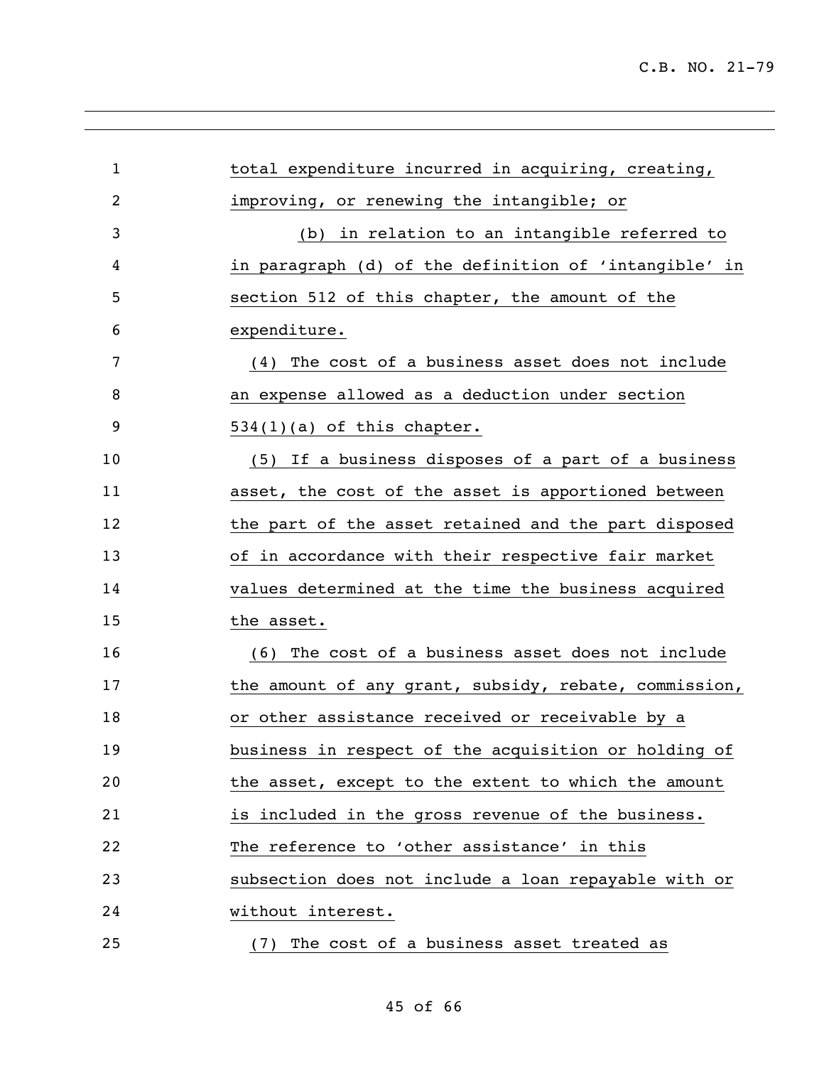total expenditure incurred in acquiring, creating, improving, or renewing the intangible; or

(b) in relation to an intangible referred to in paragraph (d) of the definition of 'intangible' in section 512 of this chapter, the amount of the expenditure.

(4) The cost of a business asset does not include an expense allowed as a deduction under section 534(1)(a) of this chapter.

(5) If a business disposes of a part of a business asset, the cost of the asset is apportioned between the part of the asset retained and the part disposed of in accordance with their respective fair market values determined at the time the business acquired the asset.

(6) The cost of a business asset does not include the amount of any grant, subsidy, rebate, commission, or other assistance received or receivable by a business in respect of the acquisition or holding of the asset, except to the extent to which the amount is included in the gross revenue of the business. The reference to 'other assistance' in this subsection does not include a loan repayable with or without interest.

(7) The cost of a business asset treated as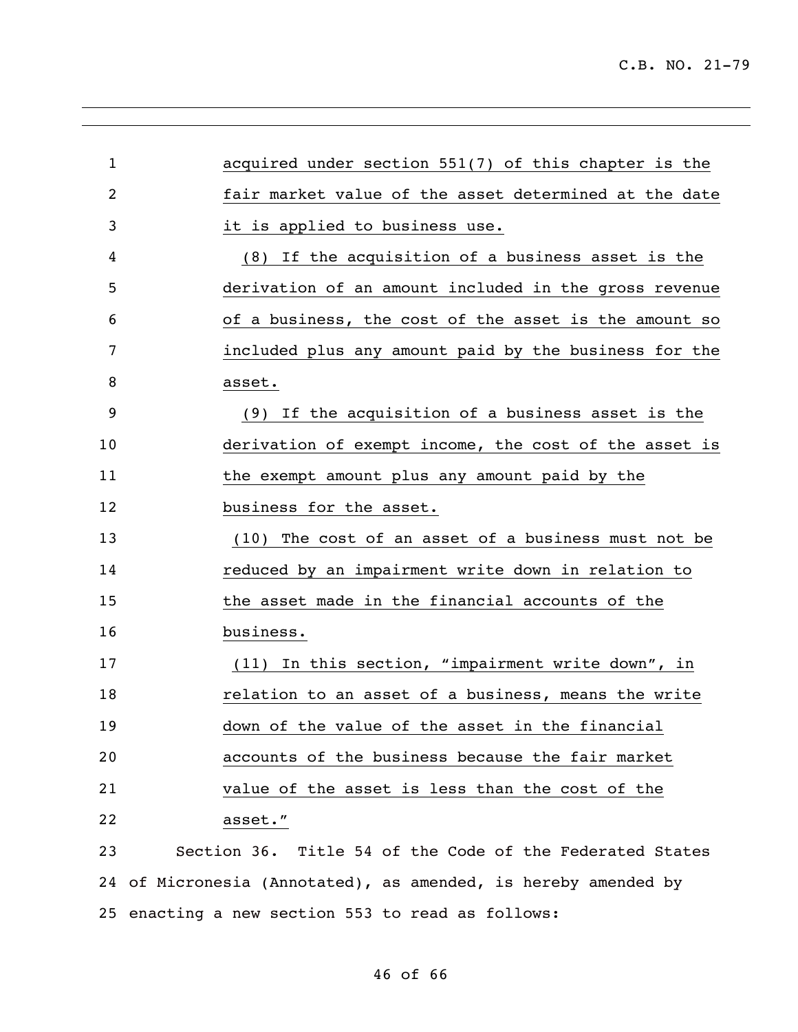acquired under section 551(7) of this chapter is the fair market value of the asset determined at the date it is applied to business use.

(8) If the acquisition of a business asset is the derivation of an amount included in the gross revenue of a business, the cost of the asset is the amount so included plus any amount paid by the business for the asset.

(9) If the acquisition of a business asset is the derivation of exempt income, the cost of the asset is the exempt amount plus any amount paid by the business for the asset.

(10) The cost of an asset of a business must not be reduced by an impairment write down in relation to the asset made in the financial accounts of the business.

(11) In this section, "impairment write down", in relation to an asset of a business, means the write down of the value of the asset in the financial accounts of the business because the fair market value of the asset is less than the cost of the asset."

Section 36. Title 54 of the Code of the Federated States of Micronesia (Annotated), as amended, is hereby amended by enacting a new section 553 to read as follows: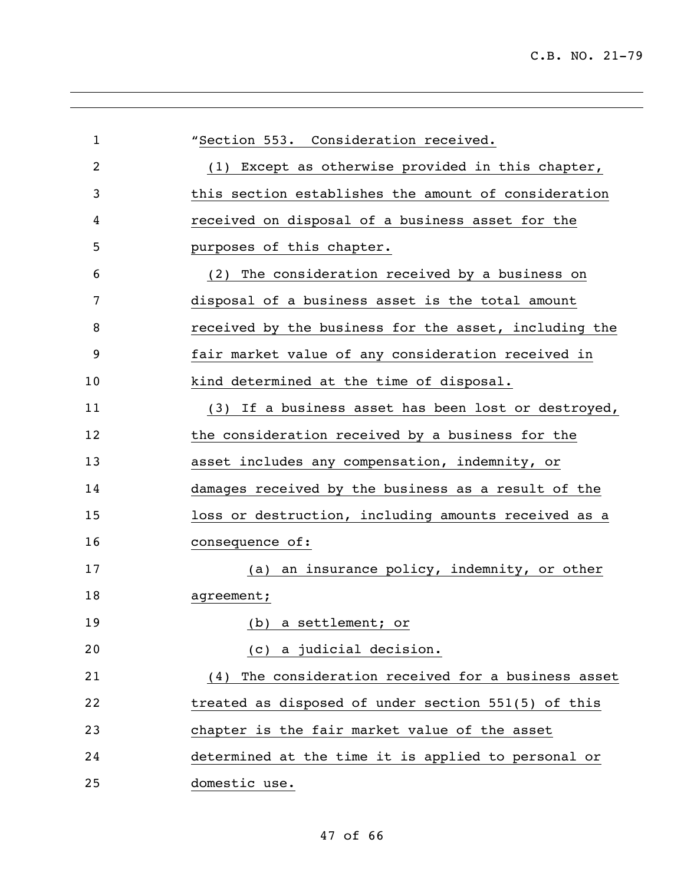"Section 553. Consideration received.

(1) Except as otherwise provided in this chapter, this section establishes the amount of consideration received on disposal of a business asset for the purposes of this chapter.

(2) The consideration received by a business on disposal of a business asset is the total amount received by the business for the asset, including the fair market value of any consideration received in kind determined at the time of disposal.

(3) If a business asset has been lost or destroyed, the consideration received by a business for the asset includes any compensation, indemnity, or damages received by the business as a result of the loss or destruction, including amounts received as a consequence of:

(a) an insurance policy, indemnity, or other agreement;

(b) a settlement; or

(c) a judicial decision.

(4) The consideration received for a business asset treated as disposed of under section 551(5) of this chapter is the fair market value of the asset determined at the time it is applied to personal or domestic use.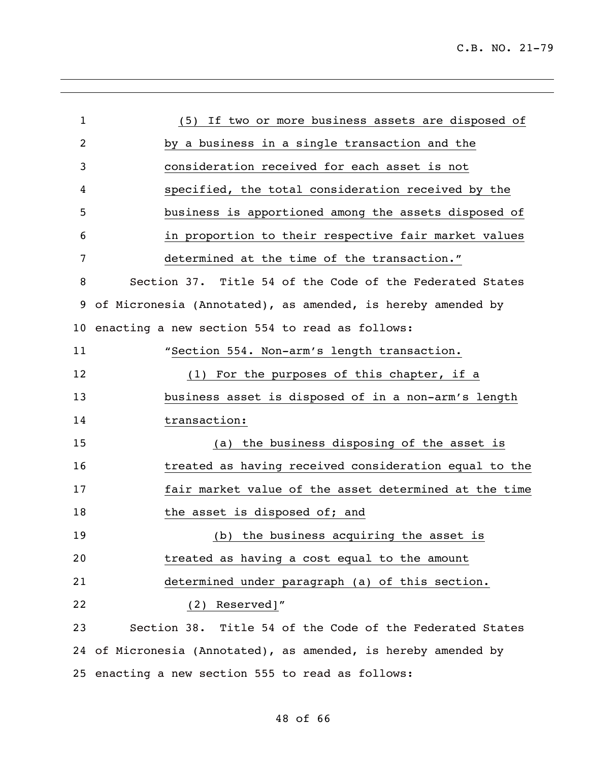(5) If two or more business assets are disposed of by a business in a single transaction and the consideration received for each asset is not specified, the total consideration received by the business is apportioned among the assets disposed of in proportion to their respective fair market values determined at the time of the transaction."

Section 37. Title 54 of the Code of the Federated States of Micronesia (Annotated), as amended, is hereby amended by enacting a new section 554 to read as follows:

"Section 554. Non-arm's length transaction.

(1) For the purposes of this chapter, if a business asset is disposed of in a non-arm's length transaction:

(a) the business disposing of the asset is treated as having received consideration equal to the fair market value of the asset determined at the time the asset is disposed of; and

(b) the business acquiring the asset is treated as having a cost equal to the amount determined under paragraph (a) of this section.

(2) Reserved]"

Section 38. Title 54 of the Code of the Federated States of Micronesia (Annotated), as amended, is hereby amended by enacting a new section 555 to read as follows: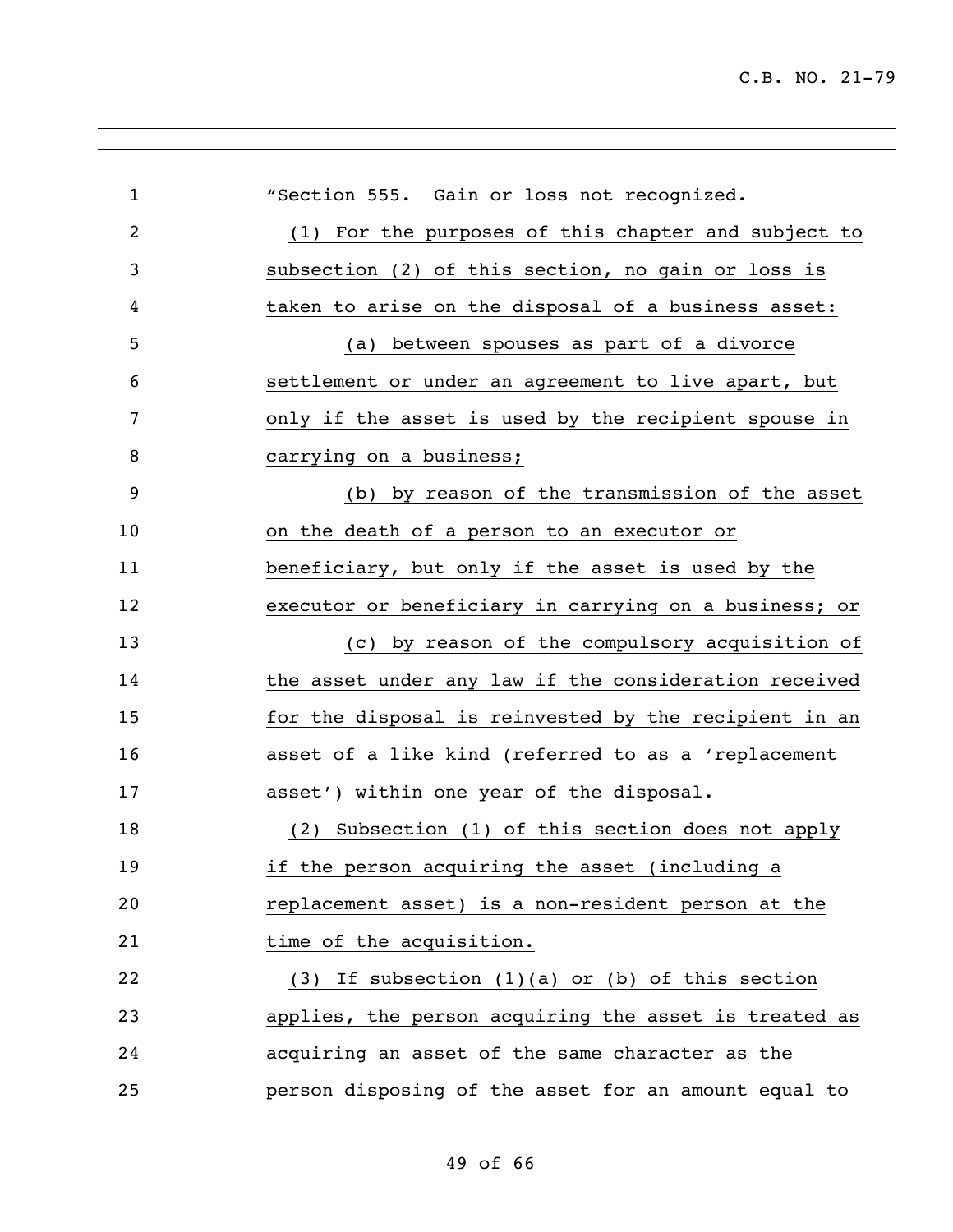"Section 555. Gain or loss not recognized.

(1) For the purposes of this chapter and subject to subsection (2) of this section, no gain or loss is taken to arise on the disposal of a business asset:

(a) between spouses as part of a divorce settlement or under an agreement to live apart, but only if the asset is used by the recipient spouse in carrying on a business;

(b) by reason of the transmission of the asset on the death of a person to an executor or beneficiary, but only if the asset is used by the executor or beneficiary in carrying on a business; or

(c) by reason of the compulsory acquisition of the asset under any law if the consideration received for the disposal is reinvested by the recipient in an asset of a like kind (referred to as a 'replacement asset') within one year of the disposal.

(2) Subsection (1) of this section does not apply if the person acquiring the asset (including a replacement asset) is a non-resident person at the time of the acquisition.

(3) If subsection (1)(a) or (b) of this section applies, the person acquiring the asset is treated as acquiring an asset of the same character as the person disposing of the asset for an amount equal to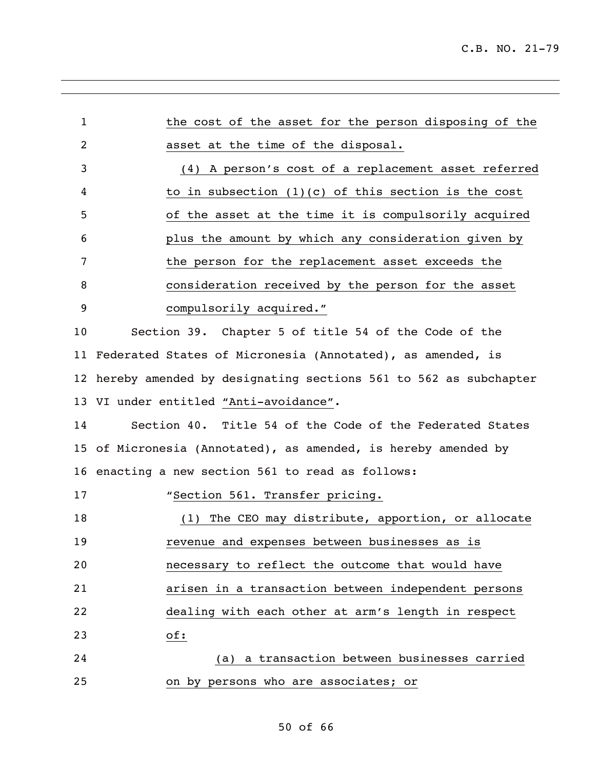the cost of the asset for the person disposing of the asset at the time of the disposal.

(4) A person's cost of a replacement asset referred to in subsection (1)(c) of this section is the cost of the asset at the time it is compulsorily acquired plus the amount by which any consideration given by the person for the replacement asset exceeds the consideration received by the person for the asset compulsorily acquired."

Section 39. Chapter 5 of title 54 of the Code of the Federated States of Micronesia (Annotated), as amended, is hereby amended by designating sections 561 to 562 as subchapter VI under entitled "Anti-avoidance".

Section 40. Title 54 of the Code of the Federated States of Micronesia (Annotated), as amended, is hereby amended by enacting a new section 561 to read as follows:

"Section 561. Transfer pricing.

(1) The CEO may distribute, apportion, or allocate revenue and expenses between businesses as is necessary to reflect the outcome that would have arisen in a transaction between independent persons dealing with each other at arm's length in respect of:

(a) a transaction between businesses carried on by persons who are associates; or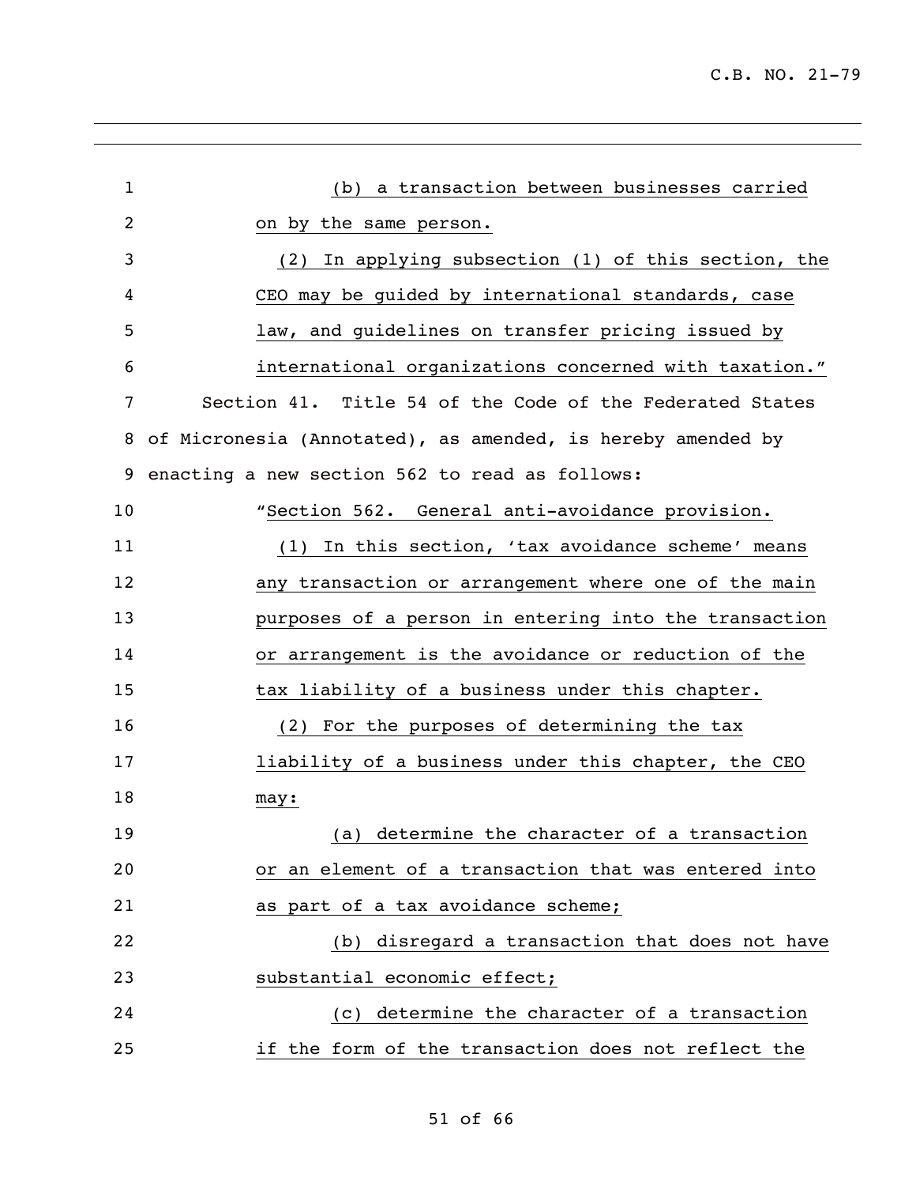(b) a transaction between businesses carried on by the same person.

(2) In applying subsection (1) of this section, the CEO may be guided by international standards, case law, and guidelines on transfer pricing issued by international organizations concerned with taxation."

Section 41. Title 54 of the Code of the Federated States of Micronesia (Annotated), as amended, is hereby amended by enacting a new section 562 to read as follows:

"Section 562. General anti-avoidance provision.

(1) In this section, 'tax avoidance scheme' means any transaction or arrangement where one of the main purposes of a person in entering into the transaction or arrangement is the avoidance or reduction of the tax liability of a business under this chapter.

(2) For the purposes of determining the tax liability of a business under this chapter, the CEO may:

(a) determine the character of a transaction or an element of a transaction that was entered into as part of a tax avoidance scheme;

(b) disregard a transaction that does not have substantial economic effect;

(c) determine the character of a transaction if the form of the transaction does not reflect the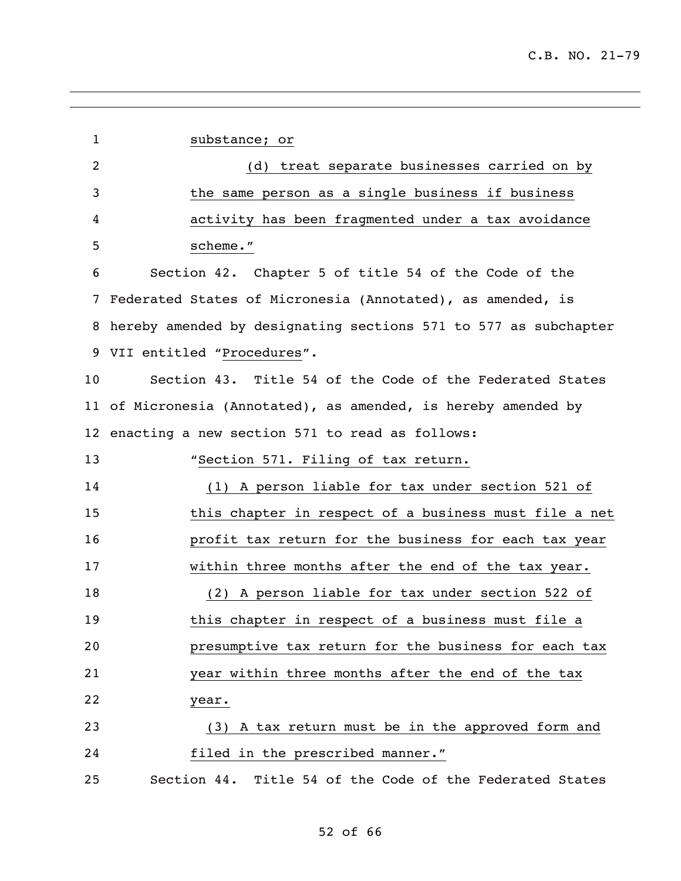substance; or

(d) treat separate businesses carried on by the same person as a single business if business activity has been fragmented under a tax avoidance scheme."

Section 42. Chapter 5 of title 54 of the Code of the Federated States of Micronesia (Annotated), as amended, is hereby amended by designating sections 571 to 577 as subchapter VII entitled "Procedures".

Section 43. Title 54 of the Code of the Federated States of Micronesia (Annotated), as amended, is hereby amended by enacting a new section 571 to read as follows:

"Section 571. Filing of tax return.

(1) A person liable for tax under section 521 of this chapter in respect of a business must file a net profit tax return for the business for each tax year within three months after the end of the tax year.

(2) A person liable for tax under section 522 of this chapter in respect of a business must file a presumptive tax return for the business for each tax year within three months after the end of the tax year.

(3) A tax return must be in the approved form and filed in the prescribed manner."

Section 44. Title 54 of the Code of the Federated States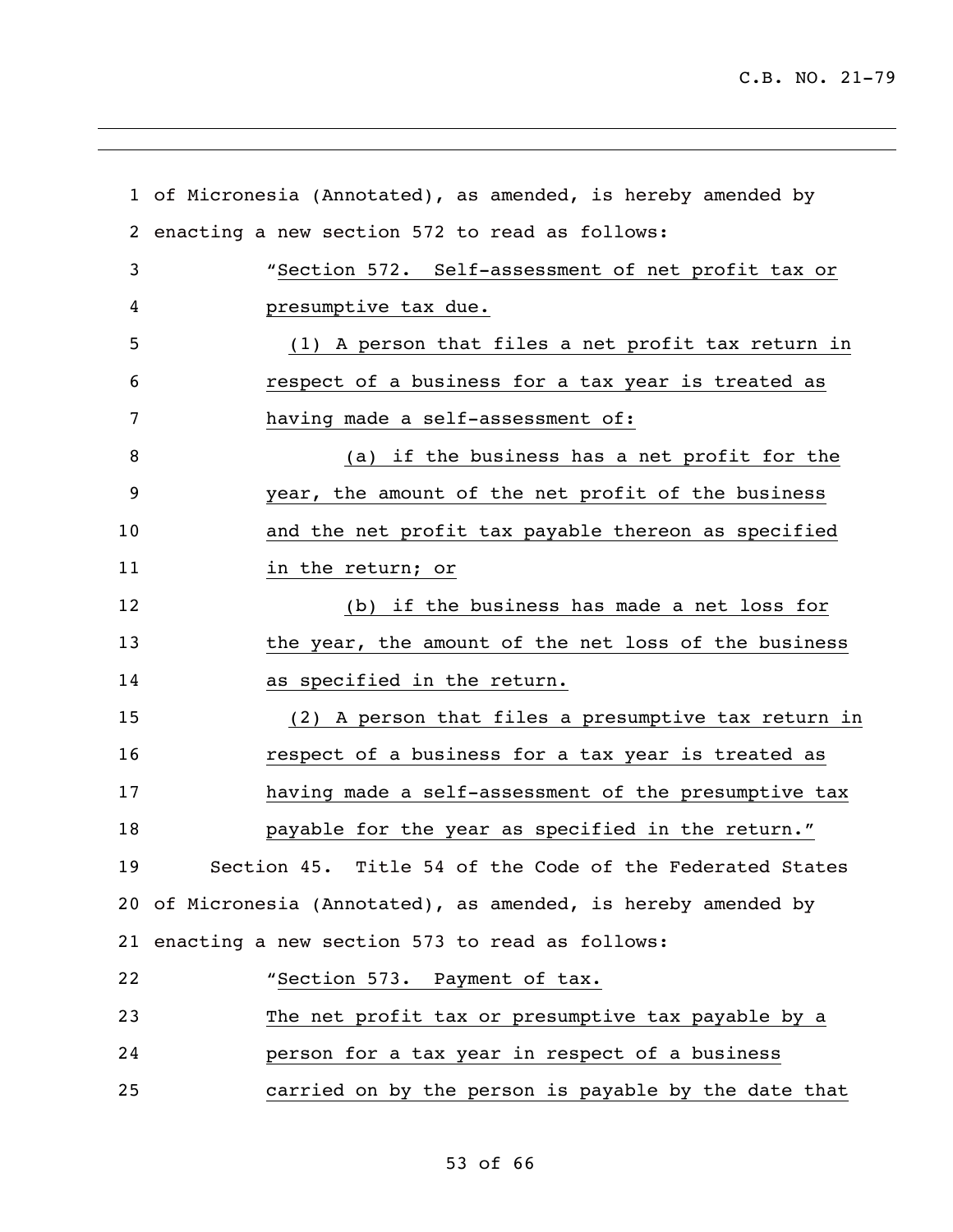of Micronesia (Annotated), as amended, is hereby amended by enacting a new section 572 to read as follows:

"Section 572. Self-assessment of net profit tax or presumptive tax due.

(1) A person that files a net profit tax return in respect of a business for a tax year is treated as having made a self-assessment of:

(a) if the business has a net profit for the year, the amount of the net profit of the business and the net profit tax payable thereon as specified in the return; or

(b) if the business has made a net loss for the year, the amount of the net loss of the business as specified in the return.

(2) A person that files a presumptive tax return in respect of a business for a tax year is treated as having made a self-assessment of the presumptive tax payable for the year as specified in the return."

Section 45. Title 54 of the Code of the Federated States of Micronesia (Annotated), as amended, is hereby amended by enacting a new section 573 to read as follows:

"Section 573. Payment of tax.

The net profit tax or presumptive tax payable by a person for a tax year in respect of a business carried on by the person is payable by the date that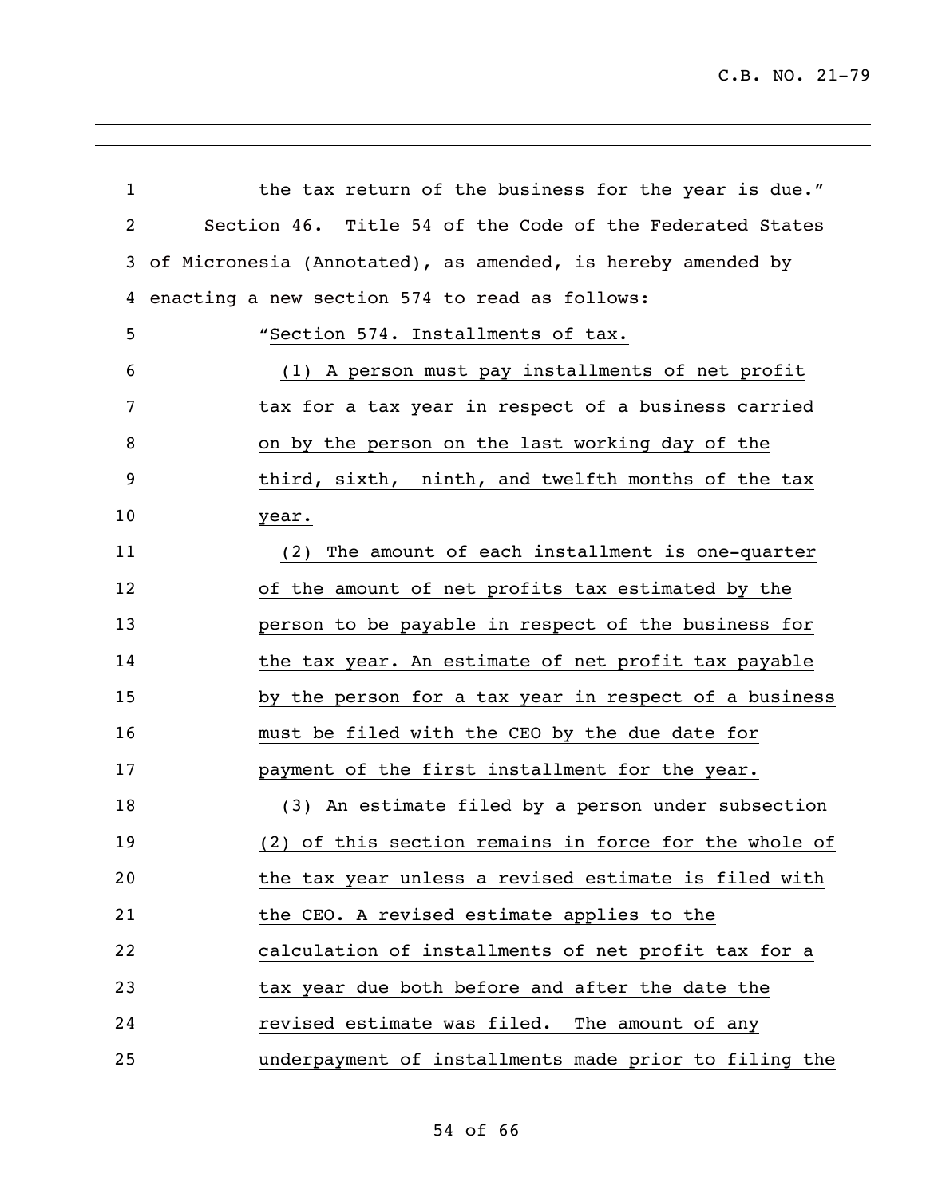the tax return of the business for the year is due."

Section 46. Title 54 of the Code of the Federated States of Micronesia (Annotated), as amended, is hereby amended by enacting a new section 574 to read as follows:

"Section 574. Installments of tax.

(1) A person must pay installments of net profit tax for a tax year in respect of a business carried on by the person on the last working day of the third, sixth, ninth, and twelfth months of the tax year.

(2) The amount of each installment is one-quarter of the amount of net profits tax estimated by the person to be payable in respect of the business for the tax year. An estimate of net profit tax payable by the person for a tax year in respect of a business must be filed with the CEO by the due date for payment of the first installment for the year.

(3) An estimate filed by a person under subsection (2) of this section remains in force for the whole of the tax year unless a revised estimate is filed with the CEO. A revised estimate applies to the calculation of installments of net profit tax for a tax year due both before and after the date the revised estimate was filed. The amount of any underpayment of installments made prior to filing the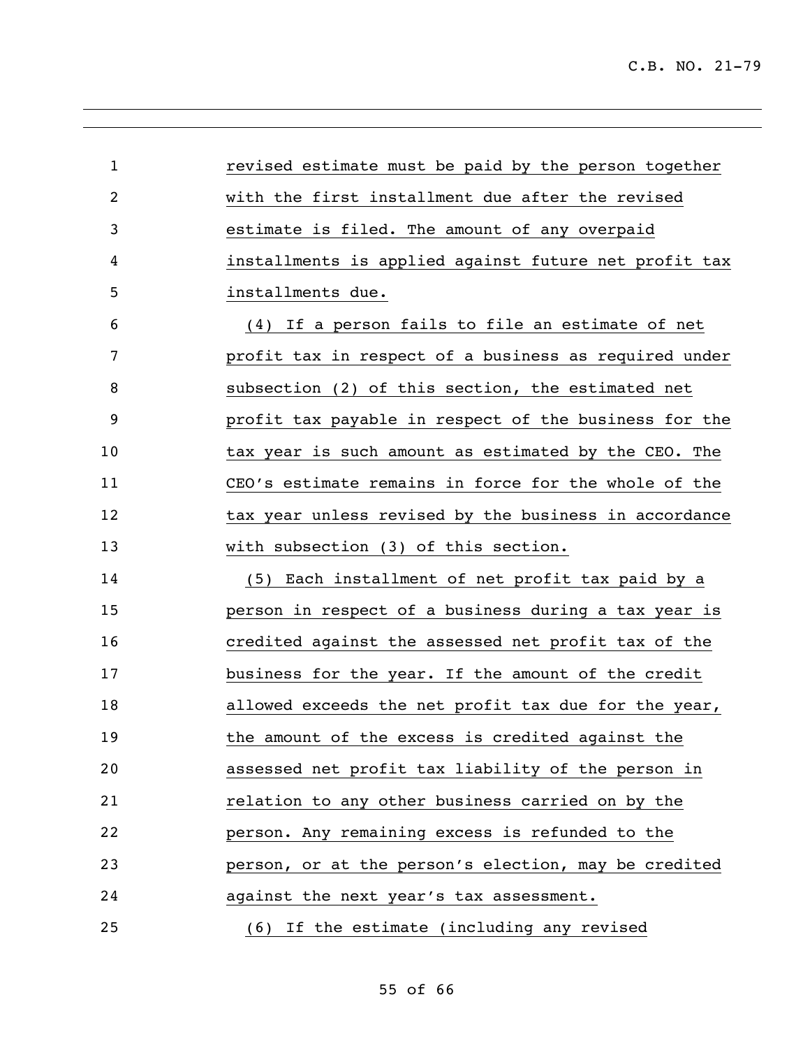revised estimate must be paid by the person together with the first installment due after the revised estimate is filed. The amount of any overpaid installments is applied against future net profit tax installments due.

(4) If a person fails to file an estimate of net profit tax in respect of a business as required under subsection (2) of this section, the estimated net profit tax payable in respect of the business for the tax year is such amount as estimated by the CEO. The CEO's estimate remains in force for the whole of the tax year unless revised by the business in accordance with subsection (3) of this section.

(5) Each installment of net profit tax paid by a person in respect of a business during a tax year is credited against the assessed net profit tax of the business for the year. If the amount of the credit allowed exceeds the net profit tax due for the year, the amount of the excess is credited against the assessed net profit tax liability of the person in relation to any other business carried on by the person. Any remaining excess is refunded to the person, or at the person's election, may be credited against the next year's tax assessment.

(6) If the estimate (including any revised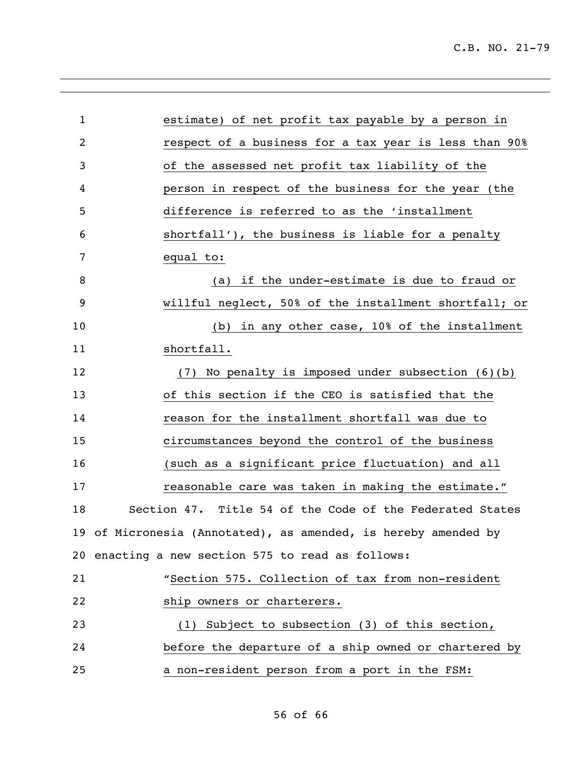estimate) of net profit tax payable by a person in respect of a business for a tax year is less than 90% of the assessed net profit tax liability of the person in respect of the business for the year (the difference is referred to as the 'installment shortfall'), the business is liable for a penalty equal to:

(a) if the under-estimate is due to fraud or willful neglect, 50% of the installment shortfall; or

(b) in any other case, 10% of the installment shortfall.

(7) No penalty is imposed under subsection (6)(b) of this section if the CEO is satisfied that the reason for the installment shortfall was due to circumstances beyond the control of the business (such as a significant price fluctuation) and all reasonable care was taken in making the estimate."

Section 47. Title 54 of the Code of the Federated States of Micronesia (Annotated), as amended, is hereby amended by enacting a new section 575 to read as follows:

"Section 575. Collection of tax from non-resident ship owners or charterers.

(1) Subject to subsection (3) of this section, before the departure of a ship owned or chartered by a non-resident person from a port in the FSM: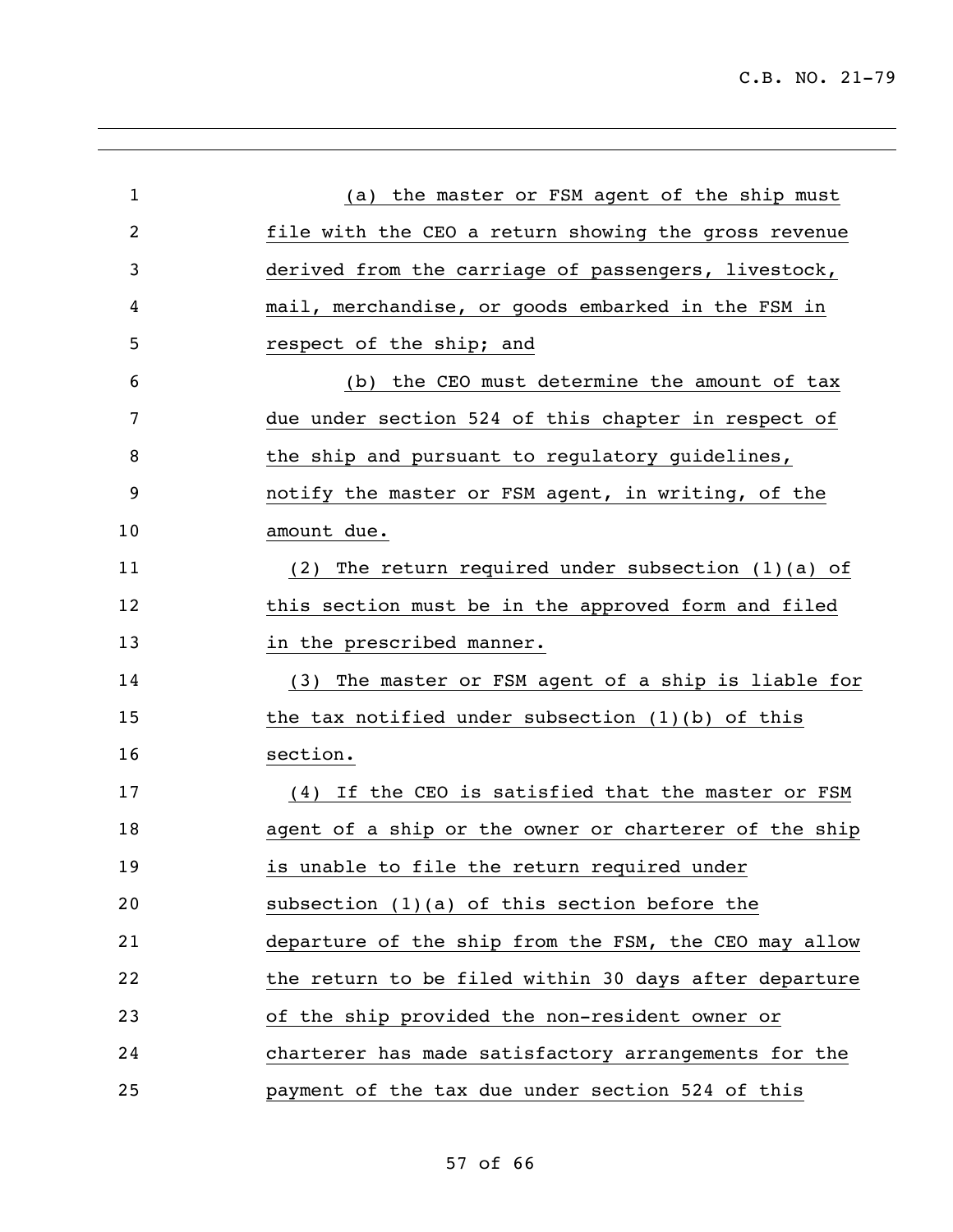(a) the master or FSM agent of the ship must file with the CEO a return showing the gross revenue derived from the carriage of passengers, livestock, mail, merchandise, or goods embarked in the FSM in respect of the ship; and

(b) the CEO must determine the amount of tax due under section 524 of this chapter in respect of the ship and pursuant to regulatory guidelines, notify the master or FSM agent, in writing, of the amount due.

(2) The return required under subsection (1)(a) of this section must be in the approved form and filed in the prescribed manner.

(3) The master or FSM agent of a ship is liable for the tax notified under subsection (1)(b) of this section.

(4) If the CEO is satisfied that the master or FSM agent of a ship or the owner or charterer of the ship is unable to file the return required under subsection (1)(a) of this section before the departure of the ship from the FSM, the CEO may allow the return to be filed within 30 days after departure of the ship provided the non-resident owner or charterer has made satisfactory arrangements for the payment of the tax due under section 524 of this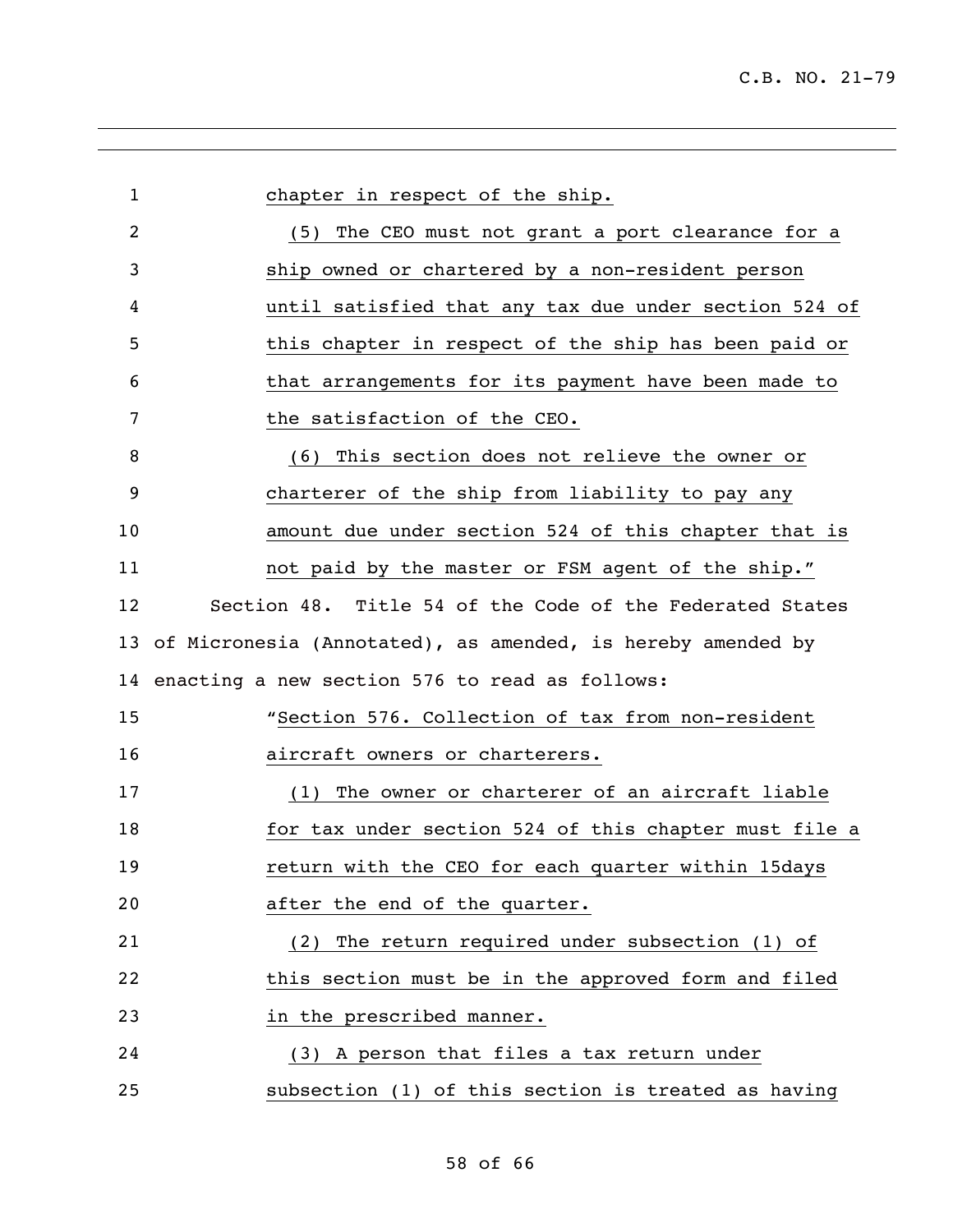chapter in respect of the ship.

(5) The CEO must not grant a port clearance for a ship owned or chartered by a non-resident person until satisfied that any tax due under section 524 of this chapter in respect of the ship has been paid or that arrangements for its payment have been made to the satisfaction of the CEO.

(6) This section does not relieve the owner or charterer of the ship from liability to pay any amount due under section 524 of this chapter that is not paid by the master or FSM agent of the ship."

Section 48. Title 54 of the Code of the Federated States of Micronesia (Annotated), as amended, is hereby amended by enacting a new section 576 to read as follows:

"Section 576. Collection of tax from non-resident aircraft owners or charterers.

(1) The owner or charterer of an aircraft liable for tax under section 524 of this chapter must file a return with the CEO for each quarter within 15days after the end of the quarter.

(2) The return required under subsection (1) of this section must be in the approved form and filed in the prescribed manner.

(3) A person that files a tax return under subsection (1) of this section is treated as having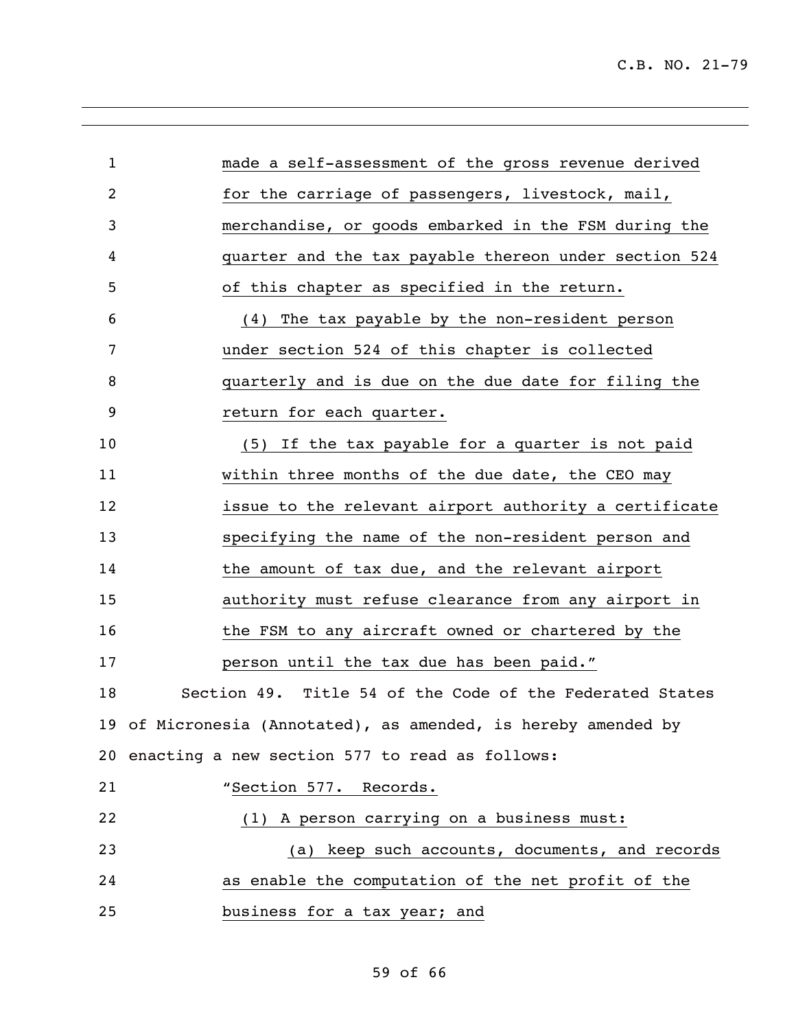made a self-assessment of the gross revenue derived for the carriage of passengers, livestock, mail, merchandise, or goods embarked in the FSM during the quarter and the tax payable thereon under section 524 of this chapter as specified in the return.

(4) The tax payable by the non-resident person under section 524 of this chapter is collected quarterly and is due on the due date for filing the return for each quarter.

(5) If the tax payable for a quarter is not paid within three months of the due date, the CEO may issue to the relevant airport authority a certificate specifying the name of the non-resident person and the amount of tax due, and the relevant airport authority must refuse clearance from any airport in the FSM to any aircraft owned or chartered by the person until the tax due has been paid."

Section 49. Title 54 of the Code of the Federated States of Micronesia (Annotated), as amended, is hereby amended by enacting a new section 577 to read as follows:

"Section 577. Records.

(1) A person carrying on a business must:

(a) keep such accounts, documents, and records as enable the computation of the net profit of the business for a tax year; and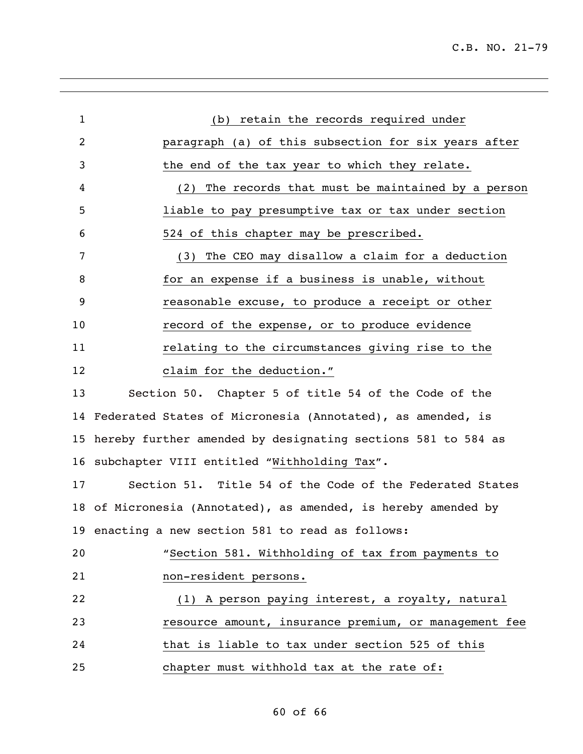(b) retain the records required under paragraph (a) of this subsection for six years after the end of the tax year to which they relate.

(2) The records that must be maintained by a person liable to pay presumptive tax or tax under section 524 of this chapter may be prescribed.

(3) The CEO may disallow a claim for a deduction for an expense if a business is unable, without reasonable excuse, to produce a receipt or other record of the expense, or to produce evidence relating to the circumstances giving rise to the claim for the deduction."

Section 50. Chapter 5 of title 54 of the Code of the Federated States of Micronesia (Annotated), as amended, is hereby further amended by designating sections 581 to 584 as subchapter VIII entitled "Withholding Tax".

Section 51. Title 54 of the Code of the Federated States of Micronesia (Annotated), as amended, is hereby amended by enacting a new section 581 to read as follows:

"Section 581. Withholding of tax from payments to non-resident persons.

(1) A person paying interest, a royalty, natural resource amount, insurance premium, or management fee that is liable to tax under section 525 of this chapter must withhold tax at the rate of: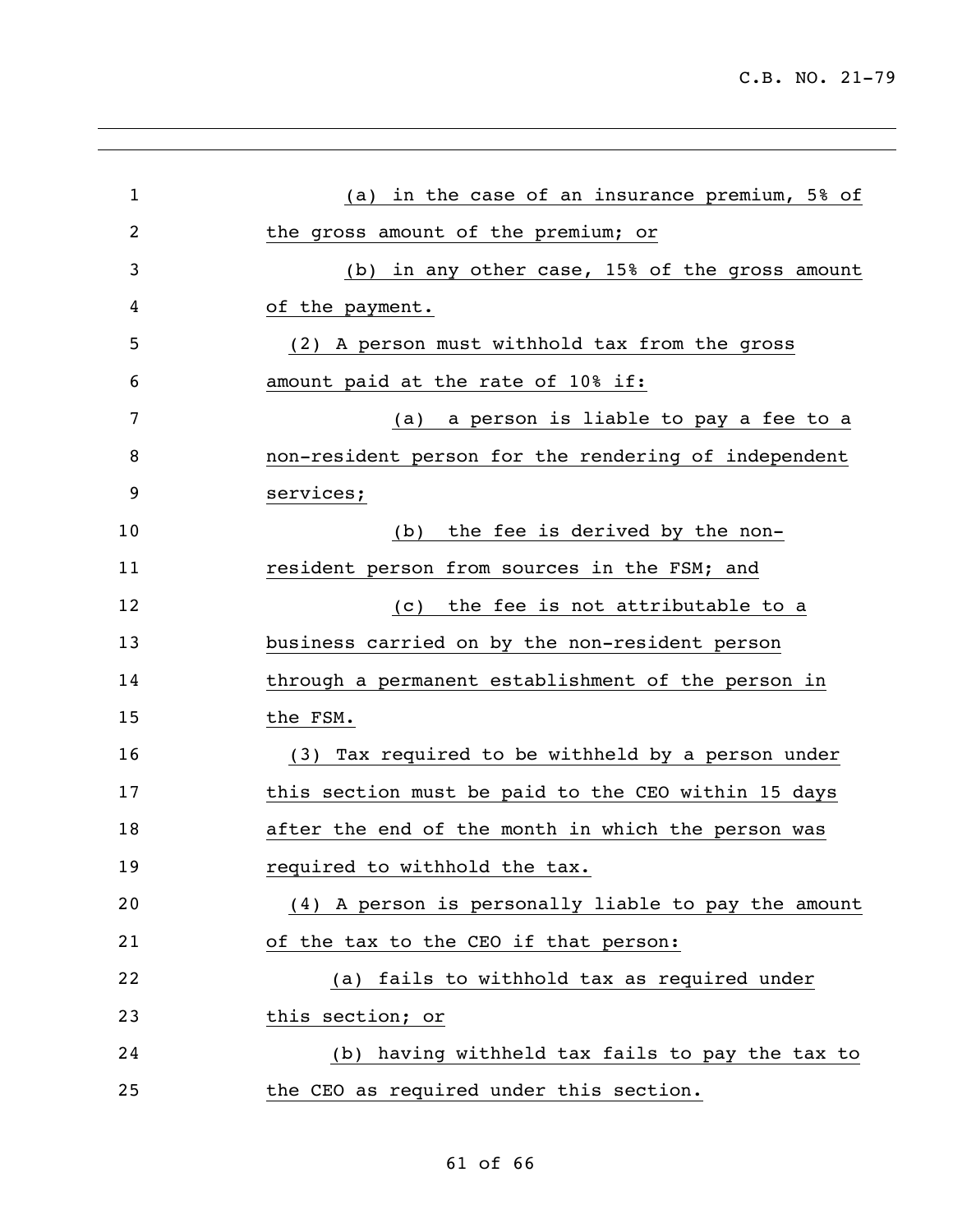(a) in the case of an insurance premium, 5% of the gross amount of the premium; or

(b) in any other case, 15% of the gross amount of the payment.

(2) A person must withhold tax from the gross amount paid at the rate of 10% if:

(a) a person is liable to pay a fee to a non-resident person for the rendering of independent services;

(b) the fee is derived by the non-resident person from sources in the FSM; and

(c) the fee is not attributable to a business carried on by the non-resident person through a permanent establishment of the person in the FSM.

(3) Tax required to be withheld by a person under this section must be paid to the CEO within 15 days after the end of the month in which the person was required to withhold the tax.

(4) A person is personally liable to pay the amount of the tax to the CEO if that person:

(a) fails to withhold tax as required under this section; or

(b) having withheld tax fails to pay the tax to the CEO as required under this section.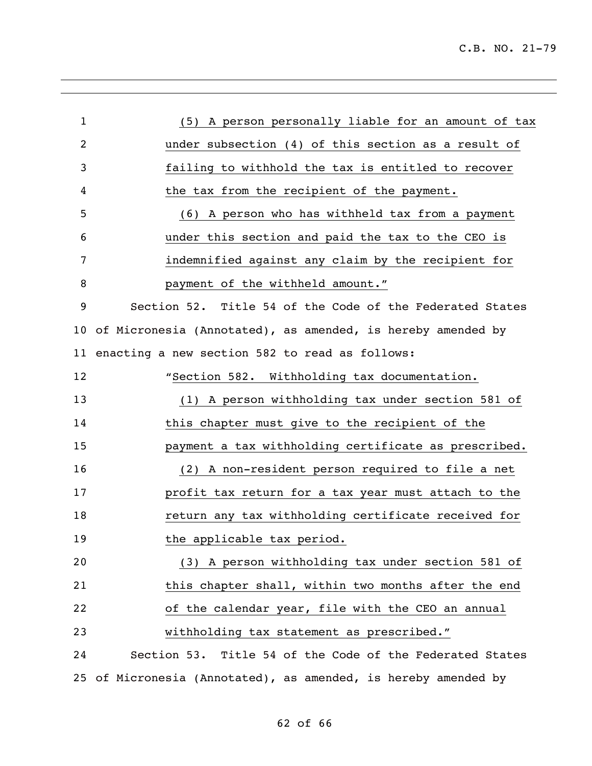(5) A person personally liable for an amount of tax under subsection (4) of this section as a result of failing to withhold the tax is entitled to recover the tax from the recipient of the payment.

(6) A person who has withheld tax from a payment under this section and paid the tax to the CEO is indemnified against any claim by the recipient for payment of the withheld amount."

Section 52. Title 54 of the Code of the Federated States of Micronesia (Annotated), as amended, is hereby amended by enacting a new section 582 to read as follows:

"Section 582. Withholding tax documentation.

(1) A person withholding tax under section 581 of this chapter must give to the recipient of the payment a tax withholding certificate as prescribed.

(2) A non-resident person required to file a net profit tax return for a tax year must attach to the return any tax withholding certificate received for the applicable tax period.

(3) A person withholding tax under section 581 of this chapter shall, within two months after the end of the calendar year, file with the CEO an annual withholding tax statement as prescribed."

Section 53. Title 54 of the Code of the Federated States of Micronesia (Annotated), as amended, is hereby amended by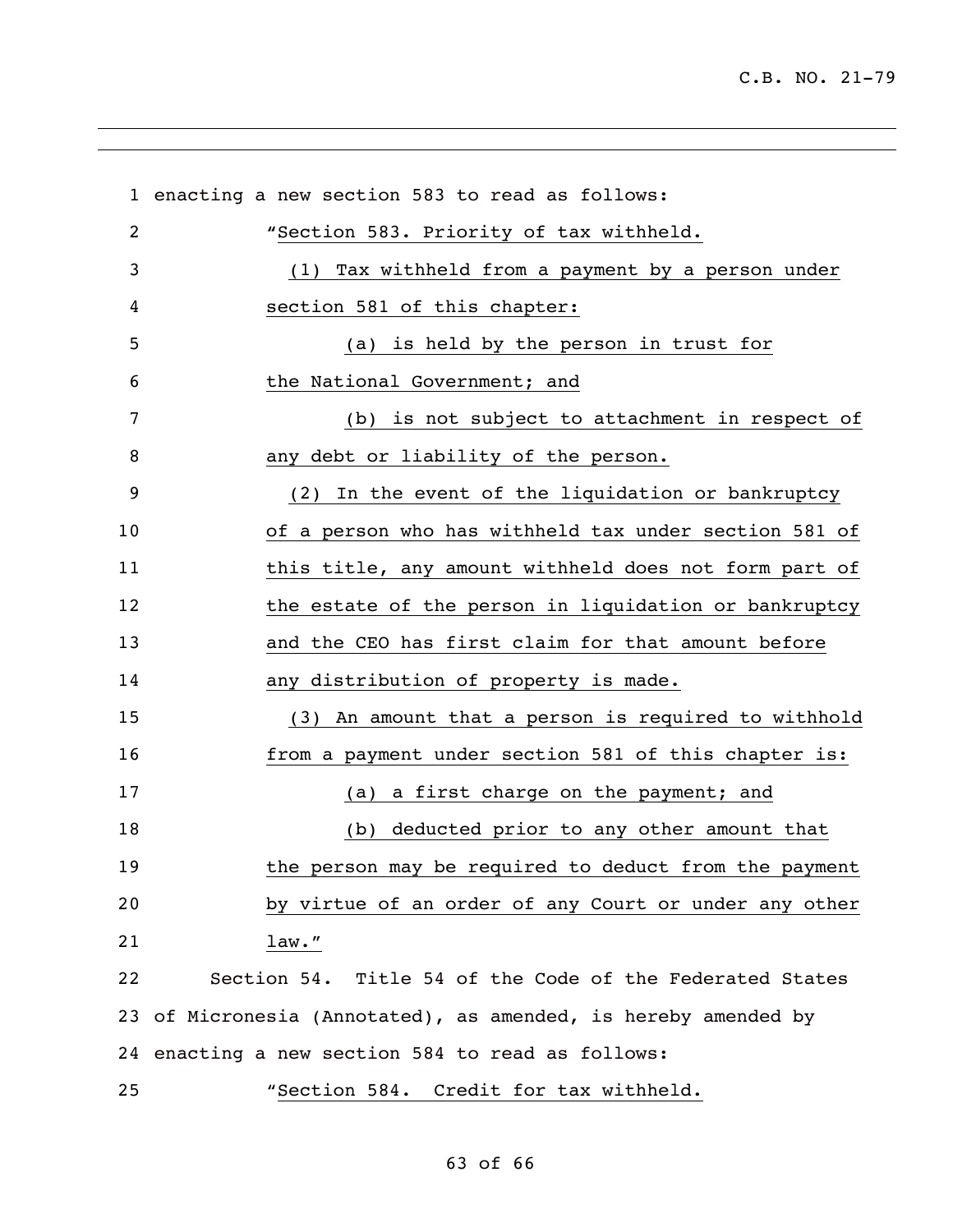enacting a new section 583 to read as follows:

"Section 583. Priority of tax withheld.

(1) Tax withheld from a payment by a person under section 581 of this chapter:

(a) is held by the person in trust for the National Government; and

(b) is not subject to attachment in respect of any debt or liability of the person.

(2) In the event of the liquidation or bankruptcy of a person who has withheld tax under section 581 of this title, any amount withheld does not form part of the estate of the person in liquidation or bankruptcy and the CEO has first claim for that amount before any distribution of property is made.

(3) An amount that a person is required to withhold from a payment under section 581 of this chapter is:

(a) a first charge on the payment; and

(b) deducted prior to any other amount that the person may be required to deduct from the payment by virtue of an order of any Court or under any other law."

Section 54. Title 54 of the Code of the Federated States of Micronesia (Annotated), as amended, is hereby amended by enacting a new section 584 to read as follows:

"Section 584. Credit for tax withheld.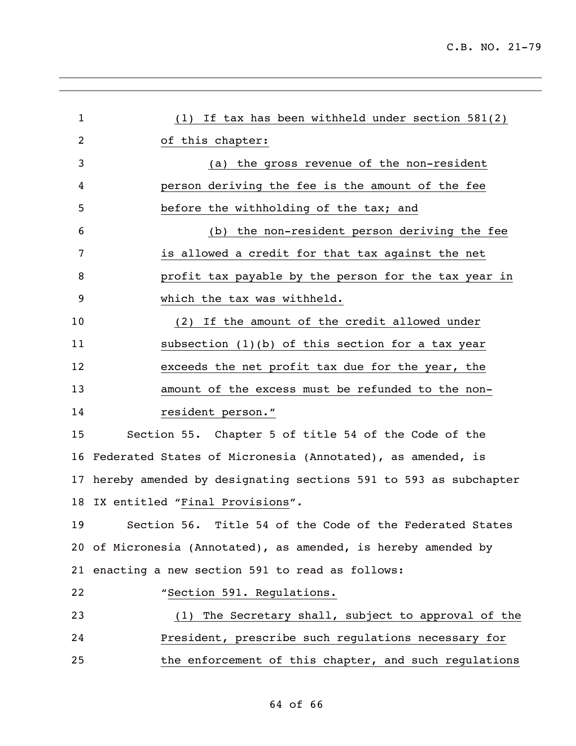(1) If tax has been withheld under section 581(2) of this chapter:

(a) the gross revenue of the non-resident person deriving the fee is the amount of the fee before the withholding of the tax; and

(b) the non-resident person deriving the fee is allowed a credit for that tax against the net profit tax payable by the person for the tax year in which the tax was withheld.

(2) If the amount of the credit allowed under subsection (1)(b) of this section for a tax year exceeds the net profit tax due for the year, the amount of the excess must be refunded to the non-resident person."

Section 55. Chapter 5 of title 54 of the Code of the Federated States of Micronesia (Annotated), as amended, is hereby amended by designating sections 591 to 593 as subchapter IX entitled "Final Provisions".

Section 56. Title 54 of the Code of the Federated States of Micronesia (Annotated), as amended, is hereby amended by enacting a new section 591 to read as follows:

"Section 591. Regulations.

(1) The Secretary shall, subject to approval of the President, prescribe such regulations necessary for the enforcement of this chapter, and such regulations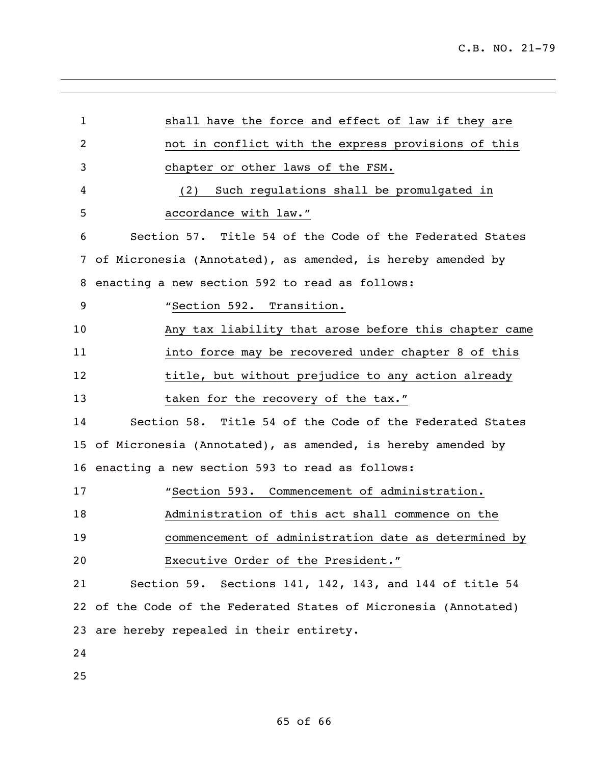shall have the force and effect of law if they are not in conflict with the express provisions of this chapter or other laws of the FSM.

(2) Such regulations shall be promulgated in accordance with law."

Section 57. Title 54 of the Code of the Federated States of Micronesia (Annotated), as amended, is hereby amended by enacting a new section 592 to read as follows:

"Section 592. Transition.

Any tax liability that arose before this chapter came into force may be recovered under chapter 8 of this title, but without prejudice to any action already taken for the recovery of the tax."

Section 58. Title 54 of the Code of the Federated States of Micronesia (Annotated), as amended, is hereby amended by enacting a new section 593 to read as follows:

"Section 593. Commencement of administration.

Administration of this act shall commence on the commencement of administration date as determined by Executive Order of the President."

Section 59. Sections 141, 142, 143, and 144 of title 54 of the Code of the Federated States of Micronesia (Annotated) are hereby repealed in their entirety.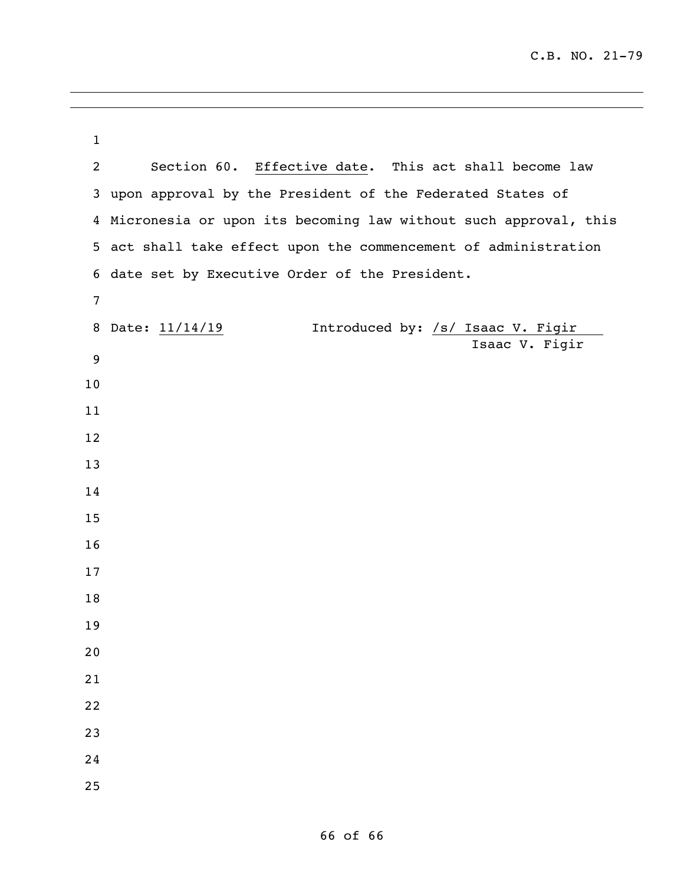Section 60. Effective date. This act shall become law upon approval by the President of the Federated States of Micronesia or upon its becoming law without such approval, this act shall take effect upon the commencement of administration date set by Executive Order of the President.

Date: 11/14/19

Introduced by: /s/ Isaac V. Figir
Isaac V. Figir